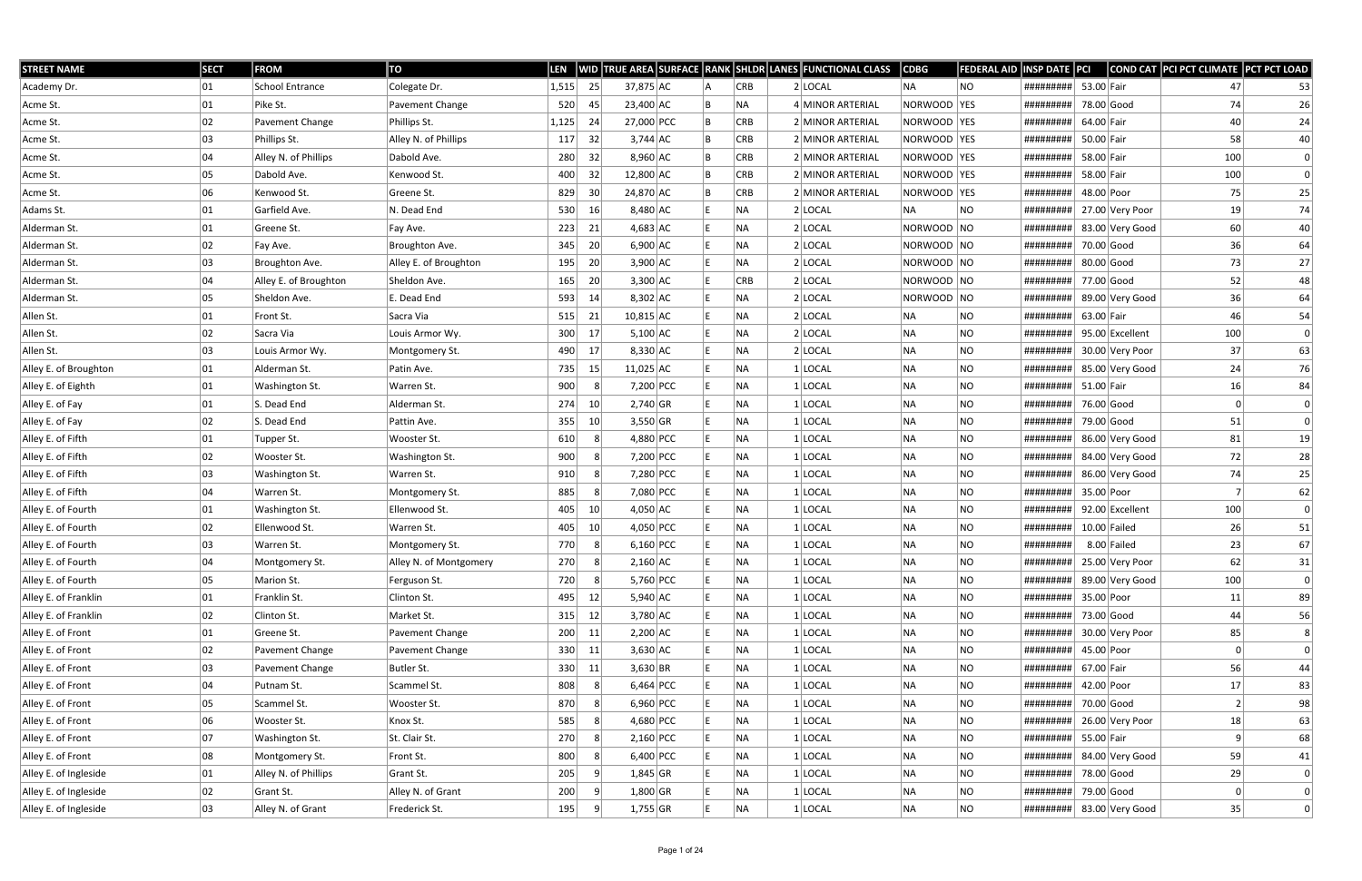| STREET NAME | SECT | FROM | TO | LEN | WID | TRUE AREA | SURFACE | RANK | SHLDR | LANES | FUNCTIONAL CLASS | CDBG | FEDERAL AID | INSP DATE | PCI | COND CAT | PCI PCT CLIMATE | PCT PCT LOAD |
|---|---|---|---|---|---|---|---|---|---|---|---|---|---|---|---|---|---|---|
| Academy Dr. | 01 | School Entrance | Colegate Dr. | 1,515 | 25 | 37,875 | AC | A | CRB | 2 | LOCAL | NA | NO | ######### | 53.00 | Fair | 47 | 53 |
| Acme St. | 01 | Pike St. | Pavement Change | 520 | 45 | 23,400 | AC | B | NA | 4 | MINOR ARTERIAL | NORWOOD | YES | ######### | 78.00 | Good | 74 | 26 |
| Acme St. | 02 | Pavement Change | Phillips St. | 1,125 | 24 | 27,000 | PCC | B | CRB | 2 | MINOR ARTERIAL | NORWOOD | YES | ######### | 64.00 | Fair | 40 | 24 |
| Acme St. | 03 | Phillips St. | Alley N. of Phillips | 117 | 32 | 3,744 | AC | B | CRB | 2 | MINOR ARTERIAL | NORWOOD | YES | ######### | 50.00 | Fair | 58 | 40 |
| Acme St. | 04 | Alley N. of Phillips | Dabold Ave. | 280 | 32 | 8,960 | AC | B | CRB | 2 | MINOR ARTERIAL | NORWOOD | YES | ######### | 58.00 | Fair | 100 | 0 |
| Acme St. | 05 | Dabold Ave. | Kenwood St. | 400 | 32 | 12,800 | AC | B | CRB | 2 | MINOR ARTERIAL | NORWOOD | YES | ######### | 58.00 | Fair | 100 | 0 |
| Acme St. | 06 | Kenwood St. | Greene St. | 829 | 30 | 24,870 | AC | B | CRB | 2 | MINOR ARTERIAL | NORWOOD | YES | ######### | 48.00 | Poor | 75 | 25 |
| Adams St. | 01 | Garfield Ave. | N. Dead End | 530 | 16 | 8,480 | AC | E | NA | 2 | LOCAL | NA | NO | ######### | 27.00 | Very Poor | 19 | 74 |
| Alderman St. | 01 | Greene St. | Fay Ave. | 223 | 21 | 4,683 | AC | E | NA | 2 | LOCAL | NORWOOD | NO | ######### | 83.00 | Very Good | 60 | 40 |
| Alderman St. | 02 | Fay Ave. | Broughton Ave. | 345 | 20 | 6,900 | AC | E | NA | 2 | LOCAL | NORWOOD | NO | ######### | 70.00 | Good | 36 | 64 |
| Alderman St. | 03 | Broughton Ave. | Alley E. of Broughton | 195 | 20 | 3,900 | AC | E | NA | 2 | LOCAL | NORWOOD | NO | ######### | 80.00 | Good | 73 | 27 |
| Alderman St. | 04 | Alley E. of Broughton | Sheldon Ave. | 165 | 20 | 3,300 | AC | E | CRB | 2 | LOCAL | NORWOOD | NO | ######### | 77.00 | Good | 52 | 48 |
| Alderman St. | 05 | Sheldon Ave. | E. Dead End | 593 | 14 | 8,302 | AC | E | NA | 2 | LOCAL | NORWOOD | NO | ######### | 89.00 | Very Good | 36 | 64 |
| Allen St. | 01 | Front St. | Sacra Via | 515 | 21 | 10,815 | AC | E | NA | 2 | LOCAL | NA | NO | ######### | 63.00 | Fair | 46 | 54 |
| Allen St. | 02 | Sacra Via | Louis Armor Wy. | 300 | 17 | 5,100 | AC | E | NA | 2 | LOCAL | NA | NO | ######### | 95.00 | Excellent | 100 | 0 |
| Allen St. | 03 | Louis Armor Wy. | Montgomery St. | 490 | 17 | 8,330 | AC | E | NA | 2 | LOCAL | NA | NO | ######### | 30.00 | Very Poor | 37 | 63 |
| Alley E. of Broughton | 01 | Alderman St. | Patin Ave. | 735 | 15 | 11,025 | AC | E | NA | 1 | LOCAL | NA | NO | ######### | 85.00 | Very Good | 24 | 76 |
| Alley E. of Eighth | 01 | Washington St. | Warren St. | 900 | 8 | 7,200 | PCC | E | NA | 1 | LOCAL | NA | NO | ######### | 51.00 | Fair | 16 | 84 |
| Alley E. of Fay | 01 | S. Dead End | Alderman St. | 274 | 10 | 2,740 | GR | E | NA | 1 | LOCAL | NA | NO | ######### | 76.00 | Good | 0 | 0 |
| Alley E. of Fay | 02 | S. Dead End | Pattin Ave. | 355 | 10 | 3,550 | GR | E | NA | 1 | LOCAL | NA | NO | ######### | 79.00 | Good | 51 | 0 |
| Alley E. of Fifth | 01 | Tupper St. | Wooster St. | 610 | 8 | 4,880 | PCC | E | NA | 1 | LOCAL | NA | NO | ######### | 86.00 | Very Good | 81 | 19 |
| Alley E. of Fifth | 02 | Wooster St. | Washington St. | 900 | 8 | 7,200 | PCC | E | NA | 1 | LOCAL | NA | NO | ######### | 84.00 | Very Good | 72 | 28 |
| Alley E. of Fifth | 03 | Washington St. | Warren St. | 910 | 8 | 7,280 | PCC | E | NA | 1 | LOCAL | NA | NO | ######### | 86.00 | Very Good | 74 | 25 |
| Alley E. of Fifth | 04 | Warren St. | Montgomery St. | 885 | 8 | 7,080 | PCC | E | NA | 1 | LOCAL | NA | NO | ######### | 35.00 | Poor | 7 | 62 |
| Alley E. of Fourth | 01 | Washington St. | Ellenwood St. | 405 | 10 | 4,050 | AC | E | NA | 1 | LOCAL | NA | NO | ######### | 92.00 | Excellent | 100 | 0 |
| Alley E. of Fourth | 02 | Ellenwood St. | Warren St. | 405 | 10 | 4,050 | PCC | E | NA | 1 | LOCAL | NA | NO | ######### | 10.00 | Failed | 26 | 51 |
| Alley E. of Fourth | 03 | Warren St. | Montgomery St. | 770 | 8 | 6,160 | PCC | E | NA | 1 | LOCAL | NA | NO | ######### | 8.00 | Failed | 23 | 67 |
| Alley E. of Fourth | 04 | Montgomery St. | Alley N. of Montgomery | 270 | 8 | 2,160 | AC | E | NA | 1 | LOCAL | NA | NO | ######### | 25.00 | Very Poor | 62 | 31 |
| Alley E. of Fourth | 05 | Marion St. | Ferguson St. | 720 | 8 | 5,760 | PCC | E | NA | 1 | LOCAL | NA | NO | ######### | 89.00 | Very Good | 100 | 0 |
| Alley E. of Franklin | 01 | Franklin St. | Clinton St. | 495 | 12 | 5,940 | AC | E | NA | 1 | LOCAL | NA | NO | ######### | 35.00 | Poor | 11 | 89 |
| Alley E. of Franklin | 02 | Clinton St. | Market St. | 315 | 12 | 3,780 | AC | E | NA | 1 | LOCAL | NA | NO | ######### | 73.00 | Good | 44 | 56 |
| Alley E. of Front | 01 | Greene St. | Pavement Change | 200 | 11 | 2,200 | AC | E | NA | 1 | LOCAL | NA | NO | ######### | 30.00 | Very Poor | 85 | 8 |
| Alley E. of Front | 02 | Pavement Change | Pavement Change | 330 | 11 | 3,630 | AC | E | NA | 1 | LOCAL | NA | NO | ######### | 45.00 | Poor | 0 | 0 |
| Alley E. of Front | 03 | Pavement Change | Butler St. | 330 | 11 | 3,630 | BR | E | NA | 1 | LOCAL | NA | NO | ######### | 67.00 | Fair | 56 | 44 |
| Alley E. of Front | 04 | Putnam St. | Scammel St. | 808 | 8 | 6,464 | PCC | E | NA | 1 | LOCAL | NA | NO | ######### | 42.00 | Poor | 17 | 83 |
| Alley E. of Front | 05 | Scammel St. | Wooster St. | 870 | 8 | 6,960 | PCC | E | NA | 1 | LOCAL | NA | NO | ######### | 70.00 | Good | 2 | 98 |
| Alley E. of Front | 06 | Wooster St. | Knox St. | 585 | 8 | 4,680 | PCC | E | NA | 1 | LOCAL | NA | NO | ######### | 26.00 | Very Poor | 18 | 63 |
| Alley E. of Front | 07 | Washington St. | St. Clair St. | 270 | 8 | 2,160 | PCC | E | NA | 1 | LOCAL | NA | NO | ######### | 55.00 | Fair | 9 | 68 |
| Alley E. of Front | 08 | Montgomery St. | Front St. | 800 | 8 | 6,400 | PCC | E | NA | 1 | LOCAL | NA | NO | ######### | 84.00 | Very Good | 59 | 41 |
| Alley E. of Ingleside | 01 | Alley N. of Phillips | Grant St. | 205 | 9 | 1,845 | GR | E | NA | 1 | LOCAL | NA | NO | ######### | 78.00 | Good | 29 | 0 |
| Alley E. of Ingleside | 02 | Grant St. | Alley N. of Grant | 200 | 9 | 1,800 | GR | E | NA | 1 | LOCAL | NA | NO | ######### | 79.00 | Good | 0 | 0 |
| Alley E. of Ingleside | 03 | Alley N. of Grant | Frederick St. | 195 | 9 | 1,755 | GR | E | NA | 1 | LOCAL | NA | NO | ######### | 83.00 | Very Good | 35 | 0 |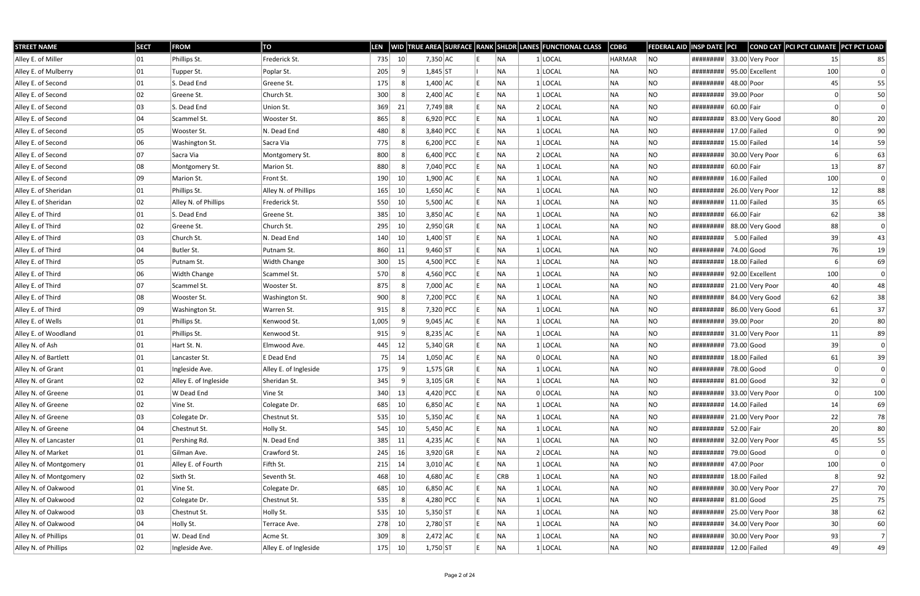| STREET NAME | SECT | FROM | TO | LEN | WID | TRUE AREA | SURFACE | RANK | SHLDR | LANES | FUNCTIONAL CLASS | CDBG | FEDERAL AID | INSP DATE | PCI | COND CAT | PCI PCT CLIMATE | PCT PCT LOAD |
|---|---|---|---|---|---|---|---|---|---|---|---|---|---|---|---|---|---|---|
| Alley E. of Miller | 01 | Phillips St. | Frederick St. | 735 | 10 | 7,350 | AC | E | NA | 1 | LOCAL | HARMAR | NO | ######### | 33.00 | Very Poor | 15 | 85 |
| Alley E. of Mulberry | 01 | Tupper St. | Poplar St. | 205 | 9 | 1,845 | ST | I | NA | 1 | LOCAL | NA | NO | ######### | 95.00 | Excellent | 100 | 0 |
| Alley E. of Second | 01 | S. Dead End | Greene St. | 175 | 8 | 1,400 | AC | E | NA | 1 | LOCAL | NA | NO | ######### | 48.00 | Poor | 45 | 55 |
| Alley E. of Second | 02 | Greene St. | Church St. | 300 | 8 | 2,400 | AC | E | NA | 1 | LOCAL | NA | NO | ######### | 39.00 | Poor | 0 | 50 |
| Alley E. of Second | 03 | S. Dead End | Union St. | 369 | 21 | 7,749 | BR | E | NA | 2 | LOCAL | NA | NO | ######### | 60.00 | Fair | 0 | 0 |
| Alley E. of Second | 04 | Scammel St. | Wooster St. | 865 | 8 | 6,920 | PCC | E | NA | 1 | LOCAL | NA | NO | ######### | 83.00 | Very Good | 80 | 20 |
| Alley E. of Second | 05 | Wooster St. | N. Dead End | 480 | 8 | 3,840 | PCC | E | NA | 1 | LOCAL | NA | NO | ######### | 17.00 | Failed | 0 | 90 |
| Alley E. of Second | 06 | Washington St. | Sacra Via | 775 | 8 | 6,200 | PCC | E | NA | 1 | LOCAL | NA | NO | ######### | 15.00 | Failed | 14 | 59 |
| Alley E. of Second | 07 | Sacra Via | Montgomery St. | 800 | 8 | 6,400 | PCC | E | NA | 2 | LOCAL | NA | NO | ######### | 30.00 | Very Poor | 6 | 63 |
| Alley E. of Second | 08 | Montgomery St. | Marion St. | 880 | 8 | 7,040 | PCC | E | NA | 1 | LOCAL | NA | NO | ######### | 60.00 | Fair | 13 | 87 |
| Alley E. of Second | 09 | Marion St. | Front St. | 190 | 10 | 1,900 | AC | E | NA | 1 | LOCAL | NA | NO | ######### | 16.00 | Failed | 100 | 0 |
| Alley E. of Sheridan | 01 | Phillips St. | Alley N. of Phillips | 165 | 10 | 1,650 | AC | E | NA | 1 | LOCAL | NA | NO | ######### | 26.00 | Very Poor | 12 | 88 |
| Alley E. of Sheridan | 02 | Alley N. of Phillips | Frederick St. | 550 | 10 | 5,500 | AC | E | NA | 1 | LOCAL | NA | NO | ######### | 11.00 | Failed | 35 | 65 |
| Alley E. of Third | 01 | S. Dead End | Greene St. | 385 | 10 | 3,850 | AC | E | NA | 1 | LOCAL | NA | NO | ######### | 66.00 | Fair | 62 | 38 |
| Alley E. of Third | 02 | Greene St. | Church St. | 295 | 10 | 2,950 | GR | E | NA | 1 | LOCAL | NA | NO | ######### | 88.00 | Very Good | 88 | 0 |
| Alley E. of Third | 03 | Church St. | N. Dead End | 140 | 10 | 1,400 | ST | E | NA | 1 | LOCAL | NA | NO | ######### | 5.00 | Failed | 39 | 43 |
| Alley E. of Third | 04 | Butler St. | Putnam St. | 860 | 11 | 9,460 | ST | E | NA | 1 | LOCAL | NA | NO | ######### | 74.00 | Good | 76 | 19 |
| Alley E. of Third | 05 | Putnam St. | Width Change | 300 | 15 | 4,500 | PCC | E | NA | 1 | LOCAL | NA | NO | ######### | 18.00 | Failed | 6 | 69 |
| Alley E. of Third | 06 | Width Change | Scammel St. | 570 | 8 | 4,560 | PCC | E | NA | 1 | LOCAL | NA | NO | ######### | 92.00 | Excellent | 100 | 0 |
| Alley E. of Third | 07 | Scammel St. | Wooster St. | 875 | 8 | 7,000 | AC | E | NA | 1 | LOCAL | NA | NO | ######### | 21.00 | Very Poor | 40 | 48 |
| Alley E. of Third | 08 | Wooster St. | Washington St. | 900 | 8 | 7,200 | PCC | E | NA | 1 | LOCAL | NA | NO | ######### | 84.00 | Very Good | 62 | 38 |
| Alley E. of Third | 09 | Washington St. | Warren St. | 915 | 8 | 7,320 | PCC | E | NA | 1 | LOCAL | NA | NO | ######### | 86.00 | Very Good | 61 | 37 |
| Alley E. of Wells | 01 | Phillips St. | Kenwood St. | 1,005 | 9 | 9,045 | AC | E | NA | 1 | LOCAL | NA | NO | ######### | 39.00 | Poor | 20 | 80 |
| Alley E. of Woodland | 01 | Phillips St. | Kenwood St. | 915 | 9 | 8,235 | AC | E | NA | 1 | LOCAL | NA | NO | ######### | 31.00 | Very Poor | 11 | 89 |
| Alley N. of Ash | 01 | Hart St. N. | Elmwood Ave. | 445 | 12 | 5,340 | GR | E | NA | 1 | LOCAL | NA | NO | ######### | 73.00 | Good | 39 | 0 |
| Alley N. of Bartlett | 01 | Lancaster St. | E Dead End | 75 | 14 | 1,050 | AC | E | NA | 0 | LOCAL | NA | NO | ######### | 18.00 | Failed | 61 | 39 |
| Alley N. of Grant | 01 | Ingleside Ave. | Alley E. of Ingleside | 175 | 9 | 1,575 | GR | E | NA | 1 | LOCAL | NA | NO | ######### | 78.00 | Good | 0 | 0 |
| Alley N. of Grant | 02 | Alley E. of Ingleside | Sheridan St. | 345 | 9 | 3,105 | GR | E | NA | 1 | LOCAL | NA | NO | ######### | 81.00 | Good | 32 | 0 |
| Alley N. of Greene | 01 | W Dead End | Vine St | 340 | 13 | 4,420 | PCC | E | NA | 0 | LOCAL | NA | NO | ######### | 33.00 | Very Poor | 0 | 100 |
| Alley N. of Greene | 02 | Vine St. | Colegate Dr. | 685 | 10 | 6,850 | AC | E | NA | 1 | LOCAL | NA | NO | ######### | 14.00 | Failed | 14 | 69 |
| Alley N. of Greene | 03 | Colegate Dr. | Chestnut St. | 535 | 10 | 5,350 | AC | E | NA | 1 | LOCAL | NA | NO | ######### | 21.00 | Very Poor | 22 | 78 |
| Alley N. of Greene | 04 | Chestnut St. | Holly St. | 545 | 10 | 5,450 | AC | E | NA | 1 | LOCAL | NA | NO | ######### | 52.00 | Fair | 20 | 80 |
| Alley N. of Lancaster | 01 | Pershing Rd. | N. Dead End | 385 | 11 | 4,235 | AC | E | NA | 1 | LOCAL | NA | NO | ######### | 32.00 | Very Poor | 45 | 55 |
| Alley N. of Market | 01 | Gilman Ave. | Crawford St. | 245 | 16 | 3,920 | GR | E | NA | 2 | LOCAL | NA | NO | ######### | 79.00 | Good | 0 | 0 |
| Alley N. of Montgomery | 01 | Alley E. of Fourth | Fifth St. | 215 | 14 | 3,010 | AC | E | NA | 1 | LOCAL | NA | NO | ######### | 47.00 | Poor | 100 | 0 |
| Alley N. of Montgomery | 02 | Sixth St. | Seventh St. | 468 | 10 | 4,680 | AC | E | CRB | 1 | LOCAL | NA | NO | ######### | 18.00 | Failed | 8 | 92 |
| Alley N. of Oakwood | 01 | Vine St. | Colegate Dr. | 685 | 10 | 6,850 | AC | E | NA | 1 | LOCAL | NA | NO | ######### | 30.00 | Very Poor | 27 | 70 |
| Alley N. of Oakwood | 02 | Colegate Dr. | Chestnut St. | 535 | 8 | 4,280 | PCC | E | NA | 1 | LOCAL | NA | NO | ######### | 81.00 | Good | 25 | 75 |
| Alley N. of Oakwood | 03 | Chestnut St. | Holly St. | 535 | 10 | 5,350 | ST | E | NA | 1 | LOCAL | NA | NO | ######### | 25.00 | Very Poor | 38 | 62 |
| Alley N. of Oakwood | 04 | Holly St. | Terrace Ave. | 278 | 10 | 2,780 | ST | E | NA | 1 | LOCAL | NA | NO | ######### | 34.00 | Very Poor | 30 | 60 |
| Alley N. of Phillips | 01 | W. Dead End | Acme St. | 309 | 8 | 2,472 | AC | E | NA | 1 | LOCAL | NA | NO | ######### | 30.00 | Very Poor | 93 | 7 |
| Alley N. of Phillips | 02 | Ingleside Ave. | Alley E. of Ingleside | 175 | 10 | 1,750 | ST | E | NA | 1 | LOCAL | NA | NO | ######### | 12.00 | Failed | 49 | 49 |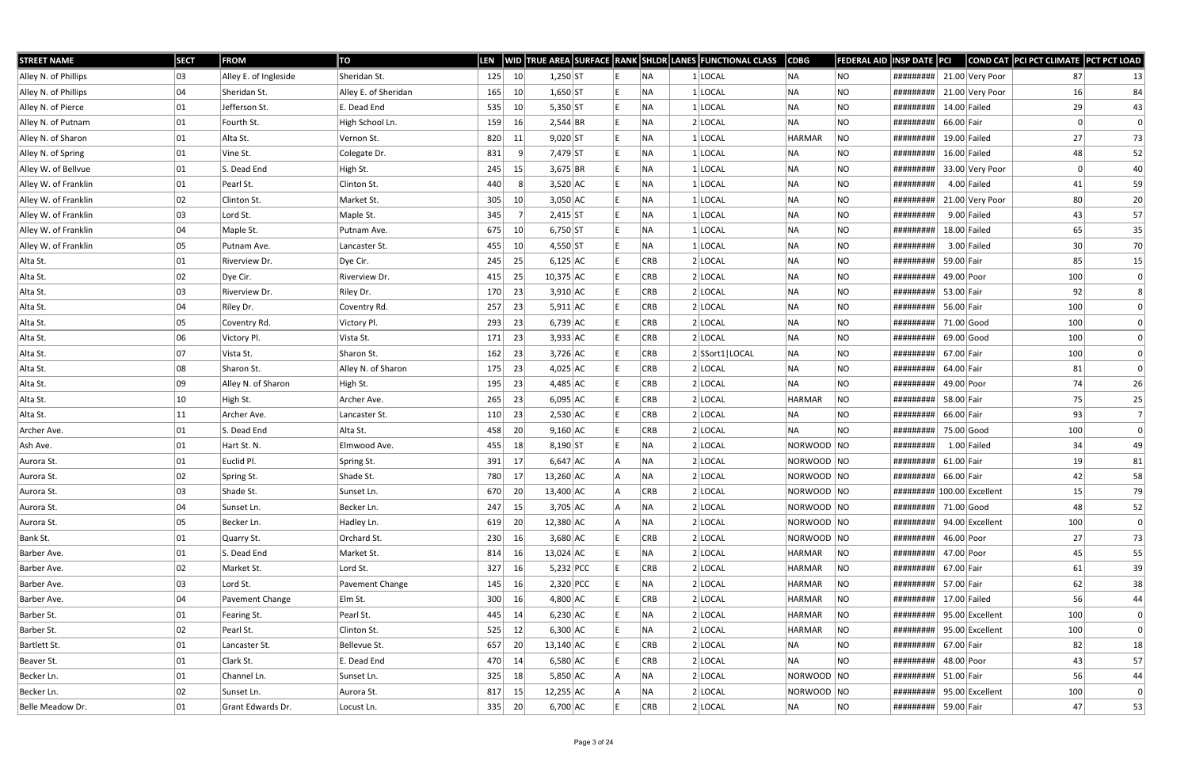| STREET NAME | SECT | FROM | TO | LEN | WID | TRUE AREA | SURFACE | RANK | SHLDR | LANES | FUNCTIONAL CLASS | CDBG | FEDERAL AID | INSP DATE | PCI | COND CAT | PCI PCT CLIMATE | PCT PCT LOAD |
|---|---|---|---|---|---|---|---|---|---|---|---|---|---|---|---|---|---|---|
| Alley N. of Phillips | 03 | Alley E. of Ingleside | Sheridan St. | 125 | 10 | 1,250 | ST | E | NA | 1 | LOCAL | NA | NO | ######### | 21.00 | Very Poor | 87 | 13 |
| Alley N. of Phillips | 04 | Sheridan St. | Alley E. of Sheridan | 165 | 10 | 1,650 | ST | E | NA | 1 | LOCAL | NA | NO | ######### | 21.00 | Very Poor | 16 | 84 |
| Alley N. of Pierce | 01 | Jefferson St. | E. Dead End | 535 | 10 | 5,350 | ST | E | NA | 1 | LOCAL | NA | NO | ######### | 14.00 | Failed | 29 | 43 |
| Alley N. of Putnam | 01 | Fourth St. | High School Ln. | 159 | 16 | 2,544 | BR | E | NA | 2 | LOCAL | NA | NO | ######### | 66.00 | Fair | 0 | 0 |
| Alley N. of Sharon | 01 | Alta St. | Vernon St. | 820 | 11 | 9,020 | ST | E | NA | 1 | LOCAL | HARMAR | NO | ######### | 19.00 | Failed | 27 | 73 |
| Alley N. of Spring | 01 | Vine St. | Colegate Dr. | 831 | 9 | 7,479 | ST | E | NA | 1 | LOCAL | NA | NO | ######### | 16.00 | Failed | 48 | 52 |
| Alley W. of Bellvue | 01 | S. Dead End | High St. | 245 | 15 | 3,675 | BR | E | NA | 1 | LOCAL | NA | NO | ######### | 33.00 | Very Poor | 0 | 40 |
| Alley W. of Franklin | 01 | Pearl St. | Clinton St. | 440 | 8 | 3,520 | AC | E | NA | 1 | LOCAL | NA | NO | ######### | 4.00 | Failed | 41 | 59 |
| Alley W. of Franklin | 02 | Clinton St. | Market St. | 305 | 10 | 3,050 | AC | E | NA | 1 | LOCAL | NA | NO | ######### | 21.00 | Very Poor | 80 | 20 |
| Alley W. of Franklin | 03 | Lord St. | Maple St. | 345 | 7 | 2,415 | ST | E | NA | 1 | LOCAL | NA | NO | ######### | 9.00 | Failed | 43 | 57 |
| Alley W. of Franklin | 04 | Maple St. | Putnam Ave. | 675 | 10 | 6,750 | ST | E | NA | 1 | LOCAL | NA | NO | ######### | 18.00 | Failed | 65 | 35 |
| Alley W. of Franklin | 05 | Putnam Ave. | Lancaster St. | 455 | 10 | 4,550 | ST | E | NA | 1 | LOCAL | NA | NO | ######### | 3.00 | Failed | 30 | 70 |
| Alta St. | 01 | Riverview Dr. | Dye Cir. | 245 | 25 | 6,125 | AC | E | CRB | 2 | LOCAL | NA | NO | ######### | 59.00 | Fair | 85 | 15 |
| Alta St. | 02 | Dye Cir. | Riverview Dr. | 415 | 25 | 10,375 | AC | E | CRB | 2 | LOCAL | NA | NO | ######### | 49.00 | Poor | 100 | 0 |
| Alta St. | 03 | Riverview Dr. | Riley Dr. | 170 | 23 | 3,910 | AC | E | CRB | 2 | LOCAL | NA | NO | ######### | 53.00 | Fair | 92 | 8 |
| Alta St. | 04 | Riley Dr. | Coventry Rd. | 257 | 23 | 5,911 | AC | E | CRB | 2 | LOCAL | NA | NO | ######### | 56.00 | Fair | 100 | 0 |
| Alta St. | 05 | Coventry Rd. | Victory Pl. | 293 | 23 | 6,739 | AC | E | CRB | 2 | LOCAL | NA | NO | ######### | 71.00 | Good | 100 | 0 |
| Alta St. | 06 | Victory Pl. | Vista St. | 171 | 23 | 3,933 | AC | E | CRB | 2 | LOCAL | NA | NO | ######### | 69.00 | Good | 100 | 0 |
| Alta St. | 07 | Vista St. | Sharon St. | 162 | 23 | 3,726 | AC | E | CRB | 2 | SSort1\|LOCAL | NA | NO | ######### | 67.00 | Fair | 100 | 0 |
| Alta St. | 08 | Sharon St. | Alley N. of Sharon | 175 | 23 | 4,025 | AC | E | CRB | 2 | LOCAL | NA | NO | ######### | 64.00 | Fair | 81 | 0 |
| Alta St. | 09 | Alley N. of Sharon | High St. | 195 | 23 | 4,485 | AC | E | CRB | 2 | LOCAL | NA | NO | ######### | 49.00 | Poor | 74 | 26 |
| Alta St. | 10 | High St. | Archer Ave. | 265 | 23 | 6,095 | AC | E | CRB | 2 | LOCAL | HARMAR | NO | ######### | 58.00 | Fair | 75 | 25 |
| Alta St. | 11 | Archer Ave. | Lancaster St. | 110 | 23 | 2,530 | AC | E | CRB | 2 | LOCAL | NA | NO | ######### | 66.00 | Fair | 93 | 7 |
| Archer Ave. | 01 | S. Dead End | Alta St. | 458 | 20 | 9,160 | AC | E | CRB | 2 | LOCAL | NA | NO | ######### | 75.00 | Good | 100 | 0 |
| Ash Ave. | 01 | Hart St. N. | Elmwood Ave. | 455 | 18 | 8,190 | ST | E | NA | 2 | LOCAL | NORWOOD | NO | ######### | 1.00 | Failed | 34 | 49 |
| Aurora St. | 01 | Euclid Pl. | Spring St. | 391 | 17 | 6,647 | AC | A | NA | 2 | LOCAL | NORWOOD | NO | ######### | 61.00 | Fair | 19 | 81 |
| Aurora St. | 02 | Spring St. | Shade St. | 780 | 17 | 13,260 | AC | A | NA | 2 | LOCAL | NORWOOD | NO | ######### | 66.00 | Fair | 42 | 58 |
| Aurora St. | 03 | Shade St. | Sunset Ln. | 670 | 20 | 13,400 | AC | A | CRB | 2 | LOCAL | NORWOOD | NO | ######### | 100.00 | Excellent | 15 | 79 |
| Aurora St. | 04 | Sunset Ln. | Becker Ln. | 247 | 15 | 3,705 | AC | A | NA | 2 | LOCAL | NORWOOD | NO | ######### | 71.00 | Good | 48 | 52 |
| Aurora St. | 05 | Becker Ln. | Hadley Ln. | 619 | 20 | 12,380 | AC | A | NA | 2 | LOCAL | NORWOOD | NO | ######### | 94.00 | Excellent | 100 | 0 |
| Bank St. | 01 | Quarry St. | Orchard St. | 230 | 16 | 3,680 | AC | E | CRB | 2 | LOCAL | NORWOOD | NO | ######### | 46.00 | Poor | 27 | 73 |
| Barber Ave. | 01 | S. Dead End | Market St. | 814 | 16 | 13,024 | AC | E | NA | 2 | LOCAL | HARMAR | NO | ######### | 47.00 | Poor | 45 | 55 |
| Barber Ave. | 02 | Market St. | Lord St. | 327 | 16 | 5,232 | PCC | E | CRB | 2 | LOCAL | HARMAR | NO | ######### | 67.00 | Fair | 61 | 39 |
| Barber Ave. | 03 | Lord St. | Pavement Change | 145 | 16 | 2,320 | PCC | E | NA | 2 | LOCAL | HARMAR | NO | ######### | 57.00 | Fair | 62 | 38 |
| Barber Ave. | 04 | Pavement Change | Elm St. | 300 | 16 | 4,800 | AC | E | CRB | 2 | LOCAL | HARMAR | NO | ######### | 17.00 | Failed | 56 | 44 |
| Barber St. | 01 | Fearing St. | Pearl St. | 445 | 14 | 6,230 | AC | E | NA | 2 | LOCAL | HARMAR | NO | ######### | 95.00 | Excellent | 100 | 0 |
| Barber St. | 02 | Pearl St. | Clinton St. | 525 | 12 | 6,300 | AC | E | NA | 2 | LOCAL | HARMAR | NO | ######### | 95.00 | Excellent | 100 | 0 |
| Bartlett St. | 01 | Lancaster St. | Bellevue St. | 657 | 20 | 13,140 | AC | E | CRB | 2 | LOCAL | NA | NO | ######### | 67.00 | Fair | 82 | 18 |
| Beaver St. | 01 | Clark St. | E. Dead End | 470 | 14 | 6,580 | AC | E | CRB | 2 | LOCAL | NA | NO | ######### | 48.00 | Poor | 43 | 57 |
| Becker Ln. | 01 | Channel Ln. | Sunset Ln. | 325 | 18 | 5,850 | AC | A | NA | 2 | LOCAL | NORWOOD | NO | ######### | 51.00 | Fair | 56 | 44 |
| Becker Ln. | 02 | Sunset Ln. | Aurora St. | 817 | 15 | 12,255 | AC | A | NA | 2 | LOCAL | NORWOOD | NO | ######### | 95.00 | Excellent | 100 | 0 |
| Belle Meadow Dr. | 01 | Grant Edwards Dr. | Locust Ln. | 335 | 20 | 6,700 | AC | E | CRB | 2 | LOCAL | NA | NO | ######### | 59.00 | Fair | 47 | 53 |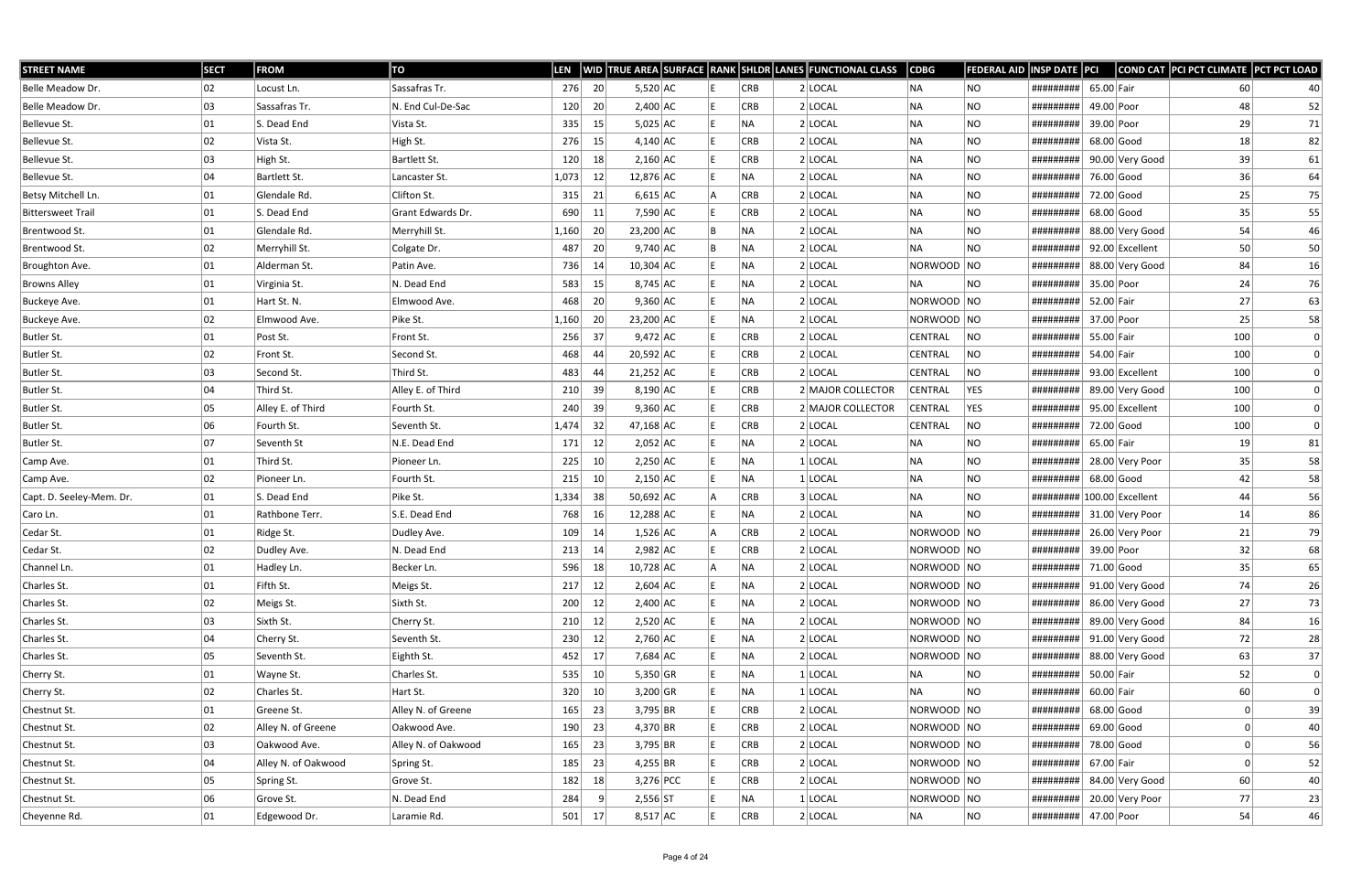| STREET NAME | SECT | FROM | TO | LEN | WID | TRUE AREA | SURFACE | RANK | SHLDR | LANES | FUNCTIONAL CLASS | CDBG | FEDERAL AID | INSP DATE | PCI | COND CAT | PCI PCT CLIMATE | PCT PCT LOAD |
|---|---|---|---|---|---|---|---|---|---|---|---|---|---|---|---|---|---|---|
| Belle Meadow Dr. | 02 | Locust Ln. | Sassafras Tr. | 276 | 20 | 5,520 | AC | E | CRB | 2 | LOCAL | NA | NO | ######### | 65.00 | Fair | 60 | 40 |
| Belle Meadow Dr. | 03 | Sassafras Tr. | N. End Cul-De-Sac | 120 | 20 | 2,400 | AC | E | CRB | 2 | LOCAL | NA | NO | ######### | 49.00 | Poor | 48 | 52 |
| Bellevue St. | 01 | S. Dead End | Vista St. | 335 | 15 | 5,025 | AC | E | NA | 2 | LOCAL | NA | NO | ######### | 39.00 | Poor | 29 | 71 |
| Bellevue St. | 02 | Vista St. | High St. | 276 | 15 | 4,140 | AC | E | CRB | 2 | LOCAL | NA | NO | ######### | 68.00 | Good | 18 | 82 |
| Bellevue St. | 03 | High St. | Bartlett St. | 120 | 18 | 2,160 | AC | E | CRB | 2 | LOCAL | NA | NO | ######### | 90.00 | Very Good | 39 | 61 |
| Bellevue St. | 04 | Bartlett St. | Lancaster St. | 1,073 | 12 | 12,876 | AC | E | NA | 2 | LOCAL | NA | NO | ######### | 76.00 | Good | 36 | 64 |
| Betsy Mitchell Ln. | 01 | Glendale Rd. | Clifton St. | 315 | 21 | 6,615 | AC | A | CRB | 2 | LOCAL | NA | NO | ######### | 72.00 | Good | 25 | 75 |
| Bittersweet Trail | 01 | S. Dead End | Grant Edwards Dr. | 690 | 11 | 7,590 | AC | E | CRB | 2 | LOCAL | NA | NO | ######### | 68.00 | Good | 35 | 55 |
| Brentwood St. | 01 | Glendale Rd. | Merryhill St. | 1,160 | 20 | 23,200 | AC | B | NA | 2 | LOCAL | NA | NO | ######### | 88.00 | Very Good | 54 | 46 |
| Brentwood St. | 02 | Merryhill St. | Colgate Dr. | 487 | 20 | 9,740 | AC | B | NA | 2 | LOCAL | NA | NO | ######### | 92.00 | Excellent | 50 | 50 |
| Broughton Ave. | 01 | Alderman St. | Patin Ave. | 736 | 14 | 10,304 | AC | E | NA | 2 | LOCAL | NORWOOD | NO | ######### | 88.00 | Very Good | 84 | 16 |
| Browns Alley | 01 | Virginia St. | N. Dead End | 583 | 15 | 8,745 | AC | E | NA | 2 | LOCAL | NA | NO | ######### | 35.00 | Poor | 24 | 76 |
| Buckeye Ave. | 01 | Hart St. N. | Elmwood Ave. | 468 | 20 | 9,360 | AC | E | NA | 2 | LOCAL | NORWOOD | NO | ######### | 52.00 | Fair | 27 | 63 |
| Buckeye Ave. | 02 | Elmwood Ave. | Pike St. | 1,160 | 20 | 23,200 | AC | E | NA | 2 | LOCAL | NORWOOD | NO | ######### | 37.00 | Poor | 25 | 58 |
| Butler St. | 01 | Post St. | Front St. | 256 | 37 | 9,472 | AC | E | CRB | 2 | LOCAL | CENTRAL | NO | ######### | 55.00 | Fair | 100 | 0 |
| Butler St. | 02 | Front St. | Second St. | 468 | 44 | 20,592 | AC | E | CRB | 2 | LOCAL | CENTRAL | NO | ######### | 54.00 | Fair | 100 | 0 |
| Butler St. | 03 | Second St. | Third St. | 483 | 44 | 21,252 | AC | E | CRB | 2 | LOCAL | CENTRAL | NO | ######### | 93.00 | Excellent | 100 | 0 |
| Butler St. | 04 | Third St. | Alley E. of Third | 210 | 39 | 8,190 | AC | E | CRB | 2 | MAJOR COLLECTOR | CENTRAL | YES | ######### | 89.00 | Very Good | 100 | 0 |
| Butler St. | 05 | Alley E. of Third | Fourth St. | 240 | 39 | 9,360 | AC | E | CRB | 2 | MAJOR COLLECTOR | CENTRAL | YES | ######### | 95.00 | Excellent | 100 | 0 |
| Butler St. | 06 | Fourth St. | Seventh St. | 1,474 | 32 | 47,168 | AC | E | CRB | 2 | LOCAL | CENTRAL | NO | ######### | 72.00 | Good | 100 | 0 |
| Butler St. | 07 | Seventh St | N.E. Dead End | 171 | 12 | 2,052 | AC | E | NA | 2 | LOCAL | NA | NO | ######### | 65.00 | Fair | 19 | 81 |
| Camp Ave. | 01 | Third St. | Pioneer Ln. | 225 | 10 | 2,250 | AC | E | NA | 1 | LOCAL | NA | NO | ######### | 28.00 | Very Poor | 35 | 58 |
| Camp Ave. | 02 | Pioneer Ln. | Fourth St. | 215 | 10 | 2,150 | AC | E | NA | 1 | LOCAL | NA | NO | ######### | 68.00 | Good | 42 | 58 |
| Capt. D. Seeley-Mem. Dr. | 01 | S. Dead End | Pike St. | 1,334 | 38 | 50,692 | AC | A | CRB | 3 | LOCAL | NA | NO | ######### | 100.00 | Excellent | 44 | 56 |
| Caro Ln. | 01 | Rathbone Terr. | S.E. Dead End | 768 | 16 | 12,288 | AC | E | NA | 2 | LOCAL | NA | NO | ######### | 31.00 | Very Poor | 14 | 86 |
| Cedar St. | 01 | Ridge St. | Dudley Ave. | 109 | 14 | 1,526 | AC | A | CRB | 2 | LOCAL | NORWOOD | NO | ######### | 26.00 | Very Poor | 21 | 79 |
| Cedar St. | 02 | Dudley Ave. | N. Dead End | 213 | 14 | 2,982 | AC | E | CRB | 2 | LOCAL | NORWOOD | NO | ######### | 39.00 | Poor | 32 | 68 |
| Channel Ln. | 01 | Hadley Ln. | Becker Ln. | 596 | 18 | 10,728 | AC | A | NA | 2 | LOCAL | NORWOOD | NO | ######### | 71.00 | Good | 35 | 65 |
| Charles St. | 01 | Fifth St. | Meigs St. | 217 | 12 | 2,604 | AC | E | NA | 2 | LOCAL | NORWOOD | NO | ######### | 91.00 | Very Good | 74 | 26 |
| Charles St. | 02 | Meigs St. | Sixth St. | 200 | 12 | 2,400 | AC | E | NA | 2 | LOCAL | NORWOOD | NO | ######### | 86.00 | Very Good | 27 | 73 |
| Charles St. | 03 | Sixth St. | Cherry St. | 210 | 12 | 2,520 | AC | E | NA | 2 | LOCAL | NORWOOD | NO | ######### | 89.00 | Very Good | 84 | 16 |
| Charles St. | 04 | Cherry St. | Seventh St. | 230 | 12 | 2,760 | AC | E | NA | 2 | LOCAL | NORWOOD | NO | ######### | 91.00 | Very Good | 72 | 28 |
| Charles St. | 05 | Seventh St. | Eighth St. | 452 | 17 | 7,684 | AC | E | NA | 2 | LOCAL | NORWOOD | NO | ######### | 88.00 | Very Good | 63 | 37 |
| Cherry St. | 01 | Wayne St. | Charles St. | 535 | 10 | 5,350 | GR | E | NA | 1 | LOCAL | NA | NO | ######### | 50.00 | Fair | 52 | 0 |
| Cherry St. | 02 | Charles St. | Hart St. | 320 | 10 | 3,200 | GR | E | NA | 1 | LOCAL | NA | NO | ######### | 60.00 | Fair | 60 | 0 |
| Chestnut St. | 01 | Greene St. | Alley N. of Greene | 165 | 23 | 3,795 | BR | E | CRB | 2 | LOCAL | NORWOOD | NO | ######### | 68.00 | Good | 0 | 39 |
| Chestnut St. | 02 | Alley N. of Greene | Oakwood Ave. | 190 | 23 | 4,370 | BR | E | CRB | 2 | LOCAL | NORWOOD | NO | ######### | 69.00 | Good | 0 | 40 |
| Chestnut St. | 03 | Oakwood Ave. | Alley N. of Oakwood | 165 | 23 | 3,795 | BR | E | CRB | 2 | LOCAL | NORWOOD | NO | ######### | 78.00 | Good | 0 | 56 |
| Chestnut St. | 04 | Alley N. of Oakwood | Spring St. | 185 | 23 | 4,255 | BR | E | CRB | 2 | LOCAL | NORWOOD | NO | ######### | 67.00 | Fair | 0 | 52 |
| Chestnut St. | 05 | Spring St. | Grove St. | 182 | 18 | 3,276 | PCC | E | CRB | 2 | LOCAL | NORWOOD | NO | ######### | 84.00 | Very Good | 60 | 40 |
| Chestnut St. | 06 | Grove St. | N. Dead End | 284 | 9 | 2,556 | ST | E | NA | 1 | LOCAL | NORWOOD | NO | ######### | 20.00 | Very Poor | 77 | 23 |
| Cheyenne Rd. | 01 | Edgewood Dr. | Laramie Rd. | 501 | 17 | 8,517 | AC | E | CRB | 2 | LOCAL | NA | NO | ######### | 47.00 | Poor | 54 | 46 |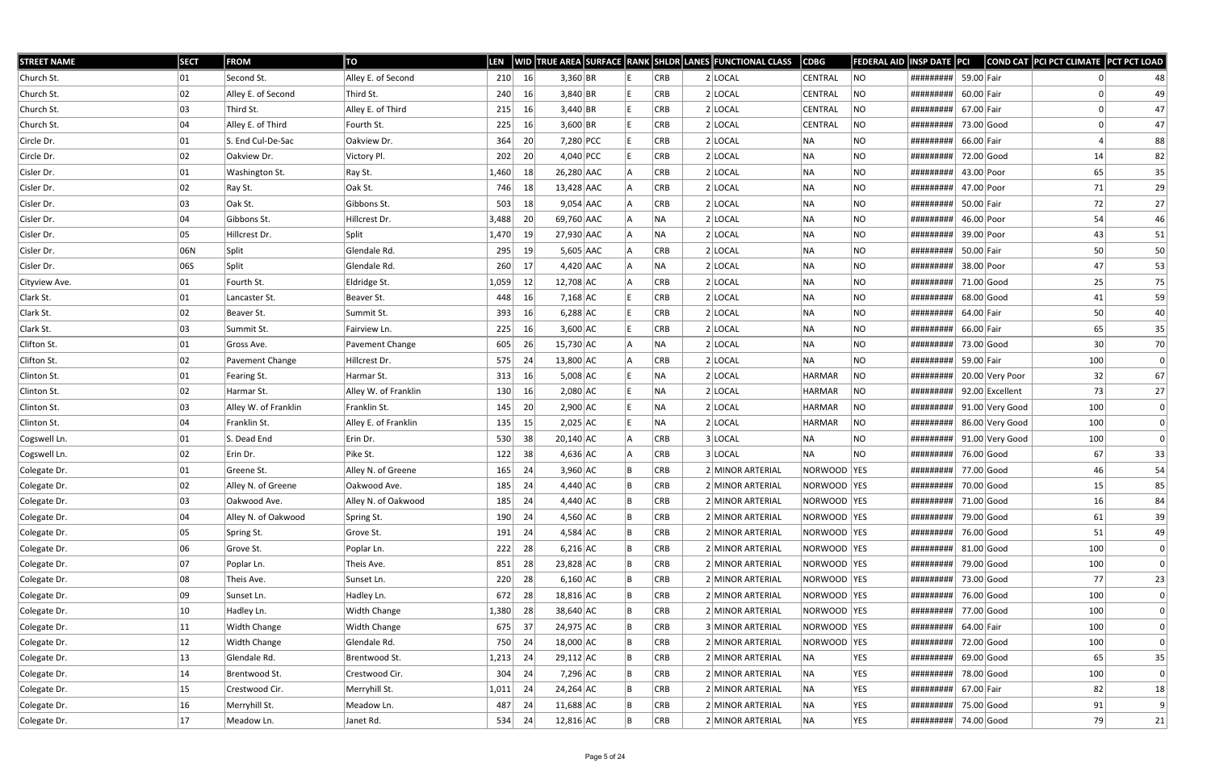| STREET NAME | SECT | FROM | TO | LEN | WID | TRUE AREA | SURFACE | RANK | SHLDR | LANES | FUNCTIONAL CLASS | CDBG | FEDERAL AID | INSP DATE | PCI | COND CAT | PCI PCT CLIMATE | PCT PCT LOAD |
|---|---|---|---|---|---|---|---|---|---|---|---|---|---|---|---|---|---|---|
| Church St. | 01 | Second St. | Alley E. of Second | 210 | 16 | 3,360 | BR | E | CRB | 2 | LOCAL | CENTRAL | NO | ######### | 59.00 | Fair | 0 | 48 |
| Church St. | 02 | Alley E. of Second | Third St. | 240 | 16 | 3,840 | BR | E | CRB | 2 | LOCAL | CENTRAL | NO | ######### | 60.00 | Fair | 0 | 49 |
| Church St. | 03 | Third St. | Alley E. of Third | 215 | 16 | 3,440 | BR | E | CRB | 2 | LOCAL | CENTRAL | NO | ######### | 67.00 | Fair | 0 | 47 |
| Church St. | 04 | Alley E. of Third | Fourth St. | 225 | 16 | 3,600 | BR | E | CRB | 2 | LOCAL | CENTRAL | NO | ######### | 73.00 | Good | 0 | 47 |
| Circle Dr. | 01 | S. End Cul-De-Sac | Oakview Dr. | 364 | 20 | 7,280 | PCC | E | CRB | 2 | LOCAL | NA | NO | ######### | 66.00 | Fair | 4 | 88 |
| Circle Dr. | 02 | Oakview Dr. | Victory Pl. | 202 | 20 | 4,040 | PCC | E | CRB | 2 | LOCAL | NA | NO | ######### | 72.00 | Good | 14 | 82 |
| Cisler Dr. | 01 | Washington St. | Ray St. | 1,460 | 18 | 26,280 | AAC | A | CRB | 2 | LOCAL | NA | NO | ######### | 43.00 | Poor | 65 | 35 |
| Cisler Dr. | 02 | Ray St. | Oak St. | 746 | 18 | 13,428 | AAC | A | CRB | 2 | LOCAL | NA | NO | ######### | 47.00 | Poor | 71 | 29 |
| Cisler Dr. | 03 | Oak St. | Gibbons St. | 503 | 18 | 9,054 | AAC | A | CRB | 2 | LOCAL | NA | NO | ######### | 50.00 | Fair | 72 | 27 |
| Cisler Dr. | 04 | Gibbons St. | Hillcrest Dr. | 3,488 | 20 | 69,760 | AAC | A | NA | 2 | LOCAL | NA | NO | ######### | 46.00 | Poor | 54 | 46 |
| Cisler Dr. | 05 | Hillcrest Dr. | Split | 1,470 | 19 | 27,930 | AAC | A | NA | 2 | LOCAL | NA | NO | ######### | 39.00 | Poor | 43 | 51 |
| Cisler Dr. | 06N | Split | Glendale Rd. | 295 | 19 | 5,605 | AAC | A | CRB | 2 | LOCAL | NA | NO | ######### | 50.00 | Fair | 50 | 50 |
| Cisler Dr. | 06S | Split | Glendale Rd. | 260 | 17 | 4,420 | AAC | A | NA | 2 | LOCAL | NA | NO | ######### | 38.00 | Poor | 47 | 53 |
| Cityview Ave. | 01 | Fourth St. | Eldridge St. | 1,059 | 12 | 12,708 | AC | A | CRB | 2 | LOCAL | NA | NO | ######### | 71.00 | Good | 25 | 75 |
| Clark St. | 01 | Lancaster St. | Beaver St. | 448 | 16 | 7,168 | AC | E | CRB | 2 | LOCAL | NA | NO | ######### | 68.00 | Good | 41 | 59 |
| Clark St. | 02 | Beaver St. | Summit St. | 393 | 16 | 6,288 | AC | E | CRB | 2 | LOCAL | NA | NO | ######### | 64.00 | Fair | 50 | 40 |
| Clark St. | 03 | Summit St. | Fairview Ln. | 225 | 16 | 3,600 | AC | E | CRB | 2 | LOCAL | NA | NO | ######### | 66.00 | Fair | 65 | 35 |
| Clifton St. | 01 | Gross Ave. | Pavement Change | 605 | 26 | 15,730 | AC | A | NA | 2 | LOCAL | NA | NO | ######### | 73.00 | Good | 30 | 70 |
| Clifton St. | 02 | Pavement Change | Hillcrest Dr. | 575 | 24 | 13,800 | AC | A | CRB | 2 | LOCAL | NA | NO | ######### | 59.00 | Fair | 100 | 0 |
| Clinton St. | 01 | Fearing St. | Harmar St. | 313 | 16 | 5,008 | AC | E | NA | 2 | LOCAL | HARMAR | NO | ######### | 20.00 | Very Poor | 32 | 67 |
| Clinton St. | 02 | Harmar St. | Alley W. of Franklin | 130 | 16 | 2,080 | AC | E | NA | 2 | LOCAL | HARMAR | NO | ######### | 92.00 | Excellent | 73 | 27 |
| Clinton St. | 03 | Alley W. of Franklin | Franklin St. | 145 | 20 | 2,900 | AC | E | NA | 2 | LOCAL | HARMAR | NO | ######### | 91.00 | Very Good | 100 | 0 |
| Clinton St. | 04 | Franklin St. | Alley E. of Franklin | 135 | 15 | 2,025 | AC | E | NA | 2 | LOCAL | HARMAR | NO | ######### | 86.00 | Very Good | 100 | 0 |
| Cogswell Ln. | 01 | S. Dead End | Erin Dr. | 530 | 38 | 20,140 | AC | A | CRB | 3 | LOCAL | NA | NO | ######### | 91.00 | Very Good | 100 | 0 |
| Cogswell Ln. | 02 | Erin Dr. | Pike St. | 122 | 38 | 4,636 | AC | A | CRB | 3 | LOCAL | NA | NO | ######### | 76.00 | Good | 67 | 33 |
| Colegate Dr. | 01 | Greene St. | Alley N. of Greene | 165 | 24 | 3,960 | AC | B | CRB | 2 | MINOR ARTERIAL | NORWOOD | YES | ######### | 77.00 | Good | 46 | 54 |
| Colegate Dr. | 02 | Alley N. of Greene | Oakwood Ave. | 185 | 24 | 4,440 | AC | B | CRB | 2 | MINOR ARTERIAL | NORWOOD | YES | ######### | 70.00 | Good | 15 | 85 |
| Colegate Dr. | 03 | Oakwood Ave. | Alley N. of Oakwood | 185 | 24 | 4,440 | AC | B | CRB | 2 | MINOR ARTERIAL | NORWOOD | YES | ######### | 71.00 | Good | 16 | 84 |
| Colegate Dr. | 04 | Alley N. of Oakwood | Spring St. | 190 | 24 | 4,560 | AC | B | CRB | 2 | MINOR ARTERIAL | NORWOOD | YES | ######### | 79.00 | Good | 61 | 39 |
| Colegate Dr. | 05 | Spring St. | Grove St. | 191 | 24 | 4,584 | AC | B | CRB | 2 | MINOR ARTERIAL | NORWOOD | YES | ######### | 76.00 | Good | 51 | 49 |
| Colegate Dr. | 06 | Grove St. | Poplar Ln. | 222 | 28 | 6,216 | AC | B | CRB | 2 | MINOR ARTERIAL | NORWOOD | YES | ######### | 81.00 | Good | 100 | 0 |
| Colegate Dr. | 07 | Poplar Ln. | Theis Ave. | 851 | 28 | 23,828 | AC | B | CRB | 2 | MINOR ARTERIAL | NORWOOD | YES | ######### | 79.00 | Good | 100 | 0 |
| Colegate Dr. | 08 | Theis Ave. | Sunset Ln. | 220 | 28 | 6,160 | AC | B | CRB | 2 | MINOR ARTERIAL | NORWOOD | YES | ######### | 73.00 | Good | 77 | 23 |
| Colegate Dr. | 09 | Sunset Ln. | Hadley Ln. | 672 | 28 | 18,816 | AC | B | CRB | 2 | MINOR ARTERIAL | NORWOOD | YES | ######### | 76.00 | Good | 100 | 0 |
| Colegate Dr. | 10 | Hadley Ln. | Width Change | 1,380 | 28 | 38,640 | AC | B | CRB | 2 | MINOR ARTERIAL | NORWOOD | YES | ######### | 77.00 | Good | 100 | 0 |
| Colegate Dr. | 11 | Width Change | Width Change | 675 | 37 | 24,975 | AC | B | CRB | 3 | MINOR ARTERIAL | NORWOOD | YES | ######### | 64.00 | Fair | 100 | 0 |
| Colegate Dr. | 12 | Width Change | Glendale Rd. | 750 | 24 | 18,000 | AC | B | CRB | 2 | MINOR ARTERIAL | NORWOOD | YES | ######### | 72.00 | Good | 100 | 0 |
| Colegate Dr. | 13 | Glendale Rd. | Brentwood St. | 1,213 | 24 | 29,112 | AC | B | CRB | 2 | MINOR ARTERIAL | NA | YES | ######### | 69.00 | Good | 65 | 35 |
| Colegate Dr. | 14 | Brentwood St. | Crestwood Cir. | 304 | 24 | 7,296 | AC | B | CRB | 2 | MINOR ARTERIAL | NA | YES | ######### | 78.00 | Good | 100 | 0 |
| Colegate Dr. | 15 | Crestwood Cir. | Merryhill St. | 1,011 | 24 | 24,264 | AC | B | CRB | 2 | MINOR ARTERIAL | NA | YES | ######### | 67.00 | Fair | 82 | 18 |
| Colegate Dr. | 16 | Merryhill St. | Meadow Ln. | 487 | 24 | 11,688 | AC | B | CRB | 2 | MINOR ARTERIAL | NA | YES | ######### | 75.00 | Good | 91 | 9 |
| Colegate Dr. | 17 | Meadow Ln. | Janet Rd. | 534 | 24 | 12,816 | AC | B | CRB | 2 | MINOR ARTERIAL | NA | YES | ######### | 74.00 | Good | 79 | 21 |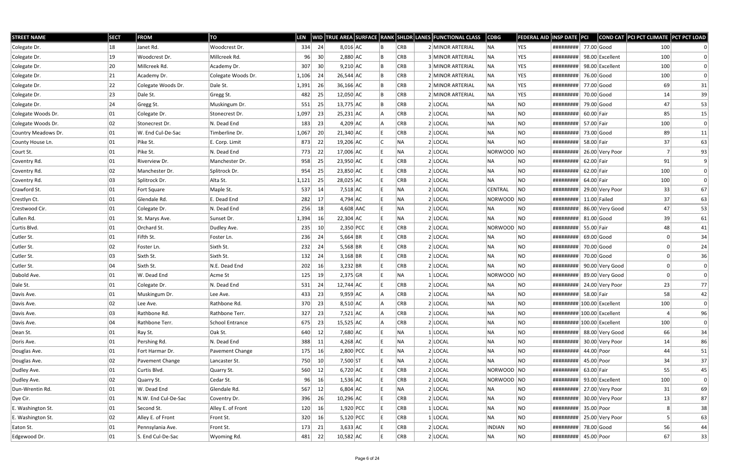| STREET NAME | SECT | FROM | TO | LEN | WID | TRUE AREA | SURFACE | RANK | SHLDR | LANES | FUNCTIONAL CLASS | CDBG | FEDERAL AID | INSP DATE | PCI | COND CAT | PCI PCT CLIMATE | PCT PCT LOAD |
|---|---|---|---|---|---|---|---|---|---|---|---|---|---|---|---|---|---|---|
| Colegate Dr. | 18 | Janet Rd. | Woodcrest Dr. | 334 | 24 | 8,016 | AC | B | CRB | 2 | MINOR ARTERIAL | NA | YES | ######### | 77.00 | Good | 100 | 0 |
| Colegate Dr. | 19 | Woodcrest Dr. | Millcreek Rd. | 96 | 30 | 2,880 | AC | B | CRB | 3 | MINOR ARTERIAL | NA | YES | ######### | 98.00 | Excellent | 100 | 0 |
| Colegate Dr. | 20 | Millcreek Rd. | Academy Dr. | 307 | 30 | 9,210 | AC | B | CRB | 3 | MINOR ARTERIAL | NA | YES | ######### | 98.00 | Excellent | 100 | 0 |
| Colegate Dr. | 21 | Academy Dr. | Colegate Woods Dr. | 1,106 | 24 | 26,544 | AC | B | CRB | 2 | MINOR ARTERIAL | NA | YES | ######### | 76.00 | Good | 100 | 0 |
| Colegate Dr. | 22 | Colegate Woods Dr. | Dale St. | 1,391 | 26 | 36,166 | AC | B | CRB | 2 | MINOR ARTERIAL | NA | YES | ######### | 77.00 | Good | 69 | 31 |
| Colegate Dr. | 23 | Dale St. | Gregg St. | 482 | 25 | 12,050 | AC | B | CRB | 2 | MINOR ARTERIAL | NA | YES | ######### | 70.00 | Good | 14 | 39 |
| Colegate Dr. | 24 | Gregg St. | Muskingum Dr. | 551 | 25 | 13,775 | AC | B | CRB | 2 | LOCAL | NA | NO | ######### | 79.00 | Good | 47 | 53 |
| Colegate Woods Dr. | 01 | Colegate Dr. | Stonecrest Dr. | 1,097 | 23 | 25,231 | AC | A | CRB | 2 | LOCAL | NA | NO | ######### | 60.00 | Fair | 85 | 15 |
| Colegate Woods Dr. | 02 | Stonecrest Dr. | N. Dead End | 183 | 23 | 4,209 | AC | A | CRB | 2 | LOCAL | NA | NO | ######### | 57.00 | Fair | 100 | 0 |
| Country Meadows Dr. | 01 | W. End Cul-De-Sac | Timberline Dr. | 1,067 | 20 | 21,340 | AC | E | CRB | 2 | LOCAL | NA | NO | ######### | 73.00 | Good | 89 | 11 |
| County House Ln. | 01 | Pike St. | E. Corp. Limit | 873 | 22 | 19,206 | AC | C | NA | 2 | LOCAL | NA | NO | ######### | 58.00 | Fair | 37 | 63 |
| Court St. | 01 | Pike St. | N. Dead End | 773 | 22 | 17,006 | AC | E | NA | 2 | LOCAL | NORWOOD | NO | ######### | 26.00 | Very Poor | 7 | 93 |
| Coventry Rd. | 01 | Riverview Dr. | Manchester Dr. | 958 | 25 | 23,950 | AC | E | CRB | 2 | LOCAL | NA | NO | ######### | 62.00 | Fair | 91 | 9 |
| Coventry Rd. | 02 | Manchester Dr. | Splitrock Dr. | 954 | 25 | 23,850 | AC | E | CRB | 2 | LOCAL | NA | NO | ######### | 62.00 | Fair | 100 | 0 |
| Coventry Rd. | 03 | Splitrock Dr. | Alta St. | 1,121 | 25 | 28,025 | AC | E | CRB | 2 | LOCAL | NA | NO | ######### | 64.00 | Fair | 100 | 0 |
| Crawford St. | 01 | Fort Square | Maple St. | 537 | 14 | 7,518 | AC | E | NA | 2 | LOCAL | CENTRAL | NO | ######### | 29.00 | Very Poor | 33 | 67 |
| Crestlyn Ct. | 01 | Glendale Rd. | E. Dead End | 282 | 17 | 4,794 | AC | E | NA | 2 | LOCAL | NORWOOD | NO | ######### | 11.00 | Failed | 37 | 63 |
| Crestwood Cir. | 01 | Colegate Dr. | N. Dead End | 256 | 18 | 4,608 | AAC | E | NA | 2 | LOCAL | NA | NO | ######### | 86.00 | Very Good | 47 | 53 |
| Cullen Rd. | 01 | St. Marys Ave. | Sunset Dr. | 1,394 | 16 | 22,304 | AC | E | NA | 2 | LOCAL | NA | NO | ######### | 81.00 | Good | 39 | 61 |
| Curtis Blvd. | 01 | Orchard St. | Dudley Ave. | 235 | 10 | 2,350 | PCC | E | CRB | 2 | LOCAL | NORWOOD | NO | ######### | 55.00 | Fair | 48 | 41 |
| Cutler St. | 01 | Fifth St. | Foster Ln. | 236 | 24 | 5,664 | BR | E | CRB | 2 | LOCAL | NA | NO | ######### | 69.00 | Good | 0 | 34 |
| Cutler St. | 02 | Foster Ln. | Sixth St. | 232 | 24 | 5,568 | BR | E | CRB | 2 | LOCAL | NA | NO | ######### | 70.00 | Good | 0 | 24 |
| Cutler St. | 03 | Sixth St. | Sixth St. | 132 | 24 | 3,168 | BR | E | CRB | 2 | LOCAL | NA | NO | ######### | 70.00 | Good | 0 | 36 |
| Cutler St. | 04 | Sixth St. | N.E. Dead End | 202 | 16 | 3,232 | BR | E | CRB | 2 | LOCAL | NA | NO | ######### | 90.00 | Very Good | 0 | 0 |
| Dabold Ave. | 01 | W. Dead End | Acme St | 125 | 19 | 2,375 | GR | E | NA | 1 | LOCAL | NORWOOD | NO | ######### | 89.00 | Very Good | 0 | 0 |
| Dale St. | 01 | Colegate Dr. | N. Dead End | 531 | 24 | 12,744 | AC | E | CRB | 2 | LOCAL | NA | NO | ######### | 24.00 | Very Poor | 23 | 77 |
| Davis Ave. | 01 | Muskingum Dr. | Lee Ave. | 433 | 23 | 9,959 | AC | A | CRB | 2 | LOCAL | NA | NO | ######### | 58.00 | Fair | 58 | 42 |
| Davis Ave. | 02 | Lee Ave. | Rathbone Rd. | 370 | 23 | 8,510 | AC | A | CRB | 2 | LOCAL | NA | NO | ######### | 100.00 | Excellent | 100 | 0 |
| Davis Ave. | 03 | Rathbone Rd. | Rathbone Terr. | 327 | 23 | 7,521 | AC | A | CRB | 2 | LOCAL | NA | NO | ######### | 100.00 | Excellent | 4 | 96 |
| Davis Ave. | 04 | Rathbone Terr. | School Entrance | 675 | 23 | 15,525 | AC | A | CRB | 2 | LOCAL | NA | NO | ######### | 100.00 | Excellent | 100 | 0 |
| Dean St. | 01 | Ray St. | Oak St. | 640 | 12 | 7,680 | AC | E | NA | 1 | LOCAL | NA | NO | ######### | 88.00 | Very Good | 66 | 34 |
| Doris Ave. | 01 | Pershing Rd. | N. Dead End | 388 | 11 | 4,268 | AC | E | NA | 2 | LOCAL | NA | NO | ######### | 30.00 | Very Poor | 14 | 86 |
| Douglas Ave. | 01 | Fort Harmar Dr. | Pavement Change | 175 | 16 | 2,800 | PCC | E | NA | 2 | LOCAL | NA | NO | ######### | 44.00 | Poor | 44 | 51 |
| Douglas Ave. | 02 | Pavement Change | Lancaster St. | 750 | 10 | 7,500 | ST | E | NA | 2 | LOCAL | NA | NO | ######### | 45.00 | Poor | 34 | 37 |
| Dudley Ave. | 01 | Curtis Blvd. | Quarry St. | 560 | 12 | 6,720 | AC | E | CRB | 2 | LOCAL | NORWOOD | NO | ######### | 63.00 | Fair | 55 | 45 |
| Dudley Ave. | 02 | Quarry St. | Cedar St. | 96 | 16 | 1,536 | AC | E | CRB | 2 | LOCAL | NORWOOD | NO | ######### | 93.00 | Excellent | 100 | 0 |
| Dun-Wrentin Rd. | 01 | W. Dead End | Glendale Rd. | 567 | 12 | 6,804 | AC | E | NA | 2 | LOCAL | NA | NO | ######### | 27.00 | Very Poor | 31 | 69 |
| Dye Cir. | 01 | N.W. End Cul-De-Sac | Coventry Dr. | 396 | 26 | 10,296 | AC | E | CRB | 2 | LOCAL | NA | NO | ######### | 30.00 | Very Poor | 13 | 87 |
| E. Washington St. | 01 | Second St. | Alley E. of Front | 120 | 16 | 1,920 | PCC | E | CRB | 1 | LOCAL | NA | NO | ######### | 35.00 | Poor | 8 | 38 |
| E. Washington St. | 02 | Alley E. of Front | Front St. | 320 | 16 | 5,120 | PCC | E | CRB | 1 | LOCAL | NA | NO | ######### | 25.00 | Very Poor | 5 | 63 |
| Eaton St. | 01 | Pennsylania Ave. | Front St. | 173 | 21 | 3,633 | AC | E | CRB | 2 | LOCAL | INDIAN | NO | ######### | 78.00 | Good | 56 | 44 |
| Edgewood Dr. | 01 | S. End Cul-De-Sac | Wyoming Rd. | 481 | 22 | 10,582 | AC | E | CRB | 2 | LOCAL | NA | NO | ######### | 45.00 | Poor | 67 | 33 |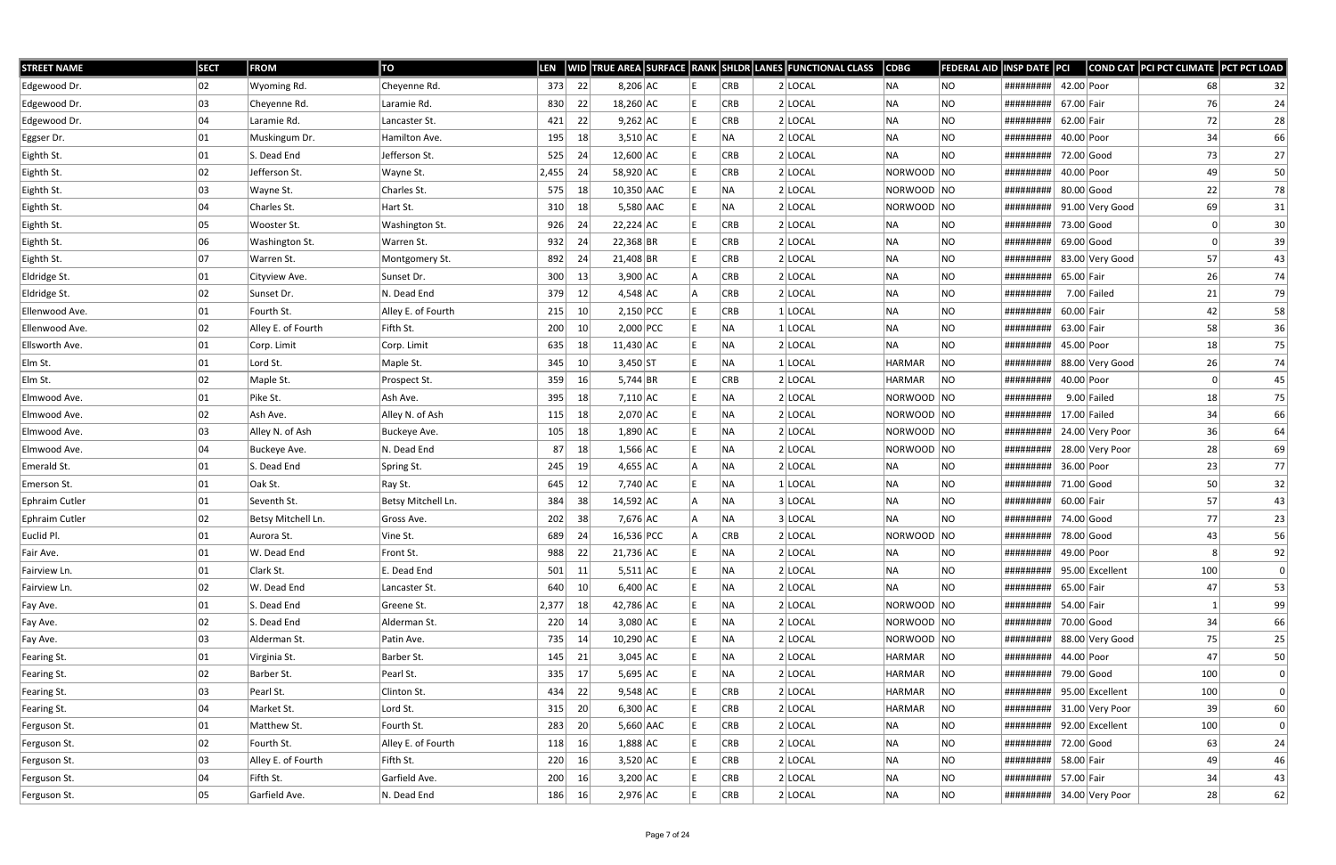| STREET NAME | SECT | FROM | TO | LEN | WID | TRUE AREA | SURFACE | RANK | SHLDR | LANES | FUNCTIONAL CLASS | CDBG | FEDERAL AID | INSP DATE | PCI | COND CAT | PCI PCT CLIMATE | PCT PCT LOAD |
|---|---|---|---|---|---|---|---|---|---|---|---|---|---|---|---|---|---|---|
| Edgewood Dr. | 02 | Wyoming Rd. | Cheyenne Rd. | 373 | 22 | 8,206 | AC | E | CRB | 2 | LOCAL | NA | NO | ######### | 42.00 | Poor | 68 | 32 |
| Edgewood Dr. | 03 | Cheyenne Rd. | Laramie Rd. | 830 | 22 | 18,260 | AC | E | CRB | 2 | LOCAL | NA | NO | ######### | 67.00 | Fair | 76 | 24 |
| Edgewood Dr. | 04 | Laramie Rd. | Lancaster St. | 421 | 22 | 9,262 | AC | E | CRB | 2 | LOCAL | NA | NO | ######### | 62.00 | Fair | 72 | 28 |
| Eggser Dr. | 01 | Muskingum Dr. | Hamilton Ave. | 195 | 18 | 3,510 | AC | E | NA | 2 | LOCAL | NA | NO | ######### | 40.00 | Poor | 34 | 66 |
| Eighth St. | 01 | S. Dead End | Jefferson St. | 525 | 24 | 12,600 | AC | E | CRB | 2 | LOCAL | NA | NO | ######### | 72.00 | Good | 73 | 27 |
| Eighth St. | 02 | Jefferson St. | Wayne St. | 2,455 | 24 | 58,920 | AC | E | CRB | 2 | LOCAL | NORWOOD | NO | ######### | 40.00 | Poor | 49 | 50 |
| Eighth St. | 03 | Wayne St. | Charles St. | 575 | 18 | 10,350 | AAC | E | NA | 2 | LOCAL | NORWOOD | NO | ######### | 80.00 | Good | 22 | 78 |
| Eighth St. | 04 | Charles St. | Hart St. | 310 | 18 | 5,580 | AAC | E | NA | 2 | LOCAL | NORWOOD | NO | ######### | 91.00 | Very Good | 69 | 31 |
| Eighth St. | 05 | Wooster St. | Washington St. | 926 | 24 | 22,224 | AC | E | CRB | 2 | LOCAL | NA | NO | ######### | 73.00 | Good | 0 | 30 |
| Eighth St. | 06 | Washington St. | Warren St. | 932 | 24 | 22,368 | BR | E | CRB | 2 | LOCAL | NA | NO | ######### | 69.00 | Good | 0 | 39 |
| Eighth St. | 07 | Warren St. | Montgomery St. | 892 | 24 | 21,408 | BR | E | CRB | 2 | LOCAL | NA | NO | ######### | 83.00 | Very Good | 57 | 43 |
| Eldridge St. | 01 | Cityview Ave. | Sunset Dr. | 300 | 13 | 3,900 | AC | A | CRB | 2 | LOCAL | NA | NO | ######### | 65.00 | Fair | 26 | 74 |
| Eldridge St. | 02 | Sunset Dr. | N. Dead End | 379 | 12 | 4,548 | AC | A | CRB | 2 | LOCAL | NA | NO | ######### | 7.00 | Failed | 21 | 79 |
| Ellenwood Ave. | 01 | Fourth St. | Alley E. of Fourth | 215 | 10 | 2,150 | PCC | E | CRB | 1 | LOCAL | NA | NO | ######### | 60.00 | Fair | 42 | 58 |
| Ellenwood Ave. | 02 | Alley E. of Fourth | Fifth St. | 200 | 10 | 2,000 | PCC | E | NA | 1 | LOCAL | NA | NO | ######### | 63.00 | Fair | 58 | 36 |
| Ellsworth Ave. | 01 | Corp. Limit | Corp. Limit | 635 | 18 | 11,430 | AC | E | NA | 2 | LOCAL | NA | NO | ######### | 45.00 | Poor | 18 | 75 |
| Elm St. | 01 | Lord St. | Maple St. | 345 | 10 | 3,450 | ST | E | NA | 1 | LOCAL | HARMAR | NO | ######### | 88.00 | Very Good | 26 | 74 |
| Elm St. | 02 | Maple St. | Prospect St. | 359 | 16 | 5,744 | BR | E | CRB | 2 | LOCAL | HARMAR | NO | ######### | 40.00 | Poor | 0 | 45 |
| Elmwood Ave. | 01 | Pike St. | Ash Ave. | 395 | 18 | 7,110 | AC | E | NA | 2 | LOCAL | NORWOOD | NO | ######### | 9.00 | Failed | 18 | 75 |
| Elmwood Ave. | 02 | Ash Ave. | Alley N. of Ash | 115 | 18 | 2,070 | AC | E | NA | 2 | LOCAL | NORWOOD | NO | ######### | 17.00 | Failed | 34 | 66 |
| Elmwood Ave. | 03 | Alley N. of Ash | Buckeye Ave. | 105 | 18 | 1,890 | AC | E | NA | 2 | LOCAL | NORWOOD | NO | ######### | 24.00 | Very Poor | 36 | 64 |
| Elmwood Ave. | 04 | Buckeye Ave. | N. Dead End | 87 | 18 | 1,566 | AC | E | NA | 2 | LOCAL | NORWOOD | NO | ######### | 28.00 | Very Poor | 28 | 69 |
| Emerald St. | 01 | S. Dead End | Spring St. | 245 | 19 | 4,655 | AC | A | NA | 2 | LOCAL | NA | NO | ######### | 36.00 | Poor | 23 | 77 |
| Emerson St. | 01 | Oak St. | Ray St. | 645 | 12 | 7,740 | AC | E | NA | 1 | LOCAL | NA | NO | ######### | 71.00 | Good | 50 | 32 |
| Ephraim Cutler | 01 | Seventh St. | Betsy Mitchell Ln. | 384 | 38 | 14,592 | AC | A | NA | 3 | LOCAL | NA | NO | ######### | 60.00 | Fair | 57 | 43 |
| Ephraim Cutler | 02 | Betsy Mitchell Ln. | Gross Ave. | 202 | 38 | 7,676 | AC | A | NA | 3 | LOCAL | NA | NO | ######### | 74.00 | Good | 77 | 23 |
| Euclid Pl. | 01 | Aurora St. | Vine St. | 689 | 24 | 16,536 | PCC | A | CRB | 2 | LOCAL | NORWOOD | NO | ######### | 78.00 | Good | 43 | 56 |
| Fair Ave. | 01 | W. Dead End | Front St. | 988 | 22 | 21,736 | AC | E | NA | 2 | LOCAL | NA | NO | ######### | 49.00 | Poor | 8 | 92 |
| Fairview Ln. | 01 | Clark St. | E. Dead End | 501 | 11 | 5,511 | AC | E | NA | 2 | LOCAL | NA | NO | ######### | 95.00 | Excellent | 100 | 0 |
| Fairview Ln. | 02 | W. Dead End | Lancaster St. | 640 | 10 | 6,400 | AC | E | NA | 2 | LOCAL | NA | NO | ######### | 65.00 | Fair | 47 | 53 |
| Fay Ave. | 01 | S. Dead End | Greene St. | 2,377 | 18 | 42,786 | AC | E | NA | 2 | LOCAL | NORWOOD | NO | ######### | 54.00 | Fair | 1 | 99 |
| Fay Ave. | 02 | S. Dead End | Alderman St. | 220 | 14 | 3,080 | AC | E | NA | 2 | LOCAL | NORWOOD | NO | ######### | 70.00 | Good | 34 | 66 |
| Fay Ave. | 03 | Alderman St. | Patin Ave. | 735 | 14 | 10,290 | AC | E | NA | 2 | LOCAL | NORWOOD | NO | ######### | 88.00 | Very Good | 75 | 25 |
| Fearing St. | 01 | Virginia St. | Barber St. | 145 | 21 | 3,045 | AC | E | NA | 2 | LOCAL | HARMAR | NO | ######### | 44.00 | Poor | 47 | 50 |
| Fearing St. | 02 | Barber St. | Pearl St. | 335 | 17 | 5,695 | AC | E | NA | 2 | LOCAL | HARMAR | NO | ######### | 79.00 | Good | 100 | 0 |
| Fearing St. | 03 | Pearl St. | Clinton St. | 434 | 22 | 9,548 | AC | E | CRB | 2 | LOCAL | HARMAR | NO | ######### | 95.00 | Excellent | 100 | 0 |
| Fearing St. | 04 | Market St. | Lord St. | 315 | 20 | 6,300 | AC | E | CRB | 2 | LOCAL | HARMAR | NO | ######### | 31.00 | Very Poor | 39 | 60 |
| Ferguson St. | 01 | Matthew St. | Fourth St. | 283 | 20 | 5,660 | AAC | E | CRB | 2 | LOCAL | NA | NO | ######### | 92.00 | Excellent | 100 | 0 |
| Ferguson St. | 02 | Fourth St. | Alley E. of Fourth | 118 | 16 | 1,888 | AC | E | CRB | 2 | LOCAL | NA | NO | ######### | 72.00 | Good | 63 | 24 |
| Ferguson St. | 03 | Alley E. of Fourth | Fifth St. | 220 | 16 | 3,520 | AC | E | CRB | 2 | LOCAL | NA | NO | ######### | 58.00 | Fair | 49 | 46 |
| Ferguson St. | 04 | Fifth St. | Garfield Ave. | 200 | 16 | 3,200 | AC | E | CRB | 2 | LOCAL | NA | NO | ######### | 57.00 | Fair | 34 | 43 |
| Ferguson St. | 05 | Garfield Ave. | N. Dead End | 186 | 16 | 2,976 | AC | E | CRB | 2 | LOCAL | NA | NO | ######### | 34.00 | Very Poor | 28 | 62 |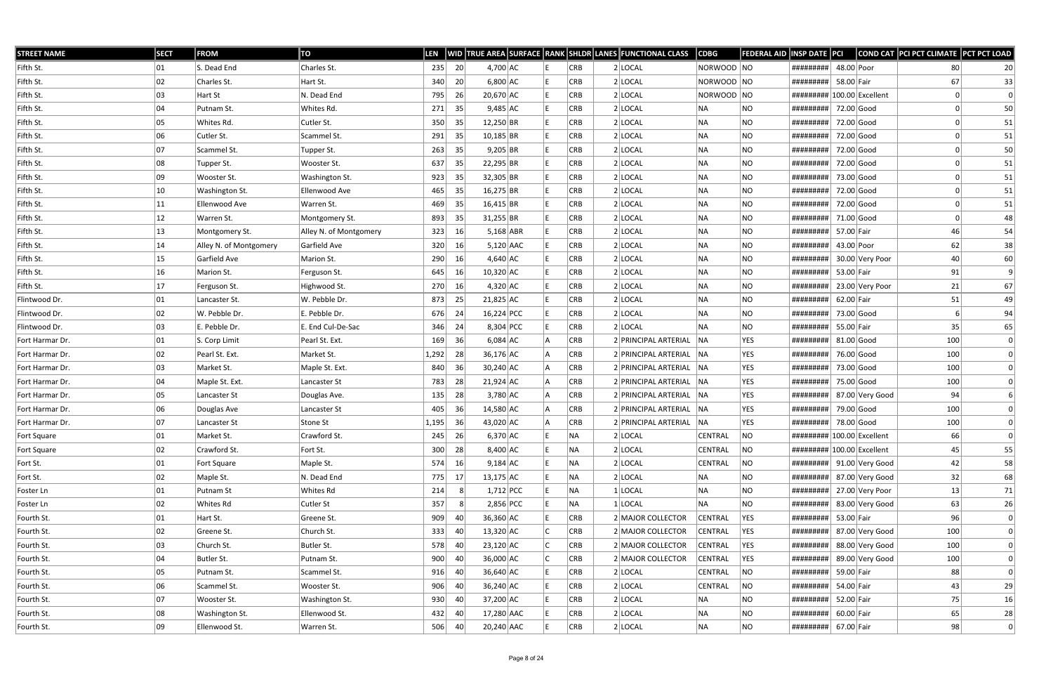| STREET NAME | SECT | FROM | TO | LEN | WID | TRUE AREA | SURFACE | RANK | SHLDR | LANES | FUNCTIONAL CLASS | CDBG | FEDERAL AID | INSP DATE | PCI | COND CAT | PCI PCT CLIMATE | PCT PCT LOAD |
|---|---|---|---|---|---|---|---|---|---|---|---|---|---|---|---|---|---|---|
| Fifth St. | 01 | S. Dead End | Charles St. | 235 | 20 | 4,700 | AC | E | CRB | 2 | LOCAL | NORWOOD | NO | ######### | 48.00 | Poor | 80 | 20 |
| Fifth St. | 02 | Charles St. | Hart St. | 340 | 20 | 6,800 | AC | E | CRB | 2 | LOCAL | NORWOOD | NO | ######### | 58.00 | Fair | 67 | 33 |
| Fifth St. | 03 | Hart St | N. Dead End | 795 | 26 | 20,670 | AC | E | CRB | 2 | LOCAL | NORWOOD | NO | ######### | 100.00 | Excellent | 0 | 0 |
| Fifth St. | 04 | Putnam St. | Whites Rd. | 271 | 35 | 9,485 | AC | E | CRB | 2 | LOCAL | NA | NO | ######### | 72.00 | Good | 0 | 50 |
| Fifth St. | 05 | Whites Rd. | Cutler St. | 350 | 35 | 12,250 | BR | E | CRB | 2 | LOCAL | NA | NO | ######### | 72.00 | Good | 0 | 51 |
| Fifth St. | 06 | Cutler St. | Scammel St. | 291 | 35 | 10,185 | BR | E | CRB | 2 | LOCAL | NA | NO | ######### | 72.00 | Good | 0 | 51 |
| Fifth St. | 07 | Scammel St. | Tupper St. | 263 | 35 | 9,205 | BR | E | CRB | 2 | LOCAL | NA | NO | ######### | 72.00 | Good | 0 | 50 |
| Fifth St. | 08 | Tupper St. | Wooster St. | 637 | 35 | 22,295 | BR | E | CRB | 2 | LOCAL | NA | NO | ######### | 72.00 | Good | 0 | 51 |
| Fifth St. | 09 | Wooster St. | Washington St. | 923 | 35 | 32,305 | BR | E | CRB | 2 | LOCAL | NA | NO | ######### | 73.00 | Good | 0 | 51 |
| Fifth St. | 10 | Washington St. | Ellenwood Ave | 465 | 35 | 16,275 | BR | E | CRB | 2 | LOCAL | NA | NO | ######### | 72.00 | Good | 0 | 51 |
| Fifth St. | 11 | Ellenwood Ave | Warren St. | 469 | 35 | 16,415 | BR | E | CRB | 2 | LOCAL | NA | NO | ######### | 72.00 | Good | 0 | 51 |
| Fifth St. | 12 | Warren St. | Montgomery St. | 893 | 35 | 31,255 | BR | E | CRB | 2 | LOCAL | NA | NO | ######### | 71.00 | Good | 0 | 48 |
| Fifth St. | 13 | Montgomery St. | Alley N. of Montgomery | 323 | 16 | 5,168 | ABR | E | CRB | 2 | LOCAL | NA | NO | ######### | 57.00 | Fair | 46 | 54 |
| Fifth St. | 14 | Alley N. of Montgomery | Garfield Ave | 320 | 16 | 5,120 | AAC | E | CRB | 2 | LOCAL | NA | NO | ######### | 43.00 | Poor | 62 | 38 |
| Fifth St. | 15 | Garfield Ave | Marion St. | 290 | 16 | 4,640 | AC | E | CRB | 2 | LOCAL | NA | NO | ######### | 30.00 | Very Poor | 40 | 60 |
| Fifth St. | 16 | Marion St. | Ferguson St. | 645 | 16 | 10,320 | AC | E | CRB | 2 | LOCAL | NA | NO | ######### | 53.00 | Fair | 91 | 9 |
| Fifth St. | 17 | Ferguson St. | Highwood St. | 270 | 16 | 4,320 | AC | E | CRB | 2 | LOCAL | NA | NO | ######### | 23.00 | Very Poor | 21 | 67 |
| Flintwood Dr. | 01 | Lancaster St. | W. Pebble Dr. | 873 | 25 | 21,825 | AC | E | CRB | 2 | LOCAL | NA | NO | ######### | 62.00 | Fair | 51 | 49 |
| Flintwood Dr. | 02 | W. Pebble Dr. | E. Pebble Dr. | 676 | 24 | 16,224 | PCC | E | CRB | 2 | LOCAL | NA | NO | ######### | 73.00 | Good | 6 | 94 |
| Flintwood Dr. | 03 | E. Pebble Dr. | E. End Cul-De-Sac | 346 | 24 | 8,304 | PCC | E | CRB | 2 | LOCAL | NA | NO | ######### | 55.00 | Fair | 35 | 65 |
| Fort Harmar Dr. | 01 | S. Corp Limit | Pearl St. Ext. | 169 | 36 | 6,084 | AC | A | CRB | 2 | PRINCIPAL ARTERIAL | NA | YES | ######### | 81.00 | Good | 100 | 0 |
| Fort Harmar Dr. | 02 | Pearl St. Ext. | Market St. | 1,292 | 28 | 36,176 | AC | A | CRB | 2 | PRINCIPAL ARTERIAL | NA | YES | ######### | 76.00 | Good | 100 | 0 |
| Fort Harmar Dr. | 03 | Market St. | Maple St. Ext. | 840 | 36 | 30,240 | AC | A | CRB | 2 | PRINCIPAL ARTERIAL | NA | YES | ######### | 73.00 | Good | 100 | 0 |
| Fort Harmar Dr. | 04 | Maple St. Ext. | Lancaster St | 783 | 28 | 21,924 | AC | A | CRB | 2 | PRINCIPAL ARTERIAL | NA | YES | ######### | 75.00 | Good | 100 | 0 |
| Fort Harmar Dr. | 05 | Lancaster St | Douglas Ave. | 135 | 28 | 3,780 | AC | A | CRB | 2 | PRINCIPAL ARTERIAL | NA | YES | ######### | 87.00 | Very Good | 94 | 6 |
| Fort Harmar Dr. | 06 | Douglas Ave | Lancaster St | 405 | 36 | 14,580 | AC | A | CRB | 2 | PRINCIPAL ARTERIAL | NA | YES | ######### | 79.00 | Good | 100 | 0 |
| Fort Harmar Dr. | 07 | Lancaster St | Stone St | 1,195 | 36 | 43,020 | AC | A | CRB | 2 | PRINCIPAL ARTERIAL | NA | YES | ######### | 78.00 | Good | 100 | 0 |
| Fort Square | 01 | Market St. | Crawford St. | 245 | 26 | 6,370 | AC | E | NA | 2 | LOCAL | CENTRAL | NO | ######### | 100.00 | Excellent | 66 | 0 |
| Fort Square | 02 | Crawford St. | Fort St. | 300 | 28 | 8,400 | AC | E | NA | 2 | LOCAL | CENTRAL | NO | ######### | 100.00 | Excellent | 45 | 55 |
| Fort St. | 01 | Fort Square | Maple St. | 574 | 16 | 9,184 | AC | E | NA | 2 | LOCAL | CENTRAL | NO | ######### | 91.00 | Very Good | 42 | 58 |
| Fort St. | 02 | Maple St. | N. Dead End | 775 | 17 | 13,175 | AC | E | NA | 2 | LOCAL | NA | NO | ######### | 87.00 | Very Good | 32 | 68 |
| Foster Ln | 01 | Putnam St | Whites Rd | 214 | 8 | 1,712 | PCC | E | NA | 1 | LOCAL | NA | NO | ######### | 27.00 | Very Poor | 13 | 71 |
| Foster Ln | 02 | Whites Rd | Cutler St | 357 | 8 | 2,856 | PCC | E | NA | 1 | LOCAL | NA | NO | ######### | 83.00 | Very Good | 63 | 26 |
| Fourth St. | 01 | Hart St. | Greene St. | 909 | 40 | 36,360 | AC | E | CRB | 2 | MAJOR COLLECTOR | CENTRAL | YES | ######### | 53.00 | Fair | 96 | 0 |
| Fourth St. | 02 | Greene St. | Church St. | 333 | 40 | 13,320 | AC | C | CRB | 2 | MAJOR COLLECTOR | CENTRAL | YES | ######### | 87.00 | Very Good | 100 | 0 |
| Fourth St. | 03 | Church St. | Butler St. | 578 | 40 | 23,120 | AC | C | CRB | 2 | MAJOR COLLECTOR | CENTRAL | YES | ######### | 88.00 | Very Good | 100 | 0 |
| Fourth St. | 04 | Butler St. | Putnam St. | 900 | 40 | 36,000 | AC | C | CRB | 2 | MAJOR COLLECTOR | CENTRAL | YES | ######### | 89.00 | Very Good | 100 | 0 |
| Fourth St. | 05 | Putnam St. | Scammel St. | 916 | 40 | 36,640 | AC | E | CRB | 2 | LOCAL | CENTRAL | NO | ######### | 59.00 | Fair | 88 | 0 |
| Fourth St. | 06 | Scammel St. | Wooster St. | 906 | 40 | 36,240 | AC | E | CRB | 2 | LOCAL | CENTRAL | NO | ######### | 54.00 | Fair | 43 | 29 |
| Fourth St. | 07 | Wooster St. | Washington St. | 930 | 40 | 37,200 | AC | E | CRB | 2 | LOCAL | NA | NO | ######### | 52.00 | Fair | 75 | 16 |
| Fourth St. | 08 | Washington St. | Ellenwood St. | 432 | 40 | 17,280 | AAC | E | CRB | 2 | LOCAL | NA | NO | ######### | 60.00 | Fair | 65 | 28 |
| Fourth St. | 09 | Ellenwood St. | Warren St. | 506 | 40 | 20,240 | AAC | E | CRB | 2 | LOCAL | NA | NO | ######### | 67.00 | Fair | 98 | 0 |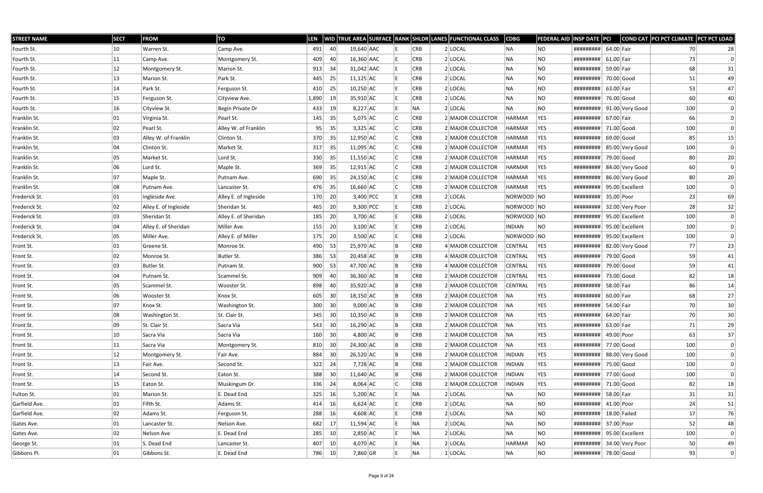| STREET NAME | SECT | FROM | TO | LEN | WID | TRUE AREA | SURFACE | RANK | SHLDR | LANES | FUNCTIONAL CLASS | CDBG | FEDERAL AID | INSP DATE | PCI | COND CAT | PCI PCT CLIMATE | PCT PCT LOAD |
|---|---|---|---|---|---|---|---|---|---|---|---|---|---|---|---|---|---|---|
| Fourth St. | 10 | Warren St. | Camp Ave. | 491 | 40 | 19,640 | AAC | E | CRB | 2 | LOCAL | NA | NO | ######### | 64.00 | Fair | 70 | 28 |
| Fourth St. | 11 | Camp Ave. | Montgomery St. | 409 | 40 | 16,360 | AAC | E | CRB | 2 | LOCAL | NA | NO | ######### | 61.00 | Fair | 73 | 0 |
| Fourth St. | 12 | Montgomery St. | Marion St. | 913 | 34 | 31,042 | AAC | E | CRB | 2 | LOCAL | NA | NO | ######### | 59.00 | Fair | 68 | 31 |
| Fourth St. | 13 | Marion St. | Park St. | 445 | 25 | 11,125 | AC | E | CRB | 2 | LOCAL | NA | NO | ######### | 70.00 | Good | 51 | 49 |
| Fourth St. | 14 | Park St. | Ferguson St. | 410 | 25 | 10,250 | AC | E | CRB | 2 | LOCAL | NA | NO | ######### | 63.00 | Fair | 53 | 47 |
| Fourth St. | 15 | Ferguson St. | Cityview Ave. | 1,890 | 19 | 35,910 | AC | E | CRB | 2 | LOCAL | NA | NO | ######### | 76.00 | Good | 60 | 40 |
| Fourth St. | 16 | Cityview St. | Begin Private Dr | 433 | 19 | 8,227 | AC | E | NA | 2 | LOCAL | NA | NO | ######### | 91.00 | Very Good | 100 | 0 |
| Franklin St. | 01 | Virginia St. | Pearl St. | 145 | 35 | 5,075 | AC | C | CRB | 2 | MAJOR COLLECTOR | HARMAR | YES | ######### | 67.00 | Fair | 66 | 0 |
| Franklin St. | 02 | Pearl St. | Alley W. of Franklin | 95 | 35 | 3,325 | AC | C | CRB | 2 | MAJOR COLLECTOR | HARMAR | YES | ######### | 71.00 | Good | 100 | 0 |
| Franklin St. | 03 | Alley W. of Franklin | Clinton St. | 370 | 35 | 12,950 | AC | C | CRB | 2 | MAJOR COLLECTOR | HARMAR | YES | ######### | 69.00 | Good | 85 | 15 |
| Franklin St. | 04 | Clinton St. | Market St. | 317 | 35 | 11,095 | AC | C | CRB | 2 | MAJOR COLLECTOR | HARMAR | YES | ######### | 85.00 | Very Good | 100 | 0 |
| Franklin St. | 05 | Market St. | Lord St. | 330 | 35 | 11,550 | AC | C | CRB | 2 | MAJOR COLLECTOR | HARMAR | YES | ######### | 79.00 | Good | 80 | 20 |
| Franklin St. | 06 | Lord St. | Maple St. | 369 | 35 | 12,915 | AC | C | CRB | 2 | MAJOR COLLECTOR | HARMAR | YES | ######### | 84.00 | Very Good | 60 | 0 |
| Franklin St. | 07 | Maple St. | Putnam Ave. | 690 | 35 | 24,150 | AC | C | CRB | 2 | MAJOR COLLECTOR | HARMAR | YES | ######### | 86.00 | Very Good | 80 | 20 |
| Franklin St. | 08 | Putnam Ave. | Lancaster St. | 476 | 35 | 16,660 | AC | C | CRB | 2 | MAJOR COLLECTOR | HARMAR | YES | ######### | 95.00 | Excellent | 100 | 0 |
| Frederick St. | 01 | Ingleside Ave. | Alley E. of Ingleside | 170 | 20 | 3,400 | PCC | E | CRB | 2 | LOCAL | NORWOOD | NO | ######### | 35.00 | Poor | 23 | 69 |
| Frederick St. | 02 | Alley E. of Ingleside | Sheridan St. | 465 | 20 | 9,300 | PCC | E | CRB | 2 | LOCAL | NORWOOD | NO | ######### | 32.00 | Very Poor | 28 | 32 |
| Frederick St. | 03 | Sheridan St. | Alley E. of Sheridan | 185 | 20 | 3,700 | AC | E | CRB | 2 | LOCAL | NORWOOD | NO | ######### | 95.00 | Excellent | 100 | 0 |
| Frederick St. | 04 | Alley E. of Sheridan | Miller Ave. | 155 | 20 | 3,100 | AC | E | CRB | 2 | LOCAL | INDIAN | NO | ######### | 95.00 | Excellent | 100 | 0 |
| Frederick St. | 05 | Miller Ave. | Alley E. of Miller | 175 | 20 | 3,500 | AC | E | CRB | 2 | LOCAL | NORWOOD | NO | ######### | 95.00 | Excellent | 100 | 0 |
| Front St. | 01 | Greene St. | Monroe St. | 490 | 53 | 25,970 | AC | B | CRB | 4 | MAJOR COLLECTOR | CENTRAL | YES | ######### | 82.00 | Very Good | 77 | 23 |
| Front St. | 02 | Monroe St. | Butler St. | 386 | 53 | 20,458 | AC | B | CRB | 4 | MAJOR COLLECTOR | CENTRAL | YES | ######### | 79.00 | Good | 59 | 41 |
| Front St. | 03 | Butler St. | Putnam St. | 900 | 53 | 47,700 | AC | B | CRB | 4 | MAJOR COLLECTOR | CENTRAL | YES | ######### | 79.00 | Good | 59 | 41 |
| Front St. | 04 | Putnam St. | Scammel St. | 909 | 40 | 36,360 | AC | B | CRB | 2 | MAJOR COLLECTOR | CENTRAL | YES | ######### | 73.00 | Good | 82 | 18 |
| Front St. | 05 | Scammel St. | Wooster St. | 898 | 40 | 35,920 | AC | B | CRB | 2 | MAJOR COLLECTOR | CENTRAL | YES | ######### | 58.00 | Fair | 86 | 14 |
| Front St. | 06 | Wooster St. | Knox St. | 605 | 30 | 18,150 | AC | B | CRB | 2 | MAJOR COLLECTOR | NA | YES | ######### | 60.00 | Fair | 68 | 27 |
| Front St. | 07 | Knox St. | Washington St. | 300 | 30 | 9,000 | AC | B | CRB | 2 | MAJOR COLLECTOR | NA | YES | ######### | 54.00 | Fair | 70 | 30 |
| Front St. | 08 | Washington St. | St. Clair St. | 345 | 30 | 10,350 | AC | B | CRB | 2 | MAJOR COLLECTOR | NA | YES | ######### | 64.00 | Fair | 70 | 30 |
| Front St. | 09 | St. Clair St. | Sacra Via | 543 | 30 | 16,290 | AC | B | CRB | 2 | MAJOR COLLECTOR | NA | YES | ######### | 63.00 | Fair | 71 | 29 |
| Front St. | 10 | Sacra Via | Sacra Via | 160 | 30 | 4,800 | AC | B | CRB | 2 | MAJOR COLLECTOR | NA | YES | ######### | 49.00 | Poor | 63 | 37 |
| Front St. | 11 | Sacra Via | Montgomery St. | 810 | 30 | 24,300 | AC | B | CRB | 2 | MAJOR COLLECTOR | NA | YES | ######### | 77.00 | Good | 100 | 0 |
| Front St. | 12 | Montgomery St. | Fair Ave. | 884 | 30 | 26,520 | AC | B | CRB | 2 | MAJOR COLLECTOR | INDIAN | YES | ######### | 88.00 | Very Good | 100 | 0 |
| Front St. | 13 | Fair Ave. | Second St. | 322 | 24 | 7,728 | AC | B | CRB | 2 | MAJOR COLLECTOR | INDIAN | YES | ######### | 75.00 | Good | 100 | 0 |
| Front St. | 14 | Second St. | Eaton St. | 388 | 30 | 11,640 | AC | B | CRB | 2 | MAJOR COLLECTOR | INDIAN | YES | ######### | 77.00 | Good | 100 | 0 |
| Front St. | 15 | Eaton St. | Muskingum Dr. | 336 | 24 | 8,064 | AC | C | CRB | 2 | MAJOR COLLECTOR | INDIAN | YES | ######### | 71.00 | Good | 82 | 18 |
| Fulton St. | 01 | Marion St. | E. Dead End | 325 | 16 | 5,200 | AC | E | NA | 2 | LOCAL | NA | NO | ######### | 58.00 | Fair | 31 | 31 |
| Garfield Ave. | 01 | Fifth St. | Adams St. | 414 | 16 | 6,624 | AC | E | CRB | 2 | LOCAL | NA | NO | ######### | 41.00 | Poor | 24 | 51 |
| Garfield Ave. | 02 | Adams St. | Ferguson St. | 288 | 16 | 4,608 | AC | E | CRB | 2 | LOCAL | NA | NO | ######### | 18.00 | Failed | 17 | 76 |
| Gates Ave. | 01 | Lancaster St. | Nelson Ave. | 682 | 17 | 11,594 | AC | E | NA | 2 | LOCAL | NA | NO | ######### | 37.00 | Poor | 52 | 48 |
| Gates Ave. | 02 | Nelson Ave | E. Dead End | 285 | 10 | 2,850 | AC | E | NA | 2 | LOCAL | NA | NO | ######### | 95.00 | Excellent | 100 | 0 |
| George St. | 01 | S. Dead End | Lancaster St. | 407 | 10 | 4,070 | AC | E | NA | 2 | LOCAL | HARMAR | NO | ######### | 34.00 | Very Poor | 50 | 49 |
| Gibbons Pl. | 01 | Gibbons St. | E. Dead End | 786 | 10 | 7,860 | GR | E | NA | 1 | LOCAL | NA | NO | ######### | 78.00 | Good | 93 | 0 |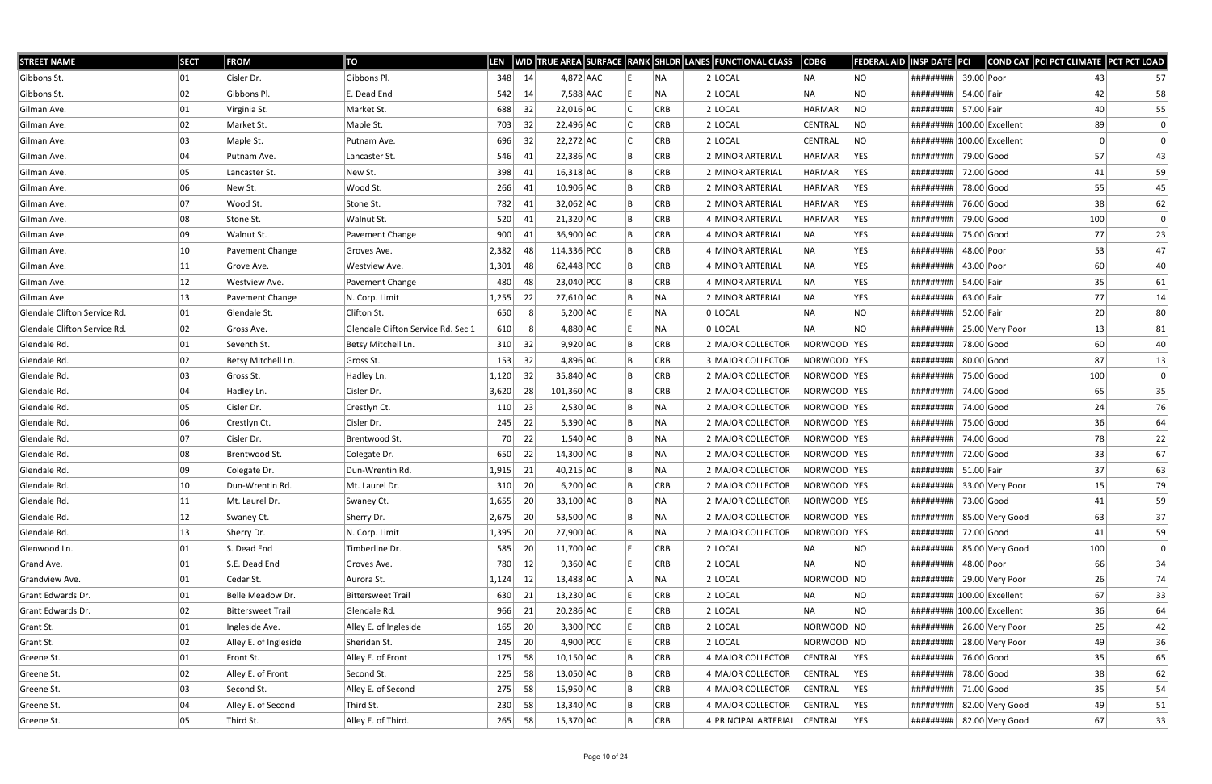| STREET NAME | SECT | FROM | TO | LEN | WID | TRUE AREA | SURFACE | RANK | SHLDR | LANES | FUNCTIONAL CLASS | CDBG | FEDERAL AID | INSP DATE | PCI | COND CAT | PCI PCT CLIMATE | PCT PCT LOAD |
|---|---|---|---|---|---|---|---|---|---|---|---|---|---|---|---|---|---|---|
| Gibbons St. | 01 | Cisler Dr. | Gibbons Pl. | 348 | 14 | 4,872 | AAC | E | NA | 2 | LOCAL | NA | NO | ######### | 39.00 | Poor | 43 | 57 |
| Gibbons St. | 02 | Gibbons Pl. | E. Dead End | 542 | 14 | 7,588 | AAC | E | NA | 2 | LOCAL | NA | NO | ######### | 54.00 | Fair | 42 | 58 |
| Gilman Ave. | 01 | Virginia St. | Market St. | 688 | 32 | 22,016 | AC | C | CRB | 2 | LOCAL | HARMAR | NO | ######### | 57.00 | Fair | 40 | 55 |
| Gilman Ave. | 02 | Market St. | Maple St. | 703 | 32 | 22,496 | AC | C | CRB | 2 | LOCAL | CENTRAL | NO | ######### | 100.00 | Excellent | 89 | 0 |
| Gilman Ave. | 03 | Maple St. | Putnam Ave. | 696 | 32 | 22,272 | AC | C | CRB | 2 | LOCAL | CENTRAL | NO | ######### | 100.00 | Excellent | 0 | 0 |
| Gilman Ave. | 04 | Putnam Ave. | Lancaster St. | 546 | 41 | 22,386 | AC | B | CRB | 2 | MINOR ARTERIAL | HARMAR | YES | ######### | 79.00 | Good | 57 | 43 |
| Gilman Ave. | 05 | Lancaster St. | New St. | 398 | 41 | 16,318 | AC | B | CRB | 2 | MINOR ARTERIAL | HARMAR | YES | ######### | 72.00 | Good | 41 | 59 |
| Gilman Ave. | 06 | New St. | Wood St. | 266 | 41 | 10,906 | AC | B | CRB | 2 | MINOR ARTERIAL | HARMAR | YES | ######### | 78.00 | Good | 55 | 45 |
| Gilman Ave. | 07 | Wood St. | Stone St. | 782 | 41 | 32,062 | AC | B | CRB | 2 | MINOR ARTERIAL | HARMAR | YES | ######### | 76.00 | Good | 38 | 62 |
| Gilman Ave. | 08 | Stone St. | Walnut St. | 520 | 41 | 21,320 | AC | B | CRB | 4 | MINOR ARTERIAL | HARMAR | YES | ######### | 79.00 | Good | 100 | 0 |
| Gilman Ave. | 09 | Walnut St. | Pavement Change | 900 | 41 | 36,900 | AC | B | CRB | 4 | MINOR ARTERIAL | NA | YES | ######### | 75.00 | Good | 77 | 23 |
| Gilman Ave. | 10 | Pavement Change | Groves Ave. | 2,382 | 48 | 114,336 | PCC | B | CRB | 4 | MINOR ARTERIAL | NA | YES | ######### | 48.00 | Poor | 53 | 47 |
| Gilman Ave. | 11 | Grove Ave. | Westview Ave. | 1,301 | 48 | 62,448 | PCC | B | CRB | 4 | MINOR ARTERIAL | NA | YES | ######### | 43.00 | Poor | 60 | 40 |
| Gilman Ave. | 12 | Westview Ave. | Pavement Change | 480 | 48 | 23,040 | PCC | B | CRB | 4 | MINOR ARTERIAL | NA | YES | ######### | 54.00 | Fair | 35 | 61 |
| Gilman Ave. | 13 | Pavement Change | N. Corp. Limit | 1,255 | 22 | 27,610 | AC | B | NA | 2 | MINOR ARTERIAL | NA | YES | ######### | 63.00 | Fair | 77 | 14 |
| Glendale Clifton Service Rd. | 01 | Glendale St. | Clifton St. | 650 | 8 | 5,200 | AC | E | NA | 0 | LOCAL | NA | NO | ######### | 52.00 | Fair | 20 | 80 |
| Glendale Clifton Service Rd. | 02 | Gross Ave. | Glendale Clifton Service Rd. Sec 1 | 610 | 8 | 4,880 | AC | E | NA | 0 | LOCAL | NA | NO | ######### | 25.00 | Very Poor | 13 | 81 |
| Glendale Rd. | 01 | Seventh St. | Betsy Mitchell Ln. | 310 | 32 | 9,920 | AC | B | CRB | 2 | MAJOR COLLECTOR | NORWOOD | YES | ######### | 78.00 | Good | 60 | 40 |
| Glendale Rd. | 02 | Betsy Mitchell Ln. | Gross St. | 153 | 32 | 4,896 | AC | B | CRB | 3 | MAJOR COLLECTOR | NORWOOD | YES | ######### | 80.00 | Good | 87 | 13 |
| Glendale Rd. | 03 | Gross St. | Hadley Ln. | 1,120 | 32 | 35,840 | AC | B | CRB | 2 | MAJOR COLLECTOR | NORWOOD | YES | ######### | 75.00 | Good | 100 | 0 |
| Glendale Rd. | 04 | Hadley Ln. | Cisler Dr. | 3,620 | 28 | 101,360 | AC | B | CRB | 2 | MAJOR COLLECTOR | NORWOOD | YES | ######### | 74.00 | Good | 65 | 35 |
| Glendale Rd. | 05 | Cisler Dr. | Crestlyn Ct. | 110 | 23 | 2,530 | AC | B | NA | 2 | MAJOR COLLECTOR | NORWOOD | YES | ######### | 74.00 | Good | 24 | 76 |
| Glendale Rd. | 06 | Crestlyn Ct. | Cisler Dr. | 245 | 22 | 5,390 | AC | B | NA | 2 | MAJOR COLLECTOR | NORWOOD | YES | ######### | 75.00 | Good | 36 | 64 |
| Glendale Rd. | 07 | Cisler Dr. | Brentwood St. | 70 | 22 | 1,540 | AC | B | NA | 2 | MAJOR COLLECTOR | NORWOOD | YES | ######### | 74.00 | Good | 78 | 22 |
| Glendale Rd. | 08 | Brentwood St. | Colegate Dr. | 650 | 22 | 14,300 | AC | B | NA | 2 | MAJOR COLLECTOR | NORWOOD | YES | ######### | 72.00 | Good | 33 | 67 |
| Glendale Rd. | 09 | Colegate Dr. | Dun-Wrentin Rd. | 1,915 | 21 | 40,215 | AC | B | NA | 2 | MAJOR COLLECTOR | NORWOOD | YES | ######### | 51.00 | Fair | 37 | 63 |
| Glendale Rd. | 10 | Dun-Wrentin Rd. | Mt. Laurel Dr. | 310 | 20 | 6,200 | AC | B | CRB | 2 | MAJOR COLLECTOR | NORWOOD | YES | ######### | 33.00 | Very Poor | 15 | 79 |
| Glendale Rd. | 11 | Mt. Laurel Dr. | Swaney Ct. | 1,655 | 20 | 33,100 | AC | B | NA | 2 | MAJOR COLLECTOR | NORWOOD | YES | ######### | 73.00 | Good | 41 | 59 |
| Glendale Rd. | 12 | Swaney Ct. | Sherry Dr. | 2,675 | 20 | 53,500 | AC | B | NA | 2 | MAJOR COLLECTOR | NORWOOD | YES | ######### | 85.00 | Very Good | 63 | 37 |
| Glendale Rd. | 13 | Sherry Dr. | N. Corp. Limit | 1,395 | 20 | 27,900 | AC | B | NA | 2 | MAJOR COLLECTOR | NORWOOD | YES | ######### | 72.00 | Good | 41 | 59 |
| Glenwood Ln. | 01 | S. Dead End | Timberline Dr. | 585 | 20 | 11,700 | AC | E | CRB | 2 | LOCAL | NA | NO | ######### | 85.00 | Very Good | 100 | 0 |
| Grand Ave. | 01 | S.E. Dead End | Groves Ave. | 780 | 12 | 9,360 | AC | E | CRB | 2 | LOCAL | NA | NO | ######### | 48.00 | Poor | 66 | 34 |
| Grandview Ave. | 01 | Cedar St. | Aurora St. | 1,124 | 12 | 13,488 | AC | A | NA | 2 | LOCAL | NORWOOD | NO | ######### | 29.00 | Very Poor | 26 | 74 |
| Grant Edwards Dr. | 01 | Belle Meadow Dr. | Bittersweet Trail | 630 | 21 | 13,230 | AC | E | CRB | 2 | LOCAL | NA | NO | ######### | 100.00 | Excellent | 67 | 33 |
| Grant Edwards Dr. | 02 | Bittersweet Trail | Glendale Rd. | 966 | 21 | 20,286 | AC | E | CRB | 2 | LOCAL | NA | NO | ######### | 100.00 | Excellent | 36 | 64 |
| Grant St. | 01 | Ingleside Ave. | Alley E. of Ingleside | 165 | 20 | 3,300 | PCC | E | CRB | 2 | LOCAL | NORWOOD | NO | ######### | 26.00 | Very Poor | 25 | 42 |
| Grant St. | 02 | Alley E. of Ingleside | Sheridan St. | 245 | 20 | 4,900 | PCC | E | CRB | 2 | LOCAL | NORWOOD | NO | ######### | 28.00 | Very Poor | 49 | 36 |
| Greene St. | 01 | Front St. | Alley E. of Front | 175 | 58 | 10,150 | AC | B | CRB | 4 | MAJOR COLLECTOR | CENTRAL | YES | ######### | 76.00 | Good | 35 | 65 |
| Greene St. | 02 | Alley E. of Front | Second St. | 225 | 58 | 13,050 | AC | B | CRB | 4 | MAJOR COLLECTOR | CENTRAL | YES | ######### | 78.00 | Good | 38 | 62 |
| Greene St. | 03 | Second St. | Alley E. of Second | 275 | 58 | 15,950 | AC | B | CRB | 4 | MAJOR COLLECTOR | CENTRAL | YES | ######### | 71.00 | Good | 35 | 54 |
| Greene St. | 04 | Alley E. of Second | Third St. | 230 | 58 | 13,340 | AC | B | CRB | 4 | MAJOR COLLECTOR | CENTRAL | YES | ######### | 82.00 | Very Good | 49 | 51 |
| Greene St. | 05 | Third St. | Alley E. of Third. | 265 | 58 | 15,370 | AC | B | CRB | 4 | PRINCIPAL ARTERIAL | CENTRAL | YES | ######### | 82.00 | Very Good | 67 | 33 |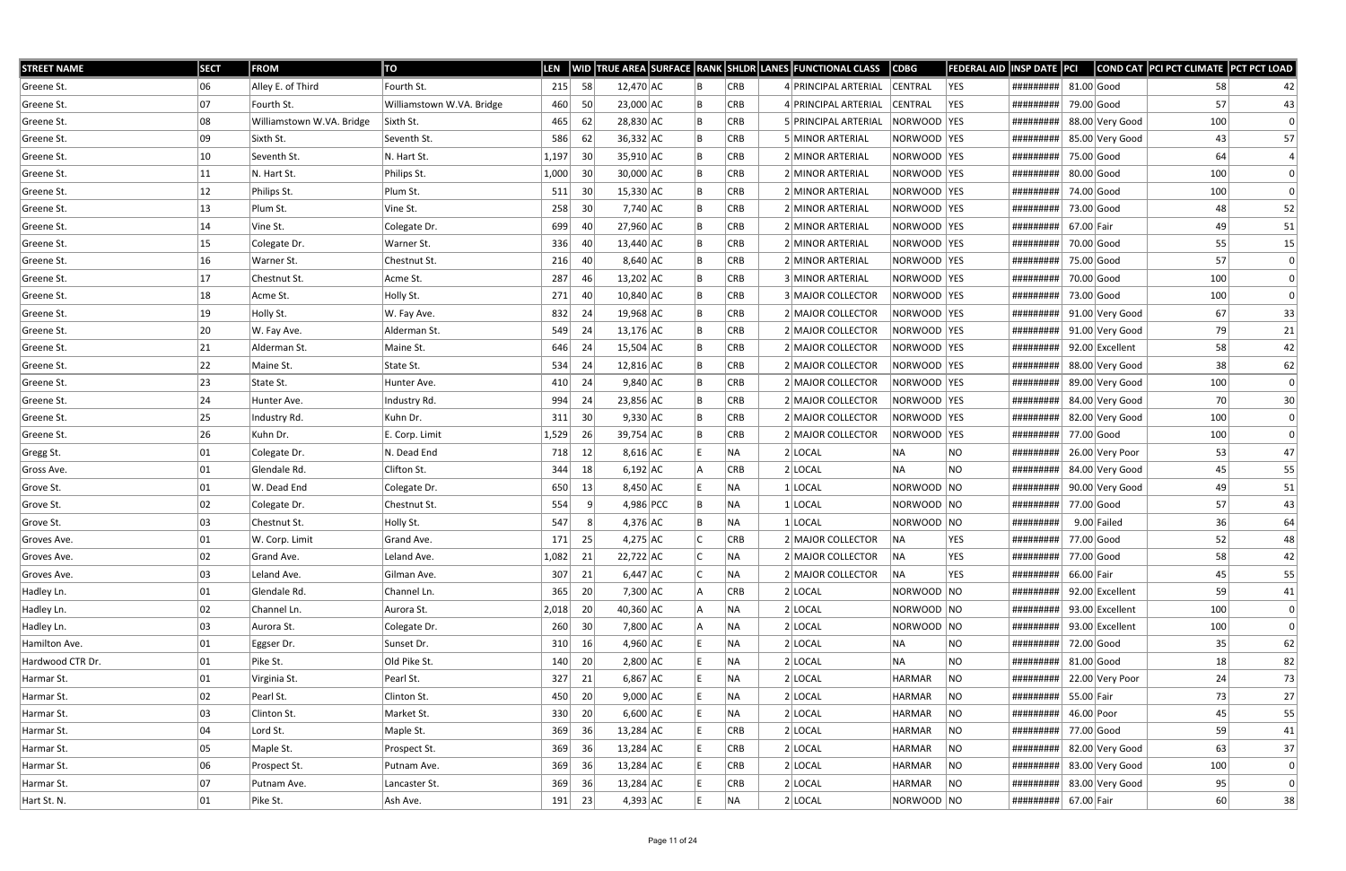| STREET NAME | SECT | FROM | TO | LEN | WID | TRUE AREA | SURFACE | RANK | SHLDR | LANES | FUNCTIONAL CLASS | CDBG | FEDERAL AID | INSP DATE | PCI | COND CAT | PCI PCT CLIMATE | PCT PCT LOAD |
|---|---|---|---|---|---|---|---|---|---|---|---|---|---|---|---|---|---|---|
| Greene St. | 06 | Alley E. of Third | Fourth St. | 215 | 58 | 12,470 | AC | B | CRB | 4 | PRINCIPAL ARTERIAL | CENTRAL | YES | ######### | 81.00 | Good | 58 | 42 |
| Greene St. | 07 | Fourth St. | Williamstown W.VA. Bridge | 460 | 50 | 23,000 | AC | B | CRB | 4 | PRINCIPAL ARTERIAL | CENTRAL | YES | ######### | 79.00 | Good | 57 | 43 |
| Greene St. | 08 | Williamstown W.VA. Bridge | Sixth St. | 465 | 62 | 28,830 | AC | B | CRB | 5 | PRINCIPAL ARTERIAL | NORWOOD | YES | ######### | 88.00 | Very Good | 100 | 0 |
| Greene St. | 09 | Sixth St. | Seventh St. | 586 | 62 | 36,332 | AC | B | CRB | 5 | MINOR ARTERIAL | NORWOOD | YES | ######### | 85.00 | Very Good | 43 | 57 |
| Greene St. | 10 | Seventh St. | N. Hart St. | 1,197 | 30 | 35,910 | AC | B | CRB | 2 | MINOR ARTERIAL | NORWOOD | YES | ######### | 75.00 | Good | 64 | 4 |
| Greene St. | 11 | N. Hart St. | Philips St. | 1,000 | 30 | 30,000 | AC | B | CRB | 2 | MINOR ARTERIAL | NORWOOD | YES | ######### | 80.00 | Good | 100 | 0 |
| Greene St. | 12 | Philips St. | Plum St. | 511 | 30 | 15,330 | AC | B | CRB | 2 | MINOR ARTERIAL | NORWOOD | YES | ######### | 74.00 | Good | 100 | 0 |
| Greene St. | 13 | Plum St. | Vine St. | 258 | 30 | 7,740 | AC | B | CRB | 2 | MINOR ARTERIAL | NORWOOD | YES | ######### | 73.00 | Good | 48 | 52 |
| Greene St. | 14 | Vine St. | Colegate Dr. | 699 | 40 | 27,960 | AC | B | CRB | 2 | MINOR ARTERIAL | NORWOOD | YES | ######### | 67.00 | Fair | 49 | 51 |
| Greene St. | 15 | Colegate Dr. | Warner St. | 336 | 40 | 13,440 | AC | B | CRB | 2 | MINOR ARTERIAL | NORWOOD | YES | ######### | 70.00 | Good | 55 | 15 |
| Greene St. | 16 | Warner St. | Chestnut St. | 216 | 40 | 8,640 | AC | B | CRB | 2 | MINOR ARTERIAL | NORWOOD | YES | ######### | 75.00 | Good | 57 | 0 |
| Greene St. | 17 | Chestnut St. | Acme St. | 287 | 46 | 13,202 | AC | B | CRB | 3 | MINOR ARTERIAL | NORWOOD | YES | ######### | 70.00 | Good | 100 | 0 |
| Greene St. | 18 | Acme St. | Holly St. | 271 | 40 | 10,840 | AC | B | CRB | 3 | MAJOR COLLECTOR | NORWOOD | YES | ######### | 73.00 | Good | 100 | 0 |
| Greene St. | 19 | Holly St. | W. Fay Ave. | 832 | 24 | 19,968 | AC | B | CRB | 2 | MAJOR COLLECTOR | NORWOOD | YES | ######### | 91.00 | Very Good | 67 | 33 |
| Greene St. | 20 | W. Fay Ave. | Alderman St. | 549 | 24 | 13,176 | AC | B | CRB | 2 | MAJOR COLLECTOR | NORWOOD | YES | ######### | 91.00 | Very Good | 79 | 21 |
| Greene St. | 21 | Alderman St. | Maine St. | 646 | 24 | 15,504 | AC | B | CRB | 2 | MAJOR COLLECTOR | NORWOOD | YES | ######### | 92.00 | Excellent | 58 | 42 |
| Greene St. | 22 | Maine St. | State St. | 534 | 24 | 12,816 | AC | B | CRB | 2 | MAJOR COLLECTOR | NORWOOD | YES | ######### | 88.00 | Very Good | 38 | 62 |
| Greene St. | 23 | State St. | Hunter Ave. | 410 | 24 | 9,840 | AC | B | CRB | 2 | MAJOR COLLECTOR | NORWOOD | YES | ######### | 89.00 | Very Good | 100 | 0 |
| Greene St. | 24 | Hunter Ave. | Industry Rd. | 994 | 24 | 23,856 | AC | B | CRB | 2 | MAJOR COLLECTOR | NORWOOD | YES | ######### | 84.00 | Very Good | 70 | 30 |
| Greene St. | 25 | Industry Rd. | Kuhn Dr. | 311 | 30 | 9,330 | AC | B | CRB | 2 | MAJOR COLLECTOR | NORWOOD | YES | ######### | 82.00 | Very Good | 100 | 0 |
| Greene St. | 26 | Kuhn Dr. | E. Corp. Limit | 1,529 | 26 | 39,754 | AC | B | CRB | 2 | MAJOR COLLECTOR | NORWOOD | YES | ######### | 77.00 | Good | 100 | 0 |
| Gregg St. | 01 | Colegate Dr. | N. Dead End | 718 | 12 | 8,616 | AC | E | NA | 2 | LOCAL | NA | NO | ######### | 26.00 | Very Poor | 53 | 47 |
| Gross Ave. | 01 | Glendale Rd. | Clifton St. | 344 | 18 | 6,192 | AC | A | CRB | 2 | LOCAL | NA | NO | ######### | 84.00 | Very Good | 45 | 55 |
| Grove St. | 01 | W. Dead End | Colegate Dr. | 650 | 13 | 8,450 | AC | E | NA | 1 | LOCAL | NORWOOD | NO | ######### | 90.00 | Very Good | 49 | 51 |
| Grove St. | 02 | Colegate Dr. | Chestnut St. | 554 | 9 | 4,986 | PCC | B | NA | 1 | LOCAL | NORWOOD | NO | ######### | 77.00 | Good | 57 | 43 |
| Grove St. | 03 | Chestnut St. | Holly St. | 547 | 8 | 4,376 | AC | B | NA | 1 | LOCAL | NORWOOD | NO | ######### | 9.00 | Failed | 36 | 64 |
| Groves Ave. | 01 | W. Corp. Limit | Grand Ave. | 171 | 25 | 4,275 | AC | C | CRB | 2 | MAJOR COLLECTOR | NA | YES | ######### | 77.00 | Good | 52 | 48 |
| Groves Ave. | 02 | Grand Ave. | Leland Ave. | 1,082 | 21 | 22,722 | AC | C | NA | 2 | MAJOR COLLECTOR | NA | YES | ######### | 77.00 | Good | 58 | 42 |
| Groves Ave. | 03 | Leland Ave. | Gilman Ave. | 307 | 21 | 6,447 | AC | C | NA | 2 | MAJOR COLLECTOR | NA | YES | ######### | 66.00 | Fair | 45 | 55 |
| Hadley Ln. | 01 | Glendale Rd. | Channel Ln. | 365 | 20 | 7,300 | AC | A | CRB | 2 | LOCAL | NORWOOD | NO | ######### | 92.00 | Excellent | 59 | 41 |
| Hadley Ln. | 02 | Channel Ln. | Aurora St. | 2,018 | 20 | 40,360 | AC | A | NA | 2 | LOCAL | NORWOOD | NO | ######### | 93.00 | Excellent | 100 | 0 |
| Hadley Ln. | 03 | Aurora St. | Colegate Dr. | 260 | 30 | 7,800 | AC | A | NA | 2 | LOCAL | NORWOOD | NO | ######### | 93.00 | Excellent | 100 | 0 |
| Hamilton Ave. | 01 | Eggser Dr. | Sunset Dr. | 310 | 16 | 4,960 | AC | E | NA | 2 | LOCAL | NA | NO | ######### | 72.00 | Good | 35 | 62 |
| Hardwood CTR Dr. | 01 | Pike St. | Old Pike St. | 140 | 20 | 2,800 | AC | E | NA | 2 | LOCAL | NA | NO | ######### | 81.00 | Good | 18 | 82 |
| Harmar St. | 01 | Virginia St. | Pearl St. | 327 | 21 | 6,867 | AC | E | NA | 2 | LOCAL | HARMAR | NO | ######### | 22.00 | Very Poor | 24 | 73 |
| Harmar St. | 02 | Pearl St. | Clinton St. | 450 | 20 | 9,000 | AC | E | NA | 2 | LOCAL | HARMAR | NO | ######### | 55.00 | Fair | 73 | 27 |
| Harmar St. | 03 | Clinton St. | Market St. | 330 | 20 | 6,600 | AC | E | NA | 2 | LOCAL | HARMAR | NO | ######### | 46.00 | Poor | 45 | 55 |
| Harmar St. | 04 | Lord St. | Maple St. | 369 | 36 | 13,284 | AC | E | CRB | 2 | LOCAL | HARMAR | NO | ######### | 77.00 | Good | 59 | 41 |
| Harmar St. | 05 | Maple St. | Prospect St. | 369 | 36 | 13,284 | AC | E | CRB | 2 | LOCAL | HARMAR | NO | ######### | 82.00 | Very Good | 63 | 37 |
| Harmar St. | 06 | Prospect St. | Putnam Ave. | 369 | 36 | 13,284 | AC | E | CRB | 2 | LOCAL | HARMAR | NO | ######### | 83.00 | Very Good | 100 | 0 |
| Harmar St. | 07 | Putnam Ave. | Lancaster St. | 369 | 36 | 13,284 | AC | E | CRB | 2 | LOCAL | HARMAR | NO | ######### | 83.00 | Very Good | 95 | 0 |
| Hart St. N. | 01 | Pike St. | Ash Ave. | 191 | 23 | 4,393 | AC | E | NA | 2 | LOCAL | NORWOOD | NO | ######### | 67.00 | Fair | 60 | 38 |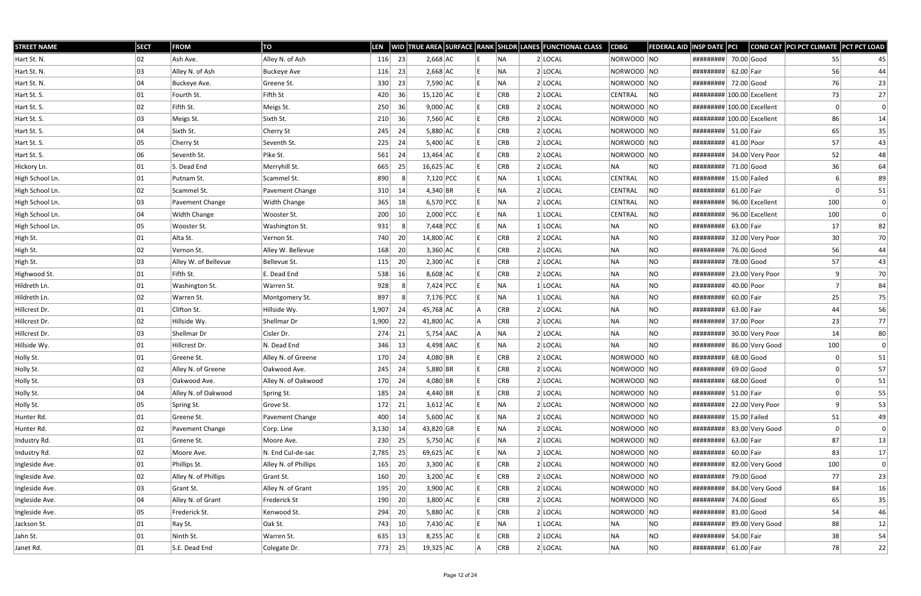| STREET NAME | SECT | FROM | TO | LEN | WID | TRUE AREA | SURFACE | RANK | SHLDR | LANES | FUNCTIONAL CLASS | CDBG | FEDERAL AID | INSP DATE | PCI | COND CAT | PCI PCT CLIMATE | PCT PCT LOAD |
|---|---|---|---|---|---|---|---|---|---|---|---|---|---|---|---|---|---|---|
| Hart St. N. | 02 | Ash Ave. | Alley N. of Ash | 116 | 23 | 2,668 | AC | E | NA | 2 | LOCAL | NORWOOD | NO | ######### | 70.00 | Good | 55 | 45 |
| Hart St. N. | 03 | Alley N. of Ash | Buckeye Ave | 116 | 23 | 2,668 | AC | E | NA | 2 | LOCAL | NORWOOD | NO | ######### | 62.00 | Fair | 56 | 44 |
| Hart St. N. | 04 | Buckeye Ave. | Greene St. | 330 | 23 | 7,590 | AC | E | NA | 2 | LOCAL | NORWOOD | NO | ######### | 72.00 | Good | 76 | 23 |
| Hart St. S. | 01 | Fourth St. | Fifth St | 420 | 36 | 15,120 | AC | E | CRB | 2 | LOCAL | CENTRAL | NO | ######### | 100.00 | Excellent | 73 | 27 |
| Hart St. S. | 02 | Fifth St. | Meigs St. | 250 | 36 | 9,000 | AC | E | CRB | 2 | LOCAL | NORWOOD | NO | ######### | 100.00 | Excellent | 0 | 0 |
| Hart St. S. | 03 | Meigs St. | Sixth St. | 210 | 36 | 7,560 | AC | E | CRB | 2 | LOCAL | NORWOOD | NO | ######### | 100.00 | Excellent | 86 | 14 |
| Hart St. S. | 04 | Sixth St. | Cherry St | 245 | 24 | 5,880 | AC | E | CRB | 2 | LOCAL | NORWOOD | NO | ######### | 51.00 | Fair | 65 | 35 |
| Hart St. S. | 05 | Cherry St | Seventh St. | 225 | 24 | 5,400 | AC | E | CRB | 2 | LOCAL | NORWOOD | NO | ######### | 41.00 | Poor | 57 | 43 |
| Hart St. S. | 06 | Seventh St. | Pike St. | 561 | 24 | 13,464 | AC | E | CRB | 2 | LOCAL | NORWOOD | NO | ######### | 34.00 | Very Poor | 52 | 48 |
| Hickory Ln. | 01 | S. Dead End | Merryhill St. | 665 | 25 | 16,625 | AC | E | CRB | 2 | LOCAL | NA | NO | ######### | 71.00 | Good | 36 | 64 |
| High School Ln. | 01 | Putnam St. | Scammel St. | 890 | 8 | 7,120 | PCC | E | NA | 1 | LOCAL | CENTRAL | NO | ######### | 15.00 | Failed | 6 | 89 |
| High School Ln. | 02 | Scammel St. | Pavement Change | 310 | 14 | 4,340 | BR | E | NA | 2 | LOCAL | CENTRAL | NO | ######### | 61.00 | Fair | 0 | 51 |
| High School Ln. | 03 | Pavement Change | Width Change | 365 | 18 | 6,570 | PCC | E | NA | 2 | LOCAL | CENTRAL | NO | ######### | 96.00 | Excellent | 100 | 0 |
| High School Ln. | 04 | Width Change | Wooster St. | 200 | 10 | 2,000 | PCC | E | NA | 1 | LOCAL | CENTRAL | NO | ######### | 96.00 | Excellent | 100 | 0 |
| High School Ln. | 05 | Wooster St. | Washington St. | 931 | 8 | 7,448 | PCC | E | NA | 1 | LOCAL | NA | NO | ######### | 63.00 | Fair | 17 | 82 |
| High St. | 01 | Alta St. | Vernon St. | 740 | 20 | 14,800 | AC | E | CRB | 2 | LOCAL | NA | NO | ######### | 32.00 | Very Poor | 30 | 70 |
| High St. | 02 | Vernon St. | Alley W. Bellevue | 168 | 20 | 3,360 | AC | E | CRB | 2 | LOCAL | NA | NO | ######### | 76.00 | Good | 56 | 44 |
| High St. | 03 | Alley W. of Bellevue | Bellevue St. | 115 | 20 | 2,300 | AC | E | CRB | 2 | LOCAL | NA | NO | ######### | 78.00 | Good | 57 | 43 |
| Highwood St. | 01 | Fifth St. | E. Dead End | 538 | 16 | 8,608 | AC | E | CRB | 2 | LOCAL | NA | NO | ######### | 23.00 | Very Poor | 9 | 70 |
| Hildreth Ln. | 01 | Washington St. | Warren St. | 928 | 8 | 7,424 | PCC | E | NA | 1 | LOCAL | NA | NO | ######### | 40.00 | Poor | 7 | 84 |
| Hildreth Ln. | 02 | Warren St. | Montgomery St. | 897 | 8 | 7,176 | PCC | E | NA | 1 | LOCAL | NA | NO | ######### | 60.00 | Fair | 25 | 75 |
| Hillcrest Dr. | 01 | Clifton St. | Hillside Wy. | 1,907 | 24 | 45,768 | AC | A | CRB | 2 | LOCAL | NA | NO | ######### | 63.00 | Fair | 44 | 56 |
| Hillcrest Dr. | 02 | Hillside Wy. | Shellmar Dr | 1,900 | 22 | 41,800 | AC | A | CRB | 2 | LOCAL | NA | NO | ######### | 37.00 | Poor | 23 | 77 |
| Hillcrest Dr. | 03 | Shellmar Dr | Cisler Dr. | 274 | 21 | 5,754 | AAC | A | NA | 2 | LOCAL | NA | NO | ######### | 30.00 | Very Poor | 14 | 80 |
| Hillside Wy. | 01 | Hillcrest Dr. | N. Dead End | 346 | 13 | 4,498 | AAC | E | NA | 2 | LOCAL | NA | NO | ######### | 86.00 | Very Good | 100 | 0 |
| Holly St. | 01 | Greene St. | Alley N. of Greene | 170 | 24 | 4,080 | BR | E | CRB | 2 | LOCAL | NORWOOD | NO | ######### | 68.00 | Good | 0 | 51 |
| Holly St. | 02 | Alley N. of Greene | Oakwood Ave. | 245 | 24 | 5,880 | BR | E | CRB | 2 | LOCAL | NORWOOD | NO | ######### | 69.00 | Good | 0 | 57 |
| Holly St. | 03 | Oakwood Ave. | Alley N. of Oakwood | 170 | 24 | 4,080 | BR | E | CRB | 2 | LOCAL | NORWOOD | NO | ######### | 68.00 | Good | 0 | 51 |
| Holly St. | 04 | Alley N. of Oakwood | Spring St. | 185 | 24 | 4,440 | BR | E | CRB | 2 | LOCAL | NORWOOD | NO | ######### | 51.00 | Fair | 0 | 55 |
| Holly St. | 05 | Spring St. | Grove St. | 172 | 21 | 3,612 | AC | E | NA | 2 | LOCAL | NORWOOD | NO | ######### | 22.00 | Very Poor | 9 | 53 |
| Hunter Rd. | 01 | Greene St. | Pavement Change | 400 | 14 | 5,600 | AC | E | NA | 2 | LOCAL | NORWOOD | NO | ######### | 15.00 | Failed | 51 | 49 |
| Hunter Rd. | 02 | Pavement Change | Corp. Line | 3,130 | 14 | 43,820 | GR | E | NA | 2 | LOCAL | NORWOOD | NO | ######### | 83.00 | Very Good | 0 | 0 |
| Industry Rd. | 01 | Greene St. | Moore Ave. | 230 | 25 | 5,750 | AC | E | NA | 2 | LOCAL | NORWOOD | NO | ######### | 63.00 | Fair | 87 | 13 |
| Industry Rd. | 02 | Moore Ave. | N. End Cul-de-sac | 2,785 | 25 | 69,625 | AC | E | NA | 2 | LOCAL | NORWOOD | NO | ######### | 60.00 | Fair | 83 | 17 |
| Ingleside Ave. | 01 | Phillips St. | Alley N. of Phillips | 165 | 20 | 3,300 | AC | E | CRB | 2 | LOCAL | NORWOOD | NO | ######### | 82.00 | Very Good | 100 | 0 |
| Ingleside Ave. | 02 | Alley N. of Phillips | Grant St. | 160 | 20 | 3,200 | AC | E | CRB | 2 | LOCAL | NORWOOD | NO | ######### | 79.00 | Good | 77 | 23 |
| Ingleside Ave. | 03 | Grant St. | Alley N. of Grant | 195 | 20 | 3,900 | AC | E | CRB | 2 | LOCAL | NORWOOD | NO | ######### | 84.00 | Very Good | 84 | 16 |
| Ingleside Ave. | 04 | Alley N. of Grant | Frederick St | 190 | 20 | 3,800 | AC | E | CRB | 2 | LOCAL | NORWOOD | NO | ######### | 74.00 | Good | 65 | 35 |
| Ingleside Ave. | 05 | Frederick St. | Kenwood St. | 294 | 20 | 5,880 | AC | E | CRB | 2 | LOCAL | NORWOOD | NO | ######### | 81.00 | Good | 54 | 46 |
| Jackson St. | 01 | Ray St. | Oak St. | 743 | 10 | 7,430 | AC | E | NA | 1 | LOCAL | NA | NO | ######### | 89.00 | Very Good | 88 | 12 |
| Jahn St. | 01 | Ninth St. | Warren St. | 635 | 13 | 8,255 | AC | E | CRB | 2 | LOCAL | NA | NO | ######### | 54.00 | Fair | 38 | 54 |
| Janet Rd. | 01 | S.E. Dead End | Colegate Dr. | 773 | 25 | 19,325 | AC | A | CRB | 2 | LOCAL | NA | NO | ######### | 61.00 | Fair | 78 | 22 |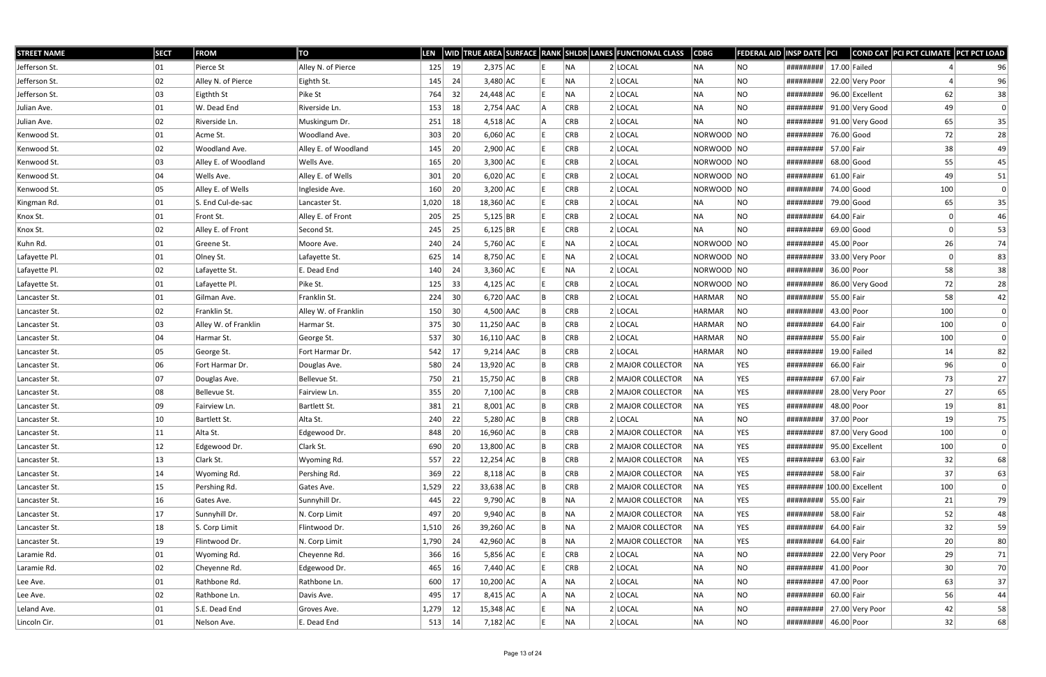| STREET NAME | SECT | FROM | TO | LEN | WID | TRUE AREA | SURFACE | RANK | SHLDR | LANES | FUNCTIONAL CLASS | CDBG | FEDERAL AID | INSP DATE | PCI | COND CAT | PCI PCT CLIMATE | PCT PCT LOAD |
|---|---|---|---|---|---|---|---|---|---|---|---|---|---|---|---|---|---|---|
| Jefferson St. | 01 | Pierce St | Alley N. of Pierce | 125 | 19 | 2,375 | AC | E | NA | 2 | LOCAL | NA | NO | ######### | 17.00 | Failed | 4 | 96 |
| Jefferson St. | 02 | Alley N. of Pierce | Eighth St. | 145 | 24 | 3,480 | AC | E | NA | 2 | LOCAL | NA | NO | ######### | 22.00 | Very Poor | 4 | 96 |
| Jefferson St. | 03 | Eigthth St | Pike St | 764 | 32 | 24,448 | AC | E | NA | 2 | LOCAL | NA | NO | ######### | 96.00 | Excellent | 62 | 38 |
| Julian Ave. | 01 | W. Dead End | Riverside Ln. | 153 | 18 | 2,754 | AAC | A | CRB | 2 | LOCAL | NA | NO | ######### | 91.00 | Very Good | 49 | 0 |
| Julian Ave. | 02 | Riverside Ln. | Muskingum Dr. | 251 | 18 | 4,518 | AC | A | CRB | 2 | LOCAL | NA | NO | ######### | 91.00 | Very Good | 65 | 35 |
| Kenwood St. | 01 | Acme St. | Woodland Ave. | 303 | 20 | 6,060 | AC | E | CRB | 2 | LOCAL | NORWOOD | NO | ######### | 76.00 | Good | 72 | 28 |
| Kenwood St. | 02 | Woodland Ave. | Alley E. of Woodland | 145 | 20 | 2,900 | AC | E | CRB | 2 | LOCAL | NORWOOD | NO | ######### | 57.00 | Fair | 38 | 49 |
| Kenwood St. | 03 | Alley E. of Woodland | Wells Ave. | 165 | 20 | 3,300 | AC | E | CRB | 2 | LOCAL | NORWOOD | NO | ######### | 68.00 | Good | 55 | 45 |
| Kenwood St. | 04 | Wells Ave. | Alley E. of Wells | 301 | 20 | 6,020 | AC | E | CRB | 2 | LOCAL | NORWOOD | NO | ######### | 61.00 | Fair | 49 | 51 |
| Kenwood St. | 05 | Alley E. of Wells | Ingleside Ave. | 160 | 20 | 3,200 | AC | E | CRB | 2 | LOCAL | NORWOOD | NO | ######### | 74.00 | Good | 100 | 0 |
| Kingman Rd. | 01 | S. End Cul-de-sac | Lancaster St. | 1,020 | 18 | 18,360 | AC | E | CRB | 2 | LOCAL | NA | NO | ######### | 79.00 | Good | 65 | 35 |
| Knox St. | 01 | Front St. | Alley E. of Front | 205 | 25 | 5,125 | BR | E | CRB | 2 | LOCAL | NA | NO | ######### | 64.00 | Fair | 0 | 46 |
| Knox St. | 02 | Alley E. of Front | Second St. | 245 | 25 | 6,125 | BR | E | CRB | 2 | LOCAL | NA | NO | ######### | 69.00 | Good | 0 | 53 |
| Kuhn Rd. | 01 | Greene St. | Moore Ave. | 240 | 24 | 5,760 | AC | E | NA | 2 | LOCAL | NORWOOD | NO | ######### | 45.00 | Poor | 26 | 74 |
| Lafayette Pl. | 01 | Olney St. | Lafayette St. | 625 | 14 | 8,750 | AC | E | NA | 2 | LOCAL | NORWOOD | NO | ######### | 33.00 | Very Poor | 0 | 83 |
| Lafayette Pl. | 02 | Lafayette St. | E. Dead End | 140 | 24 | 3,360 | AC | E | NA | 2 | LOCAL | NORWOOD | NO | ######### | 36.00 | Poor | 58 | 38 |
| Lafayette St. | 01 | Lafayette Pl. | Pike St. | 125 | 33 | 4,125 | AC | E | CRB | 2 | LOCAL | NORWOOD | NO | ######### | 86.00 | Very Good | 72 | 28 |
| Lancaster St. | 01 | Gilman Ave. | Franklin St. | 224 | 30 | 6,720 | AAC | B | CRB | 2 | LOCAL | HARMAR | NO | ######### | 55.00 | Fair | 58 | 42 |
| Lancaster St. | 02 | Franklin St. | Alley W. of Franklin | 150 | 30 | 4,500 | AAC | B | CRB | 2 | LOCAL | HARMAR | NO | ######### | 43.00 | Poor | 100 | 0 |
| Lancaster St. | 03 | Alley W. of Franklin | Harmar St. | 375 | 30 | 11,250 | AAC | B | CRB | 2 | LOCAL | HARMAR | NO | ######### | 64.00 | Fair | 100 | 0 |
| Lancaster St. | 04 | Harmar St. | George St. | 537 | 30 | 16,110 | AAC | B | CRB | 2 | LOCAL | HARMAR | NO | ######### | 55.00 | Fair | 100 | 0 |
| Lancaster St. | 05 | George St. | Fort Harmar Dr. | 542 | 17 | 9,214 | AAC | B | CRB | 2 | LOCAL | HARMAR | NO | ######### | 19.00 | Failed | 14 | 82 |
| Lancaster St. | 06 | Fort Harmar Dr. | Douglas Ave. | 580 | 24 | 13,920 | AC | B | CRB | 2 | MAJOR COLLECTOR | NA | YES | ######### | 66.00 | Fair | 96 | 0 |
| Lancaster St. | 07 | Douglas Ave. | Bellevue St. | 750 | 21 | 15,750 | AC | B | CRB | 2 | MAJOR COLLECTOR | NA | YES | ######### | 67.00 | Fair | 73 | 27 |
| Lancaster St. | 08 | Bellevue St. | Fairview Ln. | 355 | 20 | 7,100 | AC | B | CRB | 2 | MAJOR COLLECTOR | NA | YES | ######### | 28.00 | Very Poor | 27 | 65 |
| Lancaster St. | 09 | Fairview Ln. | Bartlett St. | 381 | 21 | 8,001 | AC | B | CRB | 2 | MAJOR COLLECTOR | NA | YES | ######### | 48.00 | Poor | 19 | 81 |
| Lancaster St. | 10 | Bartlett St. | Alta St. | 240 | 22 | 5,280 | AC | B | CRB | 2 | LOCAL | NA | NO | ######### | 37.00 | Poor | 19 | 75 |
| Lancaster St. | 11 | Alta St. | Edgewood Dr. | 848 | 20 | 16,960 | AC | B | CRB | 2 | MAJOR COLLECTOR | NA | YES | ######### | 87.00 | Very Good | 100 | 0 |
| Lancaster St. | 12 | Edgewood Dr. | Clark St. | 690 | 20 | 13,800 | AC | B | CRB | 2 | MAJOR COLLECTOR | NA | YES | ######### | 95.00 | Excellent | 100 | 0 |
| Lancaster St. | 13 | Clark St. | Wyoming Rd. | 557 | 22 | 12,254 | AC | B | CRB | 2 | MAJOR COLLECTOR | NA | YES | ######### | 63.00 | Fair | 32 | 68 |
| Lancaster St. | 14 | Wyoming Rd. | Pershing Rd. | 369 | 22 | 8,118 | AC | B | CRB | 2 | MAJOR COLLECTOR | NA | YES | ######### | 58.00 | Fair | 37 | 63 |
| Lancaster St. | 15 | Pershing Rd. | Gates Ave. | 1,529 | 22 | 33,638 | AC | B | CRB | 2 | MAJOR COLLECTOR | NA | YES | ######### | 100.00 | Excellent | 100 | 0 |
| Lancaster St. | 16 | Gates Ave. | Sunnyhill Dr. | 445 | 22 | 9,790 | AC | B | NA | 2 | MAJOR COLLECTOR | NA | YES | ######### | 55.00 | Fair | 21 | 79 |
| Lancaster St. | 17 | Sunnyhill Dr. | N. Corp Limit | 497 | 20 | 9,940 | AC | B | NA | 2 | MAJOR COLLECTOR | NA | YES | ######### | 58.00 | Fair | 52 | 48 |
| Lancaster St. | 18 | S. Corp Limit | Flintwood Dr. | 1,510 | 26 | 39,260 | AC | B | NA | 2 | MAJOR COLLECTOR | NA | YES | ######### | 64.00 | Fair | 32 | 59 |
| Lancaster St. | 19 | Flintwood Dr. | N. Corp Limit | 1,790 | 24 | 42,960 | AC | B | NA | 2 | MAJOR COLLECTOR | NA | YES | ######### | 64.00 | Fair | 20 | 80 |
| Laramie Rd. | 01 | Wyoming Rd. | Cheyenne Rd. | 366 | 16 | 5,856 | AC | E | CRB | 2 | LOCAL | NA | NO | ######### | 22.00 | Very Poor | 29 | 71 |
| Laramie Rd. | 02 | Cheyenne Rd. | Edgewood Dr. | 465 | 16 | 7,440 | AC | E | CRB | 2 | LOCAL | NA | NO | ######### | 41.00 | Poor | 30 | 70 |
| Lee Ave. | 01 | Rathbone Rd. | Rathbone Ln. | 600 | 17 | 10,200 | AC | A | NA | 2 | LOCAL | NA | NO | ######### | 47.00 | Poor | 63 | 37 |
| Lee Ave. | 02 | Rathbone Ln. | Davis Ave. | 495 | 17 | 8,415 | AC | A | NA | 2 | LOCAL | NA | NO | ######### | 60.00 | Fair | 56 | 44 |
| Leland Ave. | 01 | S.E. Dead End | Groves Ave. | 1,279 | 12 | 15,348 | AC | E | NA | 2 | LOCAL | NA | NO | ######### | 27.00 | Very Poor | 42 | 58 |
| Lincoln Cir. | 01 | Nelson Ave. | E. Dead End | 513 | 14 | 7,182 | AC | E | NA | 2 | LOCAL | NA | NO | ######### | 46.00 | Poor | 32 | 68 |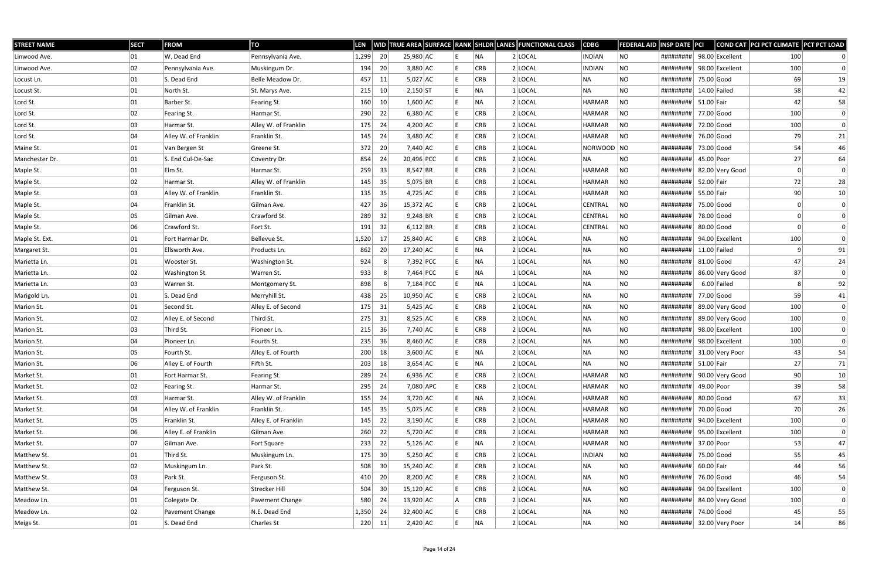| STREET NAME | SECT | FROM | TO | LEN | WID | TRUE AREA | SURFACE | RANK | SHLDR | LANES | FUNCTIONAL CLASS | CDBG | FEDERAL AID | INSP DATE | PCI | COND CAT | PCI PCT CLIMATE | PCT PCT LOAD |
|---|---|---|---|---|---|---|---|---|---|---|---|---|---|---|---|---|---|---|
| Linwood Ave. | 01 | W. Dead End | Pennsylvania Ave. | 1,299 | 20 | 25,980 | AC | E | NA | 2 | LOCAL | INDIAN | NO | ######### | 98.00 | Excellent | 100 | 0 |
| Linwood Ave. | 02 | Pennsylvania Ave. | Muskingum Dr. | 194 | 20 | 3,880 | AC | E | CRB | 2 | LOCAL | INDIAN | NO | ######### | 98.00 | Excellent | 100 | 0 |
| Locust Ln. | 01 | S. Dead End | Belle Meadow Dr. | 457 | 11 | 5,027 | AC | E | CRB | 2 | LOCAL | NA | NO | ######### | 75.00 | Good | 69 | 19 |
| Locust St. | 01 | North St. | St. Marys Ave. | 215 | 10 | 2,150 | ST | E | NA | 1 | LOCAL | NA | NO | ######### | 14.00 | Failed | 58 | 42 |
| Lord St. | 01 | Barber St. | Fearing St. | 160 | 10 | 1,600 | AC | E | NA | 2 | LOCAL | HARMAR | NO | ######### | 51.00 | Fair | 42 | 58 |
| Lord St. | 02 | Fearing St. | Harmar St. | 290 | 22 | 6,380 | AC | E | CRB | 2 | LOCAL | HARMAR | NO | ######### | 77.00 | Good | 100 | 0 |
| Lord St. | 03 | Harmar St. | Alley W. of Franklin | 175 | 24 | 4,200 | AC | E | CRB | 2 | LOCAL | HARMAR | NO | ######### | 72.00 | Good | 100 | 0 |
| Lord St. | 04 | Alley W. of Franklin | Franklin St. | 145 | 24 | 3,480 | AC | E | CRB | 2 | LOCAL | HARMAR | NO | ######### | 76.00 | Good | 79 | 21 |
| Maine St. | 01 | Van Bergen St | Greene St. | 372 | 20 | 7,440 | AC | E | CRB | 2 | LOCAL | NORWOOD | NO | ######### | 73.00 | Good | 54 | 46 |
| Manchester Dr. | 01 | S. End Cul-De-Sac | Coventry Dr. | 854 | 24 | 20,496 | PCC | E | CRB | 2 | LOCAL | NA | NO | ######### | 45.00 | Poor | 27 | 64 |
| Maple St. | 01 | Elm St. | Harmar St. | 259 | 33 | 8,547 | BR | E | CRB | 2 | LOCAL | HARMAR | NO | ######### | 82.00 | Very Good | 0 | 0 |
| Maple St. | 02 | Harmar St. | Alley W. of Franklin | 145 | 35 | 5,075 | BR | E | CRB | 2 | LOCAL | HARMAR | NO | ######### | 52.00 | Fair | 72 | 28 |
| Maple St. | 03 | Alley W. of Franklin | Franklin St. | 135 | 35 | 4,725 | AC | E | CRB | 2 | LOCAL | HARMAR | NO | ######### | 55.00 | Fair | 90 | 10 |
| Maple St. | 04 | Franklin St. | Gilman Ave. | 427 | 36 | 15,372 | AC | E | CRB | 2 | LOCAL | CENTRAL | NO | ######### | 75.00 | Good | 0 | 0 |
| Maple St. | 05 | Gilman Ave. | Crawford St. | 289 | 32 | 9,248 | BR | E | CRB | 2 | LOCAL | CENTRAL | NO | ######### | 78.00 | Good | 0 | 0 |
| Maple St. | 06 | Crawford St. | Fort St. | 191 | 32 | 6,112 | BR | E | CRB | 2 | LOCAL | CENTRAL | NO | ######### | 80.00 | Good | 0 | 0 |
| Maple St. Ext. | 01 | Fort Harmar Dr. | Bellevue St. | 1,520 | 17 | 25,840 | AC | E | CRB | 2 | LOCAL | NA | NO | ######### | 94.00 | Excellent | 100 | 0 |
| Margaret St. | 01 | Ellsworth Ave. | Products Ln. | 862 | 20 | 17,240 | AC | E | NA | 2 | LOCAL | NA | NO | ######### | 11.00 | Failed | 9 | 91 |
| Marietta Ln. | 01 | Wooster St. | Washington St. | 924 | 8 | 7,392 | PCC | E | NA | 1 | LOCAL | NA | NO | ######### | 81.00 | Good | 47 | 24 |
| Marietta Ln. | 02 | Washington St. | Warren St. | 933 | 8 | 7,464 | PCC | E | NA | 1 | LOCAL | NA | NO | ######### | 86.00 | Very Good | 87 | 0 |
| Marietta Ln. | 03 | Warren St. | Montgomery St. | 898 | 8 | 7,184 | PCC | E | NA | 1 | LOCAL | NA | NO | ######### | 6.00 | Failed | 8 | 92 |
| Marigold Ln. | 01 | S. Dead End | Merryhill St. | 438 | 25 | 10,950 | AC | E | CRB | 2 | LOCAL | NA | NO | ######### | 77.00 | Good | 59 | 41 |
| Marion St. | 01 | Second St. | Alley E. of Second | 175 | 31 | 5,425 | AC | E | CRB | 2 | LOCAL | NA | NO | ######### | 89.00 | Very Good | 100 | 0 |
| Marion St. | 02 | Alley E. of Second | Third St. | 275 | 31 | 8,525 | AC | E | CRB | 2 | LOCAL | NA | NO | ######### | 89.00 | Very Good | 100 | 0 |
| Marion St. | 03 | Third St. | Pioneer Ln. | 215 | 36 | 7,740 | AC | E | CRB | 2 | LOCAL | NA | NO | ######### | 98.00 | Excellent | 100 | 0 |
| Marion St. | 04 | Pioneer Ln. | Fourth St. | 235 | 36 | 8,460 | AC | E | CRB | 2 | LOCAL | NA | NO | ######### | 98.00 | Excellent | 100 | 0 |
| Marion St. | 05 | Fourth St. | Alley E. of Fourth | 200 | 18 | 3,600 | AC | E | NA | 2 | LOCAL | NA | NO | ######### | 31.00 | Very Poor | 43 | 54 |
| Marion St. | 06 | Alley E. of Fourth | Fifth St. | 203 | 18 | 3,654 | AC | E | NA | 2 | LOCAL | NA | NO | ######### | 51.00 | Fair | 27 | 71 |
| Market St. | 01 | Fort Harmar St. | Fearing St. | 289 | 24 | 6,936 | AC | E | CRB | 2 | LOCAL | HARMAR | NO | ######### | 90.00 | Very Good | 90 | 10 |
| Market St. | 02 | Fearing St. | Harmar St. | 295 | 24 | 7,080 | APC | E | CRB | 2 | LOCAL | HARMAR | NO | ######### | 49.00 | Poor | 39 | 58 |
| Market St. | 03 | Harmar St. | Alley W. of Franklin | 155 | 24 | 3,720 | AC | E | NA | 2 | LOCAL | HARMAR | NO | ######### | 80.00 | Good | 67 | 33 |
| Market St. | 04 | Alley W. of Franklin | Franklin St. | 145 | 35 | 5,075 | AC | E | CRB | 2 | LOCAL | HARMAR | NO | ######### | 70.00 | Good | 70 | 26 |
| Market St. | 05 | Franklin St. | Alley E. of Franklin | 145 | 22 | 3,190 | AC | E | CRB | 2 | LOCAL | HARMAR | NO | ######### | 94.00 | Excellent | 100 | 0 |
| Market St. | 06 | Alley E. of Franklin | Gilman Ave. | 260 | 22 | 5,720 | AC | E | CRB | 2 | LOCAL | HARMAR | NO | ######### | 95.00 | Excellent | 100 | 0 |
| Market St. | 07 | Gilman Ave. | Fort Square | 233 | 22 | 5,126 | AC | E | NA | 2 | LOCAL | HARMAR | NO | ######### | 37.00 | Poor | 53 | 47 |
| Matthew St. | 01 | Third St. | Muskingum Ln. | 175 | 30 | 5,250 | AC | E | CRB | 2 | LOCAL | INDIAN | NO | ######### | 75.00 | Good | 55 | 45 |
| Matthew St. | 02 | Muskingum Ln. | Park St. | 508 | 30 | 15,240 | AC | E | CRB | 2 | LOCAL | NA | NO | ######### | 60.00 | Fair | 44 | 56 |
| Matthew St. | 03 | Park St. | Ferguson St. | 410 | 20 | 8,200 | AC | E | CRB | 2 | LOCAL | NA | NO | ######### | 76.00 | Good | 46 | 54 |
| Matthew St. | 04 | Ferguson St. | Strecker Hill | 504 | 30 | 15,120 | AC | E | CRB | 2 | LOCAL | NA | NO | ######### | 94.00 | Excellent | 100 | 0 |
| Meadow Ln. | 01 | Colegate Dr. | Pavement Change | 580 | 24 | 13,920 | AC | A | CRB | 2 | LOCAL | NA | NO | ######### | 84.00 | Very Good | 100 | 0 |
| Meadow Ln. | 02 | Pavement Change | N.E. Dead End | 1,350 | 24 | 32,400 | AC | E | CRB | 2 | LOCAL | NA | NO | ######### | 74.00 | Good | 45 | 55 |
| Meigs St. | 01 | S. Dead End | Charles St | 220 | 11 | 2,420 | AC | E | NA | 2 | LOCAL | NA | NO | ######### | 32.00 | Very Poor | 14 | 86 |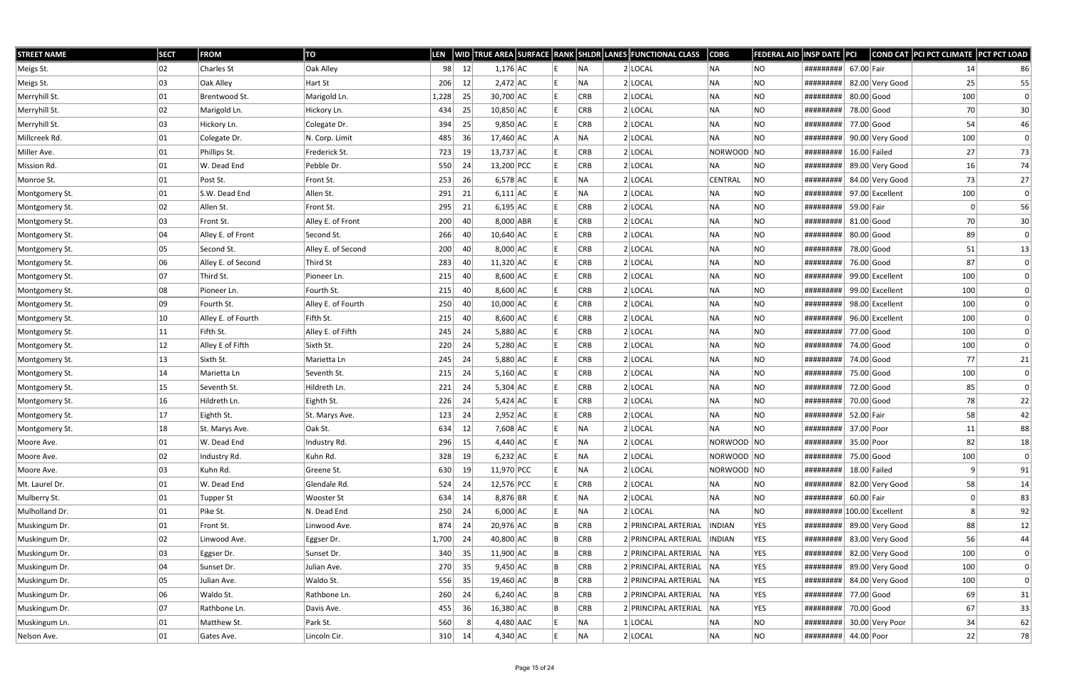| STREET NAME | SECT | FROM | TO | LEN | WID | TRUE AREA | SURFACE | RANK | SHLDR | LANES | FUNCTIONAL CLASS | CDBG | FEDERAL AID | INSP DATE | PCI | COND CAT | PCI PCT CLIMATE | PCT PCT LOAD |
|---|---|---|---|---|---|---|---|---|---|---|---|---|---|---|---|---|---|---|
| Meigs St. | 02 | Charles St | Oak Alley | 98 | 12 | 1,176 | AC | E | NA | 2 | LOCAL | NA | NO | ######### | 67.00 | Fair | 14 | 86 |
| Meigs St. | 03 | Oak Alley | Hart St | 206 | 12 | 2,472 | AC | E | NA | 2 | LOCAL | NA | NO | ######### | 82.00 | Very Good | 25 | 55 |
| Merryhill St. | 01 | Brentwood St. | Marigold Ln. | 1,228 | 25 | 30,700 | AC | E | CRB | 2 | LOCAL | NA | NO | ######### | 80.00 | Good | 100 | 0 |
| Merryhill St. | 02 | Marigold Ln. | Hickory Ln. | 434 | 25 | 10,850 | AC | E | CRB | 2 | LOCAL | NA | NO | ######### | 78.00 | Good | 70 | 30 |
| Merryhill St. | 03 | Hickory Ln. | Colegate Dr. | 394 | 25 | 9,850 | AC | E | CRB | 2 | LOCAL | NA | NO | ######### | 77.00 | Good | 54 | 46 |
| Millcreek Rd. | 01 | Colegate Dr. | N. Corp. Limit | 485 | 36 | 17,460 | AC | A | NA | 2 | LOCAL | NA | NO | ######### | 90.00 | Very Good | 100 | 0 |
| Miller Ave. | 01 | Phillips St. | Frederick St. | 723 | 19 | 13,737 | AC | E | CRB | 2 | LOCAL | NORWOOD | NO | ######### | 16.00 | Failed | 27 | 73 |
| Mission Rd. | 01 | W. Dead End | Pebble Dr. | 550 | 24 | 13,200 | PCC | E | CRB | 2 | LOCAL | NA | NO | ######### | 89.00 | Very Good | 16 | 74 |
| Monroe St. | 01 | Post St. | Front St. | 253 | 26 | 6,578 | AC | E | NA | 2 | LOCAL | CENTRAL | NO | ######### | 84.00 | Very Good | 73 | 27 |
| Montgomery St. | 01 | S.W. Dead End | Allen St. | 291 | 21 | 6,111 | AC | E | NA | 2 | LOCAL | NA | NO | ######### | 97.00 | Excellent | 100 | 0 |
| Montgomery St. | 02 | Allen St. | Front St. | 295 | 21 | 6,195 | AC | E | CRB | 2 | LOCAL | NA | NO | ######### | 59.00 | Fair | 0 | 56 |
| Montgomery St. | 03 | Front St. | Alley E. of Front | 200 | 40 | 8,000 | ABR | E | CRB | 2 | LOCAL | NA | NO | ######### | 81.00 | Good | 70 | 30 |
| Montgomery St. | 04 | Alley E. of Front | Second St. | 266 | 40 | 10,640 | AC | E | CRB | 2 | LOCAL | NA | NO | ######### | 80.00 | Good | 89 | 0 |
| Montgomery St. | 05 | Second St. | Alley E. of Second | 200 | 40 | 8,000 | AC | E | CRB | 2 | LOCAL | NA | NO | ######### | 78.00 | Good | 51 | 13 |
| Montgomery St. | 06 | Alley E. of Second | Third St | 283 | 40 | 11,320 | AC | E | CRB | 2 | LOCAL | NA | NO | ######### | 76.00 | Good | 87 | 0 |
| Montgomery St. | 07 | Third St. | Pioneer Ln. | 215 | 40 | 8,600 | AC | E | CRB | 2 | LOCAL | NA | NO | ######### | 99.00 | Excellent | 100 | 0 |
| Montgomery St. | 08 | Pioneer Ln. | Fourth St. | 215 | 40 | 8,600 | AC | E | CRB | 2 | LOCAL | NA | NO | ######### | 99.00 | Excellent | 100 | 0 |
| Montgomery St. | 09 | Fourth St. | Alley E. of Fourth | 250 | 40 | 10,000 | AC | E | CRB | 2 | LOCAL | NA | NO | ######### | 98.00 | Excellent | 100 | 0 |
| Montgomery St. | 10 | Alley E. of Fourth | Fifth St. | 215 | 40 | 8,600 | AC | E | CRB | 2 | LOCAL | NA | NO | ######### | 96.00 | Excellent | 100 | 0 |
| Montgomery St. | 11 | Fifth St. | Alley E. of Fifth | 245 | 24 | 5,880 | AC | E | CRB | 2 | LOCAL | NA | NO | ######### | 77.00 | Good | 100 | 0 |
| Montgomery St. | 12 | Alley E of Fifth | Sixth St. | 220 | 24 | 5,280 | AC | E | CRB | 2 | LOCAL | NA | NO | ######### | 74.00 | Good | 100 | 0 |
| Montgomery St. | 13 | Sixth St. | Marietta Ln | 245 | 24 | 5,880 | AC | E | CRB | 2 | LOCAL | NA | NO | ######### | 74.00 | Good | 77 | 21 |
| Montgomery St. | 14 | Marietta Ln | Seventh St. | 215 | 24 | 5,160 | AC | E | CRB | 2 | LOCAL | NA | NO | ######### | 75.00 | Good | 100 | 0 |
| Montgomery St. | 15 | Seventh St. | Hildreth Ln. | 221 | 24 | 5,304 | AC | E | CRB | 2 | LOCAL | NA | NO | ######### | 72.00 | Good | 85 | 0 |
| Montgomery St. | 16 | Hildreth Ln. | Eighth St. | 226 | 24 | 5,424 | AC | E | CRB | 2 | LOCAL | NA | NO | ######### | 70.00 | Good | 78 | 22 |
| Montgomery St. | 17 | Eighth St. | St. Marys Ave. | 123 | 24 | 2,952 | AC | E | CRB | 2 | LOCAL | NA | NO | ######### | 52.00 | Fair | 58 | 42 |
| Montgomery St. | 18 | St. Marys Ave. | Oak St. | 634 | 12 | 7,608 | AC | E | NA | 2 | LOCAL | NA | NO | ######### | 37.00 | Poor | 11 | 88 |
| Moore Ave. | 01 | W. Dead End | Industry Rd. | 296 | 15 | 4,440 | AC | E | NA | 2 | LOCAL | NORWOOD | NO | ######### | 35.00 | Poor | 82 | 18 |
| Moore Ave. | 02 | Industry Rd. | Kuhn Rd. | 328 | 19 | 6,232 | AC | E | NA | 2 | LOCAL | NORWOOD | NO | ######### | 75.00 | Good | 100 | 0 |
| Moore Ave. | 03 | Kuhn Rd. | Greene St. | 630 | 19 | 11,970 | PCC | E | NA | 2 | LOCAL | NORWOOD | NO | ######### | 18.00 | Failed | 9 | 91 |
| Mt. Laurel Dr. | 01 | W. Dead End | Glendale Rd. | 524 | 24 | 12,576 | PCC | E | CRB | 2 | LOCAL | NA | NO | ######### | 82.00 | Very Good | 58 | 14 |
| Mulberry St. | 01 | Tupper St | Wooster St | 634 | 14 | 8,876 | BR | E | NA | 2 | LOCAL | NA | NO | ######### | 60.00 | Fair | 0 | 83 |
| Mulholland Dr. | 01 | Pike St. | N. Dead End | 250 | 24 | 6,000 | AC | E | NA | 2 | LOCAL | NA | NO | ######### | 100.00 | Excellent | 8 | 92 |
| Muskingum Dr. | 01 | Front St. | Linwood Ave. | 874 | 24 | 20,976 | AC | B | CRB | 2 | PRINCIPAL ARTERIAL | INDIAN | YES | ######### | 89.00 | Very Good | 88 | 12 |
| Muskingum Dr. | 02 | Linwood Ave. | Eggser Dr. | 1,700 | 24 | 40,800 | AC | B | CRB | 2 | PRINCIPAL ARTERIAL | INDIAN | YES | ######### | 83.00 | Very Good | 56 | 44 |
| Muskingum Dr. | 03 | Eggser Dr. | Sunset Dr. | 340 | 35 | 11,900 | AC | B | CRB | 2 | PRINCIPAL ARTERIAL | NA | YES | ######### | 82.00 | Very Good | 100 | 0 |
| Muskingum Dr. | 04 | Sunset Dr. | Julian Ave. | 270 | 35 | 9,450 | AC | B | CRB | 2 | PRINCIPAL ARTERIAL | NA | YES | ######### | 89.00 | Very Good | 100 | 0 |
| Muskingum Dr. | 05 | Julian Ave. | Waldo St. | 556 | 35 | 19,460 | AC | B | CRB | 2 | PRINCIPAL ARTERIAL | NA | YES | ######### | 84.00 | Very Good | 100 | 0 |
| Muskingum Dr. | 06 | Waldo St. | Rathbone Ln. | 260 | 24 | 6,240 | AC | B | CRB | 2 | PRINCIPAL ARTERIAL | NA | YES | ######### | 77.00 | Good | 69 | 31 |
| Muskingum Dr. | 07 | Rathbone Ln. | Davis Ave. | 455 | 36 | 16,380 | AC | B | CRB | 2 | PRINCIPAL ARTERIAL | NA | YES | ######### | 70.00 | Good | 67 | 33 |
| Muskingum Ln. | 01 | Matthew St. | Park St. | 560 | 8 | 4,480 | AAC | E | NA | 1 | LOCAL | NA | NO | ######### | 30.00 | Very Poor | 34 | 62 |
| Nelson Ave. | 01 | Gates Ave. | Lincoln Cir. | 310 | 14 | 4,340 | AC | E | NA | 2 | LOCAL | NA | NO | ######### | 44.00 | Poor | 22 | 78 |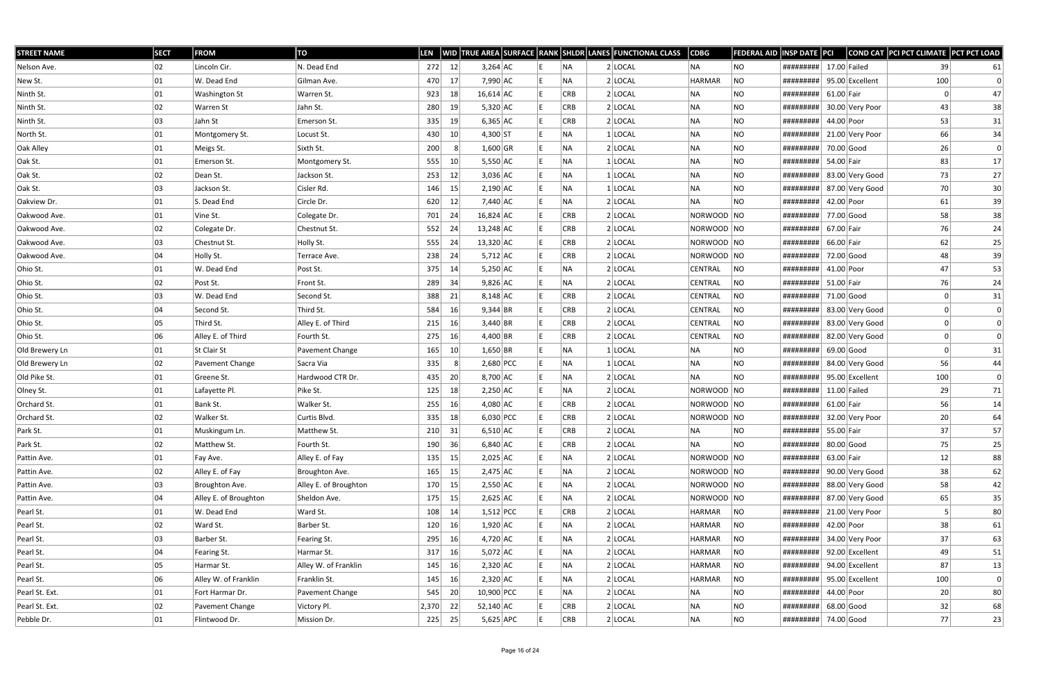| STREET NAME | SECT | FROM | TO | LEN | WID | TRUE AREA | SURFACE | RANK | SHLDR | LANES | FUNCTIONAL CLASS | CDBG | FEDERAL AID | INSP DATE | PCI | COND CAT | PCI PCT CLIMATE | PCT PCT LOAD |
|---|---|---|---|---|---|---|---|---|---|---|---|---|---|---|---|---|---|---|
| Nelson Ave. | 02 | Lincoln Cir. | N. Dead End | 272 | 12 | 3,264 | AC | E | NA | 2 | LOCAL | NA | NO | ######### | 17.00 | Failed | 39 | 61 |
| New St. | 01 | W. Dead End | Gilman Ave. | 470 | 17 | 7,990 | AC | E | NA | 2 | LOCAL | HARMAR | NO | ######### | 95.00 | Excellent | 100 | 0 |
| Ninth St. | 01 | Washington St | Warren St. | 923 | 18 | 16,614 | AC | E | CRB | 2 | LOCAL | NA | NO | ######### | 61.00 | Fair | 0 | 47 |
| Ninth St. | 02 | Warren St | Jahn St. | 280 | 19 | 5,320 | AC | E | CRB | 2 | LOCAL | NA | NO | ######### | 30.00 | Very Poor | 43 | 38 |
| Ninth St. | 03 | Jahn St | Emerson St. | 335 | 19 | 6,365 | AC | E | CRB | 2 | LOCAL | NA | NO | ######### | 44.00 | Poor | 53 | 31 |
| North St. | 01 | Montgomery St. | Locust St. | 430 | 10 | 4,300 | ST | E | NA | 1 | LOCAL | NA | NO | ######### | 21.00 | Very Poor | 66 | 34 |
| Oak Alley | 01 | Meigs St. | Sixth St. | 200 | 8 | 1,600 | GR | E | NA | 2 | LOCAL | NA | NO | ######### | 70.00 | Good | 26 | 0 |
| Oak St. | 01 | Emerson St. | Montgomery St. | 555 | 10 | 5,550 | AC | E | NA | 1 | LOCAL | NA | NO | ######### | 54.00 | Fair | 83 | 17 |
| Oak St. | 02 | Dean St. | Jackson St. | 253 | 12 | 3,036 | AC | E | NA | 1 | LOCAL | NA | NO | ######### | 83.00 | Very Good | 73 | 27 |
| Oak St. | 03 | Jackson St. | Cisler Rd. | 146 | 15 | 2,190 | AC | E | NA | 1 | LOCAL | NA | NO | ######### | 87.00 | Very Good | 70 | 30 |
| Oakview Dr. | 01 | S. Dead End | Circle Dr. | 620 | 12 | 7,440 | AC | E | NA | 2 | LOCAL | NA | NO | ######### | 42.00 | Poor | 61 | 39 |
| Oakwood Ave. | 01 | Vine St. | Colegate Dr. | 701 | 24 | 16,824 | AC | E | CRB | 2 | LOCAL | NORWOOD | NO | ######### | 77.00 | Good | 58 | 38 |
| Oakwood Ave. | 02 | Colegate Dr. | Chestnut St. | 552 | 24 | 13,248 | AC | E | CRB | 2 | LOCAL | NORWOOD | NO | ######### | 67.00 | Fair | 76 | 24 |
| Oakwood Ave. | 03 | Chestnut St. | Holly St. | 555 | 24 | 13,320 | AC | E | CRB | 2 | LOCAL | NORWOOD | NO | ######### | 66.00 | Fair | 62 | 25 |
| Oakwood Ave. | 04 | Holly St. | Terrace Ave. | 238 | 24 | 5,712 | AC | E | CRB | 2 | LOCAL | NORWOOD | NO | ######### | 72.00 | Good | 48 | 39 |
| Ohio St. | 01 | W. Dead End | Post St. | 375 | 14 | 5,250 | AC | E | NA | 2 | LOCAL | CENTRAL | NO | ######### | 41.00 | Poor | 47 | 53 |
| Ohio St. | 02 | Post St. | Front St. | 289 | 34 | 9,826 | AC | E | NA | 2 | LOCAL | CENTRAL | NO | ######### | 51.00 | Fair | 76 | 24 |
| Ohio St. | 03 | W. Dead End | Second St. | 388 | 21 | 8,148 | AC | E | CRB | 2 | LOCAL | CENTRAL | NO | ######### | 71.00 | Good | 0 | 31 |
| Ohio St. | 04 | Second St. | Third St. | 584 | 16 | 9,344 | BR | E | CRB | 2 | LOCAL | CENTRAL | NO | ######### | 83.00 | Very Good | 0 | 0 |
| Ohio St. | 05 | Third St. | Alley E. of Third | 215 | 16 | 3,440 | BR | E | CRB | 2 | LOCAL | CENTRAL | NO | ######### | 83.00 | Very Good | 0 | 0 |
| Ohio St. | 06 | Alley E. of Third | Fourth St. | 275 | 16 | 4,400 | BR | E | CRB | 2 | LOCAL | CENTRAL | NO | ######### | 82.00 | Very Good | 0 | 0 |
| Old Brewery Ln | 01 | St Clair St | Pavement Change | 165 | 10 | 1,650 | BR | E | NA | 1 | LOCAL | NA | NO | ######### | 69.00 | Good | 0 | 31 |
| Old Brewery Ln | 02 | Pavement Change | Sacra Via | 335 | 8 | 2,680 | PCC | E | NA | 1 | LOCAL | NA | NO | ######### | 84.00 | Very Good | 56 | 44 |
| Old Pike St. | 01 | Greene St. | Hardwood CTR Dr. | 435 | 20 | 8,700 | AC | E | NA | 2 | LOCAL | NA | NO | ######### | 95.00 | Excellent | 100 | 0 |
| Olney St. | 01 | Lafayette Pl. | Pike St. | 125 | 18 | 2,250 | AC | E | NA | 2 | LOCAL | NORWOOD | NO | ######### | 11.00 | Failed | 29 | 71 |
| Orchard St. | 01 | Bank St. | Walker St. | 255 | 16 | 4,080 | AC | E | CRB | 2 | LOCAL | NORWOOD | NO | ######### | 61.00 | Fair | 56 | 14 |
| Orchard St. | 02 | Walker St. | Curtis Blvd. | 335 | 18 | 6,030 | PCC | E | CRB | 2 | LOCAL | NORWOOD | NO | ######### | 32.00 | Very Poor | 20 | 64 |
| Park St. | 01 | Muskingum Ln. | Matthew St. | 210 | 31 | 6,510 | AC | E | CRB | 2 | LOCAL | NA | NO | ######### | 55.00 | Fair | 37 | 57 |
| Park St. | 02 | Matthew St. | Fourth St. | 190 | 36 | 6,840 | AC | E | CRB | 2 | LOCAL | NA | NO | ######### | 80.00 | Good | 75 | 25 |
| Pattin Ave. | 01 | Fay Ave. | Alley E. of Fay | 135 | 15 | 2,025 | AC | E | NA | 2 | LOCAL | NORWOOD | NO | ######### | 63.00 | Fair | 12 | 88 |
| Pattin Ave. | 02 | Alley E. of Fay | Broughton Ave. | 165 | 15 | 2,475 | AC | E | NA | 2 | LOCAL | NORWOOD | NO | ######### | 90.00 | Very Good | 38 | 62 |
| Pattin Ave. | 03 | Broughton Ave. | Alley E. of Broughton | 170 | 15 | 2,550 | AC | E | NA | 2 | LOCAL | NORWOOD | NO | ######### | 88.00 | Very Good | 58 | 42 |
| Pattin Ave. | 04 | Alley E. of Broughton | Sheldon Ave. | 175 | 15 | 2,625 | AC | E | NA | 2 | LOCAL | NORWOOD | NO | ######### | 87.00 | Very Good | 65 | 35 |
| Pearl St. | 01 | W. Dead End | Ward St. | 108 | 14 | 1,512 | PCC | E | CRB | 2 | LOCAL | HARMAR | NO | ######### | 21.00 | Very Poor | 5 | 80 |
| Pearl St. | 02 | Ward St. | Barber St. | 120 | 16 | 1,920 | AC | E | NA | 2 | LOCAL | HARMAR | NO | ######### | 42.00 | Poor | 38 | 61 |
| Pearl St. | 03 | Barber St. | Fearing St. | 295 | 16 | 4,720 | AC | E | NA | 2 | LOCAL | HARMAR | NO | ######### | 34.00 | Very Poor | 37 | 63 |
| Pearl St. | 04 | Fearing St. | Harmar St. | 317 | 16 | 5,072 | AC | E | NA | 2 | LOCAL | HARMAR | NO | ######### | 92.00 | Excellent | 49 | 51 |
| Pearl St. | 05 | Harmar St. | Alley W. of Franklin | 145 | 16 | 2,320 | AC | E | NA | 2 | LOCAL | HARMAR | NO | ######### | 94.00 | Excellent | 87 | 13 |
| Pearl St. | 06 | Alley W. of Franklin | Franklin St. | 145 | 16 | 2,320 | AC | E | NA | 2 | LOCAL | HARMAR | NO | ######### | 95.00 | Excellent | 100 | 0 |
| Pearl St. Ext. | 01 | Fort Harmar Dr. | Pavement Change | 545 | 20 | 10,900 | PCC | E | NA | 2 | LOCAL | NA | NO | ######### | 44.00 | Poor | 20 | 80 |
| Pearl St. Ext. | 02 | Pavement Change | Victory Pl. | 2,370 | 22 | 52,140 | AC | E | CRB | 2 | LOCAL | NA | NO | ######### | 68.00 | Good | 32 | 68 |
| Pebble Dr. | 01 | Flintwood Dr. | Mission Dr. | 225 | 25 | 5,625 | APC | E | CRB | 2 | LOCAL | NA | NO | ######### | 74.00 | Good | 77 | 23 |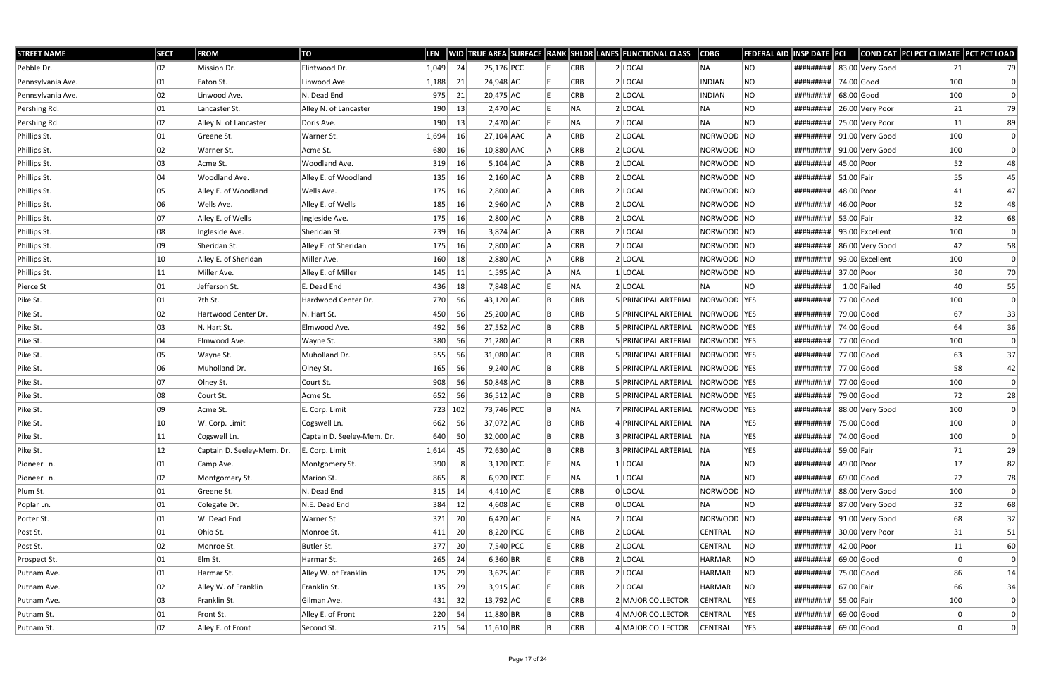| STREET NAME | SECT | FROM | TO | LEN | WID | TRUE AREA | SURFACE | RANK | SHLDR | LANES | FUNCTIONAL CLASS | CDBG | FEDERAL AID | INSP DATE | PCI | COND CAT | PCI PCT CLIMATE | PCT PCT LOAD |
|---|---|---|---|---|---|---|---|---|---|---|---|---|---|---|---|---|---|---|
| Pebble Dr. | 02 | Mission Dr. | Flintwood Dr. | 1,049 | 24 | 25,176 | PCC | E | CRB | 2 | LOCAL | NA | NO | ######### | 83.00 | Very Good | 21 | 79 |
| Pennsylvania Ave. | 01 | Eaton St. | Linwood Ave. | 1,188 | 21 | 24,948 | AC | E | CRB | 2 | LOCAL | INDIAN | NO | ######### | 74.00 | Good | 100 | 0 |
| Pennsylvania Ave. | 02 | Linwood Ave. | N. Dead End | 975 | 21 | 20,475 | AC | E | CRB | 2 | LOCAL | INDIAN | NO | ######### | 68.00 | Good | 100 | 0 |
| Pershing Rd. | 01 | Lancaster St. | Alley N. of Lancaster | 190 | 13 | 2,470 | AC | E | NA | 2 | LOCAL | NA | NO | ######### | 26.00 | Very Poor | 21 | 79 |
| Pershing Rd. | 02 | Alley N. of Lancaster | Doris Ave. | 190 | 13 | 2,470 | AC | E | NA | 2 | LOCAL | NA | NO | ######### | 25.00 | Very Poor | 11 | 89 |
| Phillips St. | 01 | Greene St. | Warner St. | 1,694 | 16 | 27,104 | AAC | A | CRB | 2 | LOCAL | NORWOOD | NO | ######### | 91.00 | Very Good | 100 | 0 |
| Phillips St. | 02 | Warner St. | Acme St. | 680 | 16 | 10,880 | AAC | A | CRB | 2 | LOCAL | NORWOOD | NO | ######### | 91.00 | Very Good | 100 | 0 |
| Phillips St. | 03 | Acme St. | Woodland Ave. | 319 | 16 | 5,104 | AC | A | CRB | 2 | LOCAL | NORWOOD | NO | ######### | 45.00 | Poor | 52 | 48 |
| Phillips St. | 04 | Woodland Ave. | Alley E. of Woodland | 135 | 16 | 2,160 | AC | A | CRB | 2 | LOCAL | NORWOOD | NO | ######### | 51.00 | Fair | 55 | 45 |
| Phillips St. | 05 | Alley E. of Woodland | Wells Ave. | 175 | 16 | 2,800 | AC | A | CRB | 2 | LOCAL | NORWOOD | NO | ######### | 48.00 | Poor | 41 | 47 |
| Phillips St. | 06 | Wells Ave. | Alley E. of Wells | 185 | 16 | 2,960 | AC | A | CRB | 2 | LOCAL | NORWOOD | NO | ######### | 46.00 | Poor | 52 | 48 |
| Phillips St. | 07 | Alley E. of Wells | Ingleside Ave. | 175 | 16 | 2,800 | AC | A | CRB | 2 | LOCAL | NORWOOD | NO | ######### | 53.00 | Fair | 32 | 68 |
| Phillips St. | 08 | Ingleside Ave. | Sheridan St. | 239 | 16 | 3,824 | AC | A | CRB | 2 | LOCAL | NORWOOD | NO | ######### | 93.00 | Excellent | 100 | 0 |
| Phillips St. | 09 | Sheridan St. | Alley E. of Sheridan | 175 | 16 | 2,800 | AC | A | CRB | 2 | LOCAL | NORWOOD | NO | ######### | 86.00 | Very Good | 42 | 58 |
| Phillips St. | 10 | Alley E. of Sheridan | Miller Ave. | 160 | 18 | 2,880 | AC | A | CRB | 2 | LOCAL | NORWOOD | NO | ######### | 93.00 | Excellent | 100 | 0 |
| Phillips St. | 11 | Miller Ave. | Alley E. of Miller | 145 | 11 | 1,595 | AC | A | NA | 1 | LOCAL | NORWOOD | NO | ######### | 37.00 | Poor | 30 | 70 |
| Pierce St | 01 | Jefferson St. | E. Dead End | 436 | 18 | 7,848 | AC | E | NA | 2 | LOCAL | NA | NO | ######### | 1.00 | Failed | 40 | 55 |
| Pike St. | 01 | 7th St. | Hardwood Center Dr. | 770 | 56 | 43,120 | AC | B | CRB | 5 | PRINCIPAL ARTERIAL | NORWOOD | YES | ######### | 77.00 | Good | 100 | 0 |
| Pike St. | 02 | Hartwood Center Dr. | N. Hart St. | 450 | 56 | 25,200 | AC | B | CRB | 5 | PRINCIPAL ARTERIAL | NORWOOD | YES | ######### | 79.00 | Good | 67 | 33 |
| Pike St. | 03 | N. Hart St. | Elmwood Ave. | 492 | 56 | 27,552 | AC | B | CRB | 5 | PRINCIPAL ARTERIAL | NORWOOD | YES | ######### | 74.00 | Good | 64 | 36 |
| Pike St. | 04 | Elmwood Ave. | Wayne St. | 380 | 56 | 21,280 | AC | B | CRB | 5 | PRINCIPAL ARTERIAL | NORWOOD | YES | ######### | 77.00 | Good | 100 | 0 |
| Pike St. | 05 | Wayne St. | Muholland Dr. | 555 | 56 | 31,080 | AC | B | CRB | 5 | PRINCIPAL ARTERIAL | NORWOOD | YES | ######### | 77.00 | Good | 63 | 37 |
| Pike St. | 06 | Muholland Dr. | Olney St. | 165 | 56 | 9,240 | AC | B | CRB | 5 | PRINCIPAL ARTERIAL | NORWOOD | YES | ######### | 77.00 | Good | 58 | 42 |
| Pike St. | 07 | Olney St. | Court St. | 908 | 56 | 50,848 | AC | B | CRB | 5 | PRINCIPAL ARTERIAL | NORWOOD | YES | ######### | 77.00 | Good | 100 | 0 |
| Pike St. | 08 | Court St. | Acme St. | 652 | 56 | 36,512 | AC | B | CRB | 5 | PRINCIPAL ARTERIAL | NORWOOD | YES | ######### | 79.00 | Good | 72 | 28 |
| Pike St. | 09 | Acme St. | E. Corp. Limit | 723 | 102 | 73,746 | PCC | B | NA | 7 | PRINCIPAL ARTERIAL | NORWOOD | YES | ######### | 88.00 | Very Good | 100 | 0 |
| Pike St. | 10 | W. Corp. Limit | Cogswell Ln. | 662 | 56 | 37,072 | AC | B | CRB | 4 | PRINCIPAL ARTERIAL | NA | YES | ######### | 75.00 | Good | 100 | 0 |
| Pike St. | 11 | Cogswell Ln. | Captain D. Seeley-Mem. Dr. | 640 | 50 | 32,000 | AC | B | CRB | 3 | PRINCIPAL ARTERIAL | NA | YES | ######### | 74.00 | Good | 100 | 0 |
| Pike St. | 12 | Captain D. Seeley-Mem. Dr. | E. Corp. Limit | 1,614 | 45 | 72,630 | AC | B | CRB | 3 | PRINCIPAL ARTERIAL | NA | YES | ######### | 59.00 | Fair | 71 | 29 |
| Pioneer Ln. | 01 | Camp Ave. | Montgomery St. | 390 | 8 | 3,120 | PCC | E | NA | 1 | LOCAL | NA | NO | ######### | 49.00 | Poor | 17 | 82 |
| Pioneer Ln. | 02 | Montgomery St. | Marion St. | 865 | 8 | 6,920 | PCC | E | NA | 1 | LOCAL | NA | NO | ######### | 69.00 | Good | 22 | 78 |
| Plum St. | 01 | Greene St. | N. Dead End | 315 | 14 | 4,410 | AC | E | CRB | 0 | LOCAL | NORWOOD | NO | ######### | 88.00 | Very Good | 100 | 0 |
| Poplar Ln. | 01 | Colegate Dr. | N.E. Dead End | 384 | 12 | 4,608 | AC | E | CRB | 0 | LOCAL | NA | NO | ######### | 87.00 | Very Good | 32 | 68 |
| Porter St. | 01 | W. Dead End | Warner St. | 321 | 20 | 6,420 | AC | E | NA | 2 | LOCAL | NORWOOD | NO | ######### | 91.00 | Very Good | 68 | 32 |
| Post St. | 01 | Ohio St. | Monroe St. | 411 | 20 | 8,220 | PCC | E | CRB | 2 | LOCAL | CENTRAL | NO | ######### | 30.00 | Very Poor | 31 | 51 |
| Post St. | 02 | Monroe St. | Butler St. | 377 | 20 | 7,540 | PCC | E | CRB | 2 | LOCAL | CENTRAL | NO | ######### | 42.00 | Poor | 11 | 60 |
| Prospect St. | 01 | Elm St. | Harmar St. | 265 | 24 | 6,360 | BR | E | CRB | 2 | LOCAL | HARMAR | NO | ######### | 69.00 | Good | 0 | 0 |
| Putnam Ave. | 01 | Harmar St. | Alley W. of Franklin | 125 | 29 | 3,625 | AC | E | CRB | 2 | LOCAL | HARMAR | NO | ######### | 75.00 | Good | 86 | 14 |
| Putnam Ave. | 02 | Alley W. of Franklin | Franklin St. | 135 | 29 | 3,915 | AC | E | CRB | 2 | LOCAL | HARMAR | NO | ######### | 67.00 | Fair | 66 | 34 |
| Putnam Ave. | 03 | Franklin St. | Gilman Ave. | 431 | 32 | 13,792 | AC | E | CRB | 2 | MAJOR COLLECTOR | CENTRAL | YES | ######### | 55.00 | Fair | 100 | 0 |
| Putnam St. | 01 | Front St. | Alley E. of Front | 220 | 54 | 11,880 | BR | B | CRB | 4 | MAJOR COLLECTOR | CENTRAL | YES | ######### | 69.00 | Good | 0 | 0 |
| Putnam St. | 02 | Alley E. of Front | Second St. | 215 | 54 | 11,610 | BR | B | CRB | 4 | MAJOR COLLECTOR | CENTRAL | YES | ######### | 69.00 | Good | 0 | 0 |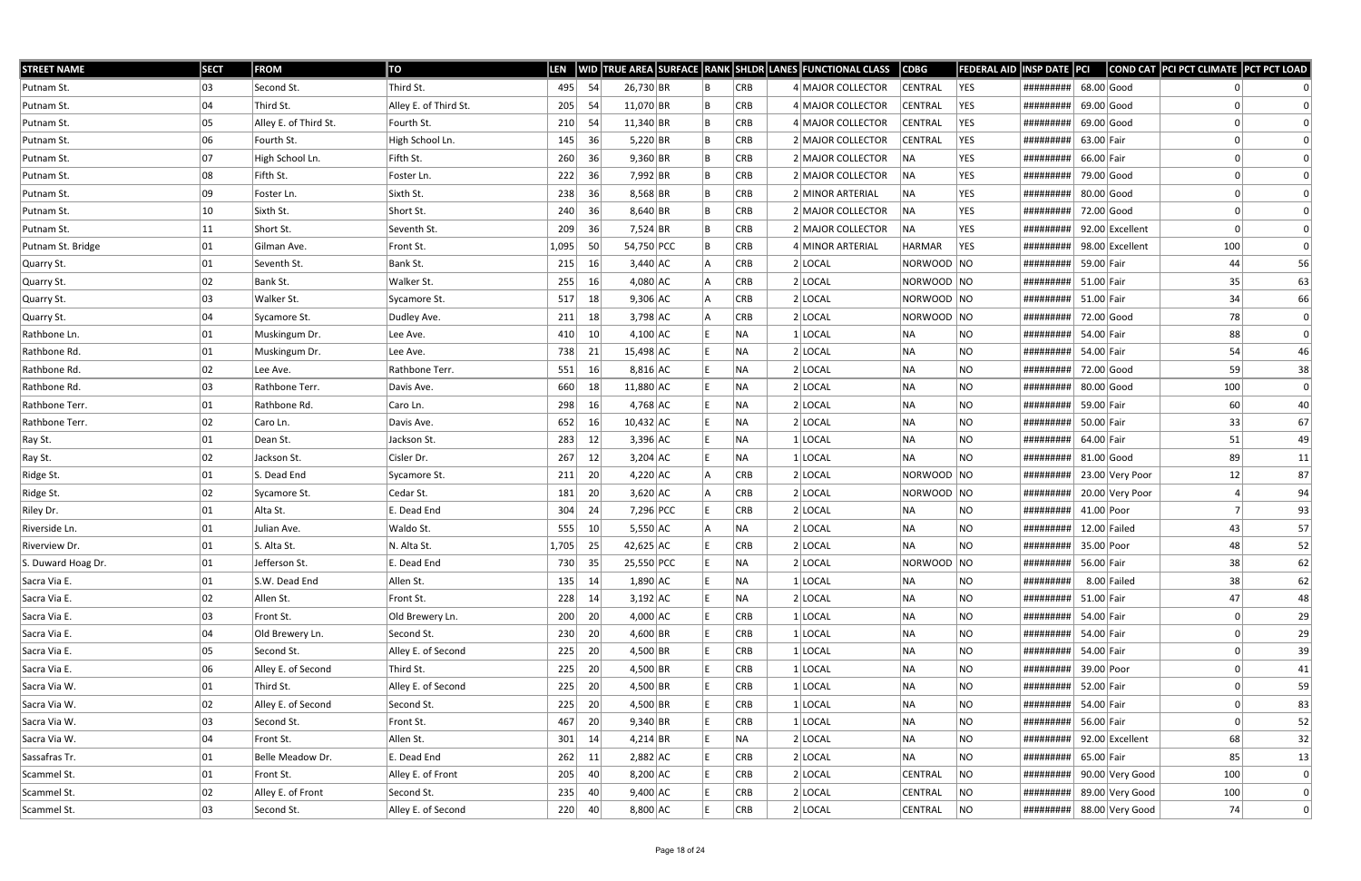| STREET NAME | SECT | FROM | TO | LEN | WID | TRUE AREA | SURFACE | RANK | SHLDR | LANES | FUNCTIONAL CLASS | CDBG | FEDERAL AID | INSP DATE | PCI | COND CAT | PCI PCT CLIMATE | PCT PCT LOAD |
|---|---|---|---|---|---|---|---|---|---|---|---|---|---|---|---|---|---|---|
| Putnam St. | 03 | Second St. | Third St. | 495 | 54 | 26,730 | BR | B | CRB | 4 | MAJOR COLLECTOR | CENTRAL | YES | ######### | 68.00 | Good | 0 | 0 |
| Putnam St. | 04 | Third St. | Alley E. of Third St. | 205 | 54 | 11,070 | BR | B | CRB | 4 | MAJOR COLLECTOR | CENTRAL | YES | ######### | 69.00 | Good | 0 | 0 |
| Putnam St. | 05 | Alley E. of Third St. | Fourth St. | 210 | 54 | 11,340 | BR | B | CRB | 4 | MAJOR COLLECTOR | CENTRAL | YES | ######### | 69.00 | Good | 0 | 0 |
| Putnam St. | 06 | Fourth St. | High School Ln. | 145 | 36 | 5,220 | BR | B | CRB | 2 | MAJOR COLLECTOR | CENTRAL | YES | ######### | 63.00 | Fair | 0 | 0 |
| Putnam St. | 07 | High School Ln. | Fifth St. | 260 | 36 | 9,360 | BR | B | CRB | 2 | MAJOR COLLECTOR | NA | YES | ######### | 66.00 | Fair | 0 | 0 |
| Putnam St. | 08 | Fifth St. | Foster Ln. | 222 | 36 | 7,992 | BR | B | CRB | 2 | MAJOR COLLECTOR | NA | YES | ######### | 79.00 | Good | 0 | 0 |
| Putnam St. | 09 | Foster Ln. | Sixth St. | 238 | 36 | 8,568 | BR | B | CRB | 2 | MINOR ARTERIAL | NA | YES | ######### | 80.00 | Good | 0 | 0 |
| Putnam St. | 10 | Sixth St. | Short St. | 240 | 36 | 8,640 | BR | B | CRB | 2 | MAJOR COLLECTOR | NA | YES | ######### | 72.00 | Good | 0 | 0 |
| Putnam St. | 11 | Short St. | Seventh St. | 209 | 36 | 7,524 | BR | B | CRB | 2 | MAJOR COLLECTOR | NA | YES | ######### | 92.00 | Excellent | 0 | 0 |
| Putnam St. Bridge | 01 | Gilman Ave. | Front St. | 1,095 | 50 | 54,750 | PCC | B | CRB | 4 | MINOR ARTERIAL | HARMAR | YES | ######### | 98.00 | Excellent | 100 | 0 |
| Quarry St. | 01 | Seventh St. | Bank St. | 215 | 16 | 3,440 | AC | A | CRB | 2 | LOCAL | NORWOOD | NO | ######### | 59.00 | Fair | 44 | 56 |
| Quarry St. | 02 | Bank St. | Walker St. | 255 | 16 | 4,080 | AC | A | CRB | 2 | LOCAL | NORWOOD | NO | ######### | 51.00 | Fair | 35 | 63 |
| Quarry St. | 03 | Walker St. | Sycamore St. | 517 | 18 | 9,306 | AC | A | CRB | 2 | LOCAL | NORWOOD | NO | ######### | 51.00 | Fair | 34 | 66 |
| Quarry St. | 04 | Sycamore St. | Dudley Ave. | 211 | 18 | 3,798 | AC | A | CRB | 2 | LOCAL | NORWOOD | NO | ######### | 72.00 | Good | 78 | 0 |
| Rathbone Ln. | 01 | Muskingum Dr. | Lee Ave. | 410 | 10 | 4,100 | AC | E | NA | 1 | LOCAL | NA | NO | ######### | 54.00 | Fair | 88 | 0 |
| Rathbone Rd. | 01 | Muskingum Dr. | Lee Ave. | 738 | 21 | 15,498 | AC | E | NA | 2 | LOCAL | NA | NO | ######### | 54.00 | Fair | 54 | 46 |
| Rathbone Rd. | 02 | Lee Ave. | Rathbone Terr. | 551 | 16 | 8,816 | AC | E | NA | 2 | LOCAL | NA | NO | ######### | 72.00 | Good | 59 | 38 |
| Rathbone Rd. | 03 | Rathbone Terr. | Davis Ave. | 660 | 18 | 11,880 | AC | E | NA | 2 | LOCAL | NA | NO | ######### | 80.00 | Good | 100 | 0 |
| Rathbone Terr. | 01 | Rathbone Rd. | Caro Ln. | 298 | 16 | 4,768 | AC | E | NA | 2 | LOCAL | NA | NO | ######### | 59.00 | Fair | 60 | 40 |
| Rathbone Terr. | 02 | Caro Ln. | Davis Ave. | 652 | 16 | 10,432 | AC | E | NA | 2 | LOCAL | NA | NO | ######### | 50.00 | Fair | 33 | 67 |
| Ray St. | 01 | Dean St. | Jackson St. | 283 | 12 | 3,396 | AC | E | NA | 1 | LOCAL | NA | NO | ######### | 64.00 | Fair | 51 | 49 |
| Ray St. | 02 | Jackson St. | Cisler Dr. | 267 | 12 | 3,204 | AC | E | NA | 1 | LOCAL | NA | NO | ######### | 81.00 | Good | 89 | 11 |
| Ridge St. | 01 | S. Dead End | Sycamore St. | 211 | 20 | 4,220 | AC | A | CRB | 2 | LOCAL | NORWOOD | NO | ######### | 23.00 | Very Poor | 12 | 87 |
| Ridge St. | 02 | Sycamore St. | Cedar St. | 181 | 20 | 3,620 | AC | A | CRB | 2 | LOCAL | NORWOOD | NO | ######### | 20.00 | Very Poor | 4 | 94 |
| Riley Dr. | 01 | Alta St. | E. Dead End | 304 | 24 | 7,296 | PCC | E | CRB | 2 | LOCAL | NA | NO | ######### | 41.00 | Poor | 7 | 93 |
| Riverside Ln. | 01 | Julian Ave. | Waldo St. | 555 | 10 | 5,550 | AC | A | NA | 2 | LOCAL | NA | NO | ######### | 12.00 | Failed | 43 | 57 |
| Riverview Dr. | 01 | S. Alta St. | N. Alta St. | 1,705 | 25 | 42,625 | AC | E | CRB | 2 | LOCAL | NA | NO | ######### | 35.00 | Poor | 48 | 52 |
| S. Duward Hoag Dr. | 01 | Jefferson St. | E. Dead End | 730 | 35 | 25,550 | PCC | E | NA | 2 | LOCAL | NORWOOD | NO | ######### | 56.00 | Fair | 38 | 62 |
| Sacra Via E. | 01 | S.W. Dead End | Allen St. | 135 | 14 | 1,890 | AC | E | NA | 1 | LOCAL | NA | NO | ######### | 8.00 | Failed | 38 | 62 |
| Sacra Via E. | 02 | Allen St. | Front St. | 228 | 14 | 3,192 | AC | E | NA | 2 | LOCAL | NA | NO | ######### | 51.00 | Fair | 47 | 48 |
| Sacra Via E. | 03 | Front St. | Old Brewery Ln. | 200 | 20 | 4,000 | AC | E | CRB | 1 | LOCAL | NA | NO | ######### | 54.00 | Fair | 0 | 29 |
| Sacra Via E. | 04 | Old Brewery Ln. | Second St. | 230 | 20 | 4,600 | BR | E | CRB | 1 | LOCAL | NA | NO | ######### | 54.00 | Fair | 0 | 29 |
| Sacra Via E. | 05 | Second St. | Alley E. of Second | 225 | 20 | 4,500 | BR | E | CRB | 1 | LOCAL | NA | NO | ######### | 54.00 | Fair | 0 | 39 |
| Sacra Via E. | 06 | Alley E. of Second | Third St. | 225 | 20 | 4,500 | BR | E | CRB | 1 | LOCAL | NA | NO | ######### | 39.00 | Poor | 0 | 41 |
| Sacra Via W. | 01 | Third St. | Alley E. of Second | 225 | 20 | 4,500 | BR | E | CRB | 1 | LOCAL | NA | NO | ######### | 52.00 | Fair | 0 | 59 |
| Sacra Via W. | 02 | Alley E. of Second | Second St. | 225 | 20 | 4,500 | BR | E | CRB | 1 | LOCAL | NA | NO | ######### | 54.00 | Fair | 0 | 83 |
| Sacra Via W. | 03 | Second St. | Front St. | 467 | 20 | 9,340 | BR | E | CRB | 1 | LOCAL | NA | NO | ######### | 56.00 | Fair | 0 | 52 |
| Sacra Via W. | 04 | Front St. | Allen St. | 301 | 14 | 4,214 | BR | E | NA | 2 | LOCAL | NA | NO | ######### | 92.00 | Excellent | 68 | 32 |
| Sassafras Tr. | 01 | Belle Meadow Dr. | E. Dead End | 262 | 11 | 2,882 | AC | E | CRB | 2 | LOCAL | NA | NO | ######### | 65.00 | Fair | 85 | 13 |
| Scammel St. | 01 | Front St. | Alley E. of Front | 205 | 40 | 8,200 | AC | E | CRB | 2 | LOCAL | CENTRAL | NO | ######### | 90.00 | Very Good | 100 | 0 |
| Scammel St. | 02 | Alley E. of Front | Second St. | 235 | 40 | 9,400 | AC | E | CRB | 2 | LOCAL | CENTRAL | NO | ######### | 89.00 | Very Good | 100 | 0 |
| Scammel St. | 03 | Second St. | Alley E. of Second | 220 | 40 | 8,800 | AC | E | CRB | 2 | LOCAL | CENTRAL | NO | ######### | 88.00 | Very Good | 74 | 0 |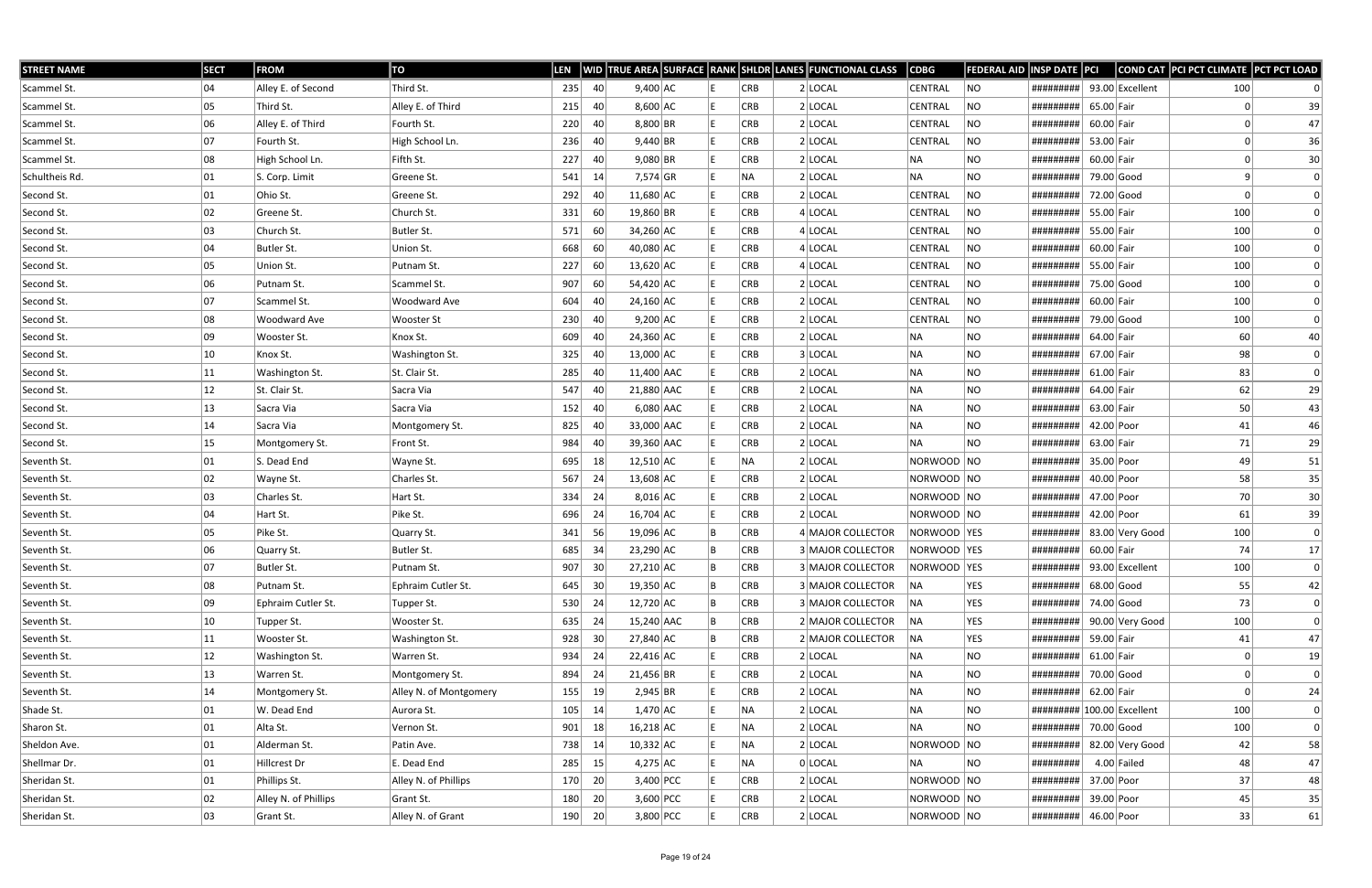| STREET NAME | SECT | FROM | TO | LEN | WID | TRUE AREA | SURFACE | RANK | SHLDR | LANES | FUNCTIONAL CLASS | CDBG | FEDERAL AID | INSP DATE | PCI | COND CAT | PCI PCT CLIMATE | PCT PCT LOAD |
|---|---|---|---|---|---|---|---|---|---|---|---|---|---|---|---|---|---|---|
| Scammel St. | 04 | Alley E. of Second | Third St. | 235 | 40 | 9,400 | AC | E | CRB | 2 | LOCAL | CENTRAL | NO | ######### | 93.00 | Excellent | 100 | 0 |
| Scammel St. | 05 | Third St. | Alley E. of Third | 215 | 40 | 8,600 | AC | E | CRB | 2 | LOCAL | CENTRAL | NO | ######### | 65.00 | Fair | 0 | 39 |
| Scammel St. | 06 | Alley E. of Third | Fourth St. | 220 | 40 | 8,800 | BR | E | CRB | 2 | LOCAL | CENTRAL | NO | ######### | 60.00 | Fair | 0 | 47 |
| Scammel St. | 07 | Fourth St. | High School Ln. | 236 | 40 | 9,440 | BR | E | CRB | 2 | LOCAL | CENTRAL | NO | ######### | 53.00 | Fair | 0 | 36 |
| Scammel St. | 08 | High School Ln. | Fifth St. | 227 | 40 | 9,080 | BR | E | CRB | 2 | LOCAL | NA | NO | ######### | 60.00 | Fair | 0 | 30 |
| Schultheis Rd. | 01 | S. Corp. Limit | Greene St. | 541 | 14 | 7,574 | GR | E | NA | 2 | LOCAL | NA | NO | ######### | 79.00 | Good | 9 | 0 |
| Second St. | 01 | Ohio St. | Greene St. | 292 | 40 | 11,680 | AC | E | CRB | 2 | LOCAL | CENTRAL | NO | ######### | 72.00 | Good | 0 | 0 |
| Second St. | 02 | Greene St. | Church St. | 331 | 60 | 19,860 | BR | E | CRB | 4 | LOCAL | CENTRAL | NO | ######### | 55.00 | Fair | 100 | 0 |
| Second St. | 03 | Church St. | Butler St. | 571 | 60 | 34,260 | AC | E | CRB | 4 | LOCAL | CENTRAL | NO | ######### | 55.00 | Fair | 100 | 0 |
| Second St. | 04 | Butler St. | Union St. | 668 | 60 | 40,080 | AC | E | CRB | 4 | LOCAL | CENTRAL | NO | ######### | 60.00 | Fair | 100 | 0 |
| Second St. | 05 | Union St. | Putnam St. | 227 | 60 | 13,620 | AC | E | CRB | 4 | LOCAL | CENTRAL | NO | ######### | 55.00 | Fair | 100 | 0 |
| Second St. | 06 | Putnam St. | Scammel St. | 907 | 60 | 54,420 | AC | E | CRB | 2 | LOCAL | CENTRAL | NO | ######### | 75.00 | Good | 100 | 0 |
| Second St. | 07 | Scammel St. | Woodward Ave | 604 | 40 | 24,160 | AC | E | CRB | 2 | LOCAL | CENTRAL | NO | ######### | 60.00 | Fair | 100 | 0 |
| Second St. | 08 | Woodward Ave | Wooster St | 230 | 40 | 9,200 | AC | E | CRB | 2 | LOCAL | CENTRAL | NO | ######### | 79.00 | Good | 100 | 0 |
| Second St. | 09 | Wooster St. | Knox St. | 609 | 40 | 24,360 | AC | E | CRB | 2 | LOCAL | NA | NO | ######### | 64.00 | Fair | 60 | 40 |
| Second St. | 10 | Knox St. | Washington St. | 325 | 40 | 13,000 | AC | E | CRB | 3 | LOCAL | NA | NO | ######### | 67.00 | Fair | 98 | 0 |
| Second St. | 11 | Washington St. | St. Clair St. | 285 | 40 | 11,400 | AAC | E | CRB | 2 | LOCAL | NA | NO | ######### | 61.00 | Fair | 83 | 0 |
| Second St. | 12 | St. Clair St. | Sacra Via | 547 | 40 | 21,880 | AAC | E | CRB | 2 | LOCAL | NA | NO | ######### | 64.00 | Fair | 62 | 29 |
| Second St. | 13 | Sacra Via | Sacra Via | 152 | 40 | 6,080 | AAC | E | CRB | 2 | LOCAL | NA | NO | ######### | 63.00 | Fair | 50 | 43 |
| Second St. | 14 | Sacra Via | Montgomery St. | 825 | 40 | 33,000 | AAC | E | CRB | 2 | LOCAL | NA | NO | ######### | 42.00 | Poor | 41 | 46 |
| Second St. | 15 | Montgomery St. | Front St. | 984 | 40 | 39,360 | AAC | E | CRB | 2 | LOCAL | NA | NO | ######### | 63.00 | Fair | 71 | 29 |
| Seventh St. | 01 | S. Dead End | Wayne St. | 695 | 18 | 12,510 | AC | E | NA | 2 | LOCAL | NORWOOD | NO | ######### | 35.00 | Poor | 49 | 51 |
| Seventh St. | 02 | Wayne St. | Charles St. | 567 | 24 | 13,608 | AC | E | CRB | 2 | LOCAL | NORWOOD | NO | ######### | 40.00 | Poor | 58 | 35 |
| Seventh St. | 03 | Charles St. | Hart St. | 334 | 24 | 8,016 | AC | E | CRB | 2 | LOCAL | NORWOOD | NO | ######### | 47.00 | Poor | 70 | 30 |
| Seventh St. | 04 | Hart St. | Pike St. | 696 | 24 | 16,704 | AC | E | CRB | 2 | LOCAL | NORWOOD | NO | ######### | 42.00 | Poor | 61 | 39 |
| Seventh St. | 05 | Pike St. | Quarry St. | 341 | 56 | 19,096 | AC | B | CRB | 4 | MAJOR COLLECTOR | NORWOOD | YES | ######### | 83.00 | Very Good | 100 | 0 |
| Seventh St. | 06 | Quarry St. | Butler St. | 685 | 34 | 23,290 | AC | B | CRB | 3 | MAJOR COLLECTOR | NORWOOD | YES | ######### | 60.00 | Fair | 74 | 17 |
| Seventh St. | 07 | Butler St. | Putnam St. | 907 | 30 | 27,210 | AC | B | CRB | 3 | MAJOR COLLECTOR | NORWOOD | YES | ######### | 93.00 | Excellent | 100 | 0 |
| Seventh St. | 08 | Putnam St. | Ephraim Cutler St. | 645 | 30 | 19,350 | AC | B | CRB | 3 | MAJOR COLLECTOR | NA | YES | ######### | 68.00 | Good | 55 | 42 |
| Seventh St. | 09 | Ephraim Cutler St. | Tupper St. | 530 | 24 | 12,720 | AC | B | CRB | 3 | MAJOR COLLECTOR | NA | YES | ######### | 74.00 | Good | 73 | 0 |
| Seventh St. | 10 | Tupper St. | Wooster St. | 635 | 24 | 15,240 | AAC | B | CRB | 2 | MAJOR COLLECTOR | NA | YES | ######### | 90.00 | Very Good | 100 | 0 |
| Seventh St. | 11 | Wooster St. | Washington St. | 928 | 30 | 27,840 | AC | B | CRB | 2 | MAJOR COLLECTOR | NA | YES | ######### | 59.00 | Fair | 41 | 47 |
| Seventh St. | 12 | Washington St. | Warren St. | 934 | 24 | 22,416 | AC | E | CRB | 2 | LOCAL | NA | NO | ######### | 61.00 | Fair | 0 | 19 |
| Seventh St. | 13 | Warren St. | Montgomery St. | 894 | 24 | 21,456 | BR | E | CRB | 2 | LOCAL | NA | NO | ######### | 70.00 | Good | 0 | 0 |
| Seventh St. | 14 | Montgomery St. | Alley N. of Montgomery | 155 | 19 | 2,945 | BR | E | CRB | 2 | LOCAL | NA | NO | ######### | 62.00 | Fair | 0 | 24 |
| Shade St. | 01 | W. Dead End | Aurora St. | 105 | 14 | 1,470 | AC | E | NA | 2 | LOCAL | NA | NO | ######### | 100.00 | Excellent | 100 | 0 |
| Sharon St. | 01 | Alta St. | Vernon St. | 901 | 18 | 16,218 | AC | E | NA | 2 | LOCAL | NA | NO | ######### | 70.00 | Good | 100 | 0 |
| Sheldon Ave. | 01 | Alderman St. | Patin Ave. | 738 | 14 | 10,332 | AC | E | NA | 2 | LOCAL | NORWOOD | NO | ######### | 82.00 | Very Good | 42 | 58 |
| Shellmar Dr. | 01 | Hillcrest Dr | E. Dead End | 285 | 15 | 4,275 | AC | E | NA | 0 | LOCAL | NA | NO | ######### | 4.00 | Failed | 48 | 47 |
| Sheridan St. | 01 | Phillips St. | Alley N. of Phillips | 170 | 20 | 3,400 | PCC | E | CRB | 2 | LOCAL | NORWOOD | NO | ######### | 37.00 | Poor | 37 | 48 |
| Sheridan St. | 02 | Alley N. of Phillips | Grant St. | 180 | 20 | 3,600 | PCC | E | CRB | 2 | LOCAL | NORWOOD | NO | ######### | 39.00 | Poor | 45 | 35 |
| Sheridan St. | 03 | Grant St. | Alley N. of Grant | 190 | 20 | 3,800 | PCC | E | CRB | 2 | LOCAL | NORWOOD | NO | ######### | 46.00 | Poor | 33 | 61 |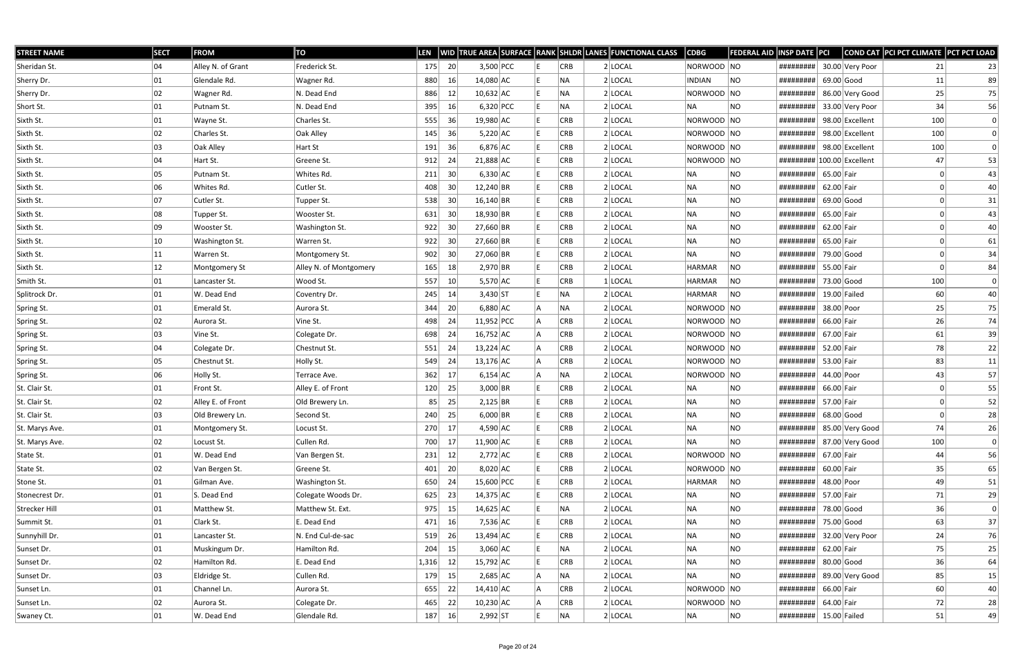| STREET NAME | SECT | FROM | TO | LEN | WID | TRUE AREA | SURFACE | RANK | SHLDR | LANES | FUNCTIONAL CLASS | CDBG | FEDERAL AID | INSP DATE | PCI | COND CAT | PCI PCT CLIMATE | PCT PCT LOAD |
|---|---|---|---|---|---|---|---|---|---|---|---|---|---|---|---|---|---|---|
| Sheridan St. | 04 | Alley N. of Grant | Frederick St. | 175 | 20 | 3,500 | PCC | E | CRB | 2 | LOCAL | NORWOOD | NO | ######### | 30.00 | Very Poor | 21 | 23 |
| Sherry Dr. | 01 | Glendale Rd. | Wagner Rd. | 880 | 16 | 14,080 | AC | E | NA | 2 | LOCAL | INDIAN | NO | ######### | 69.00 | Good | 11 | 89 |
| Sherry Dr. | 02 | Wagner Rd. | N. Dead End | 886 | 12 | 10,632 | AC | E | NA | 2 | LOCAL | NORWOOD | NO | ######### | 86.00 | Very Good | 25 | 75 |
| Short St. | 01 | Putnam St. | N. Dead End | 395 | 16 | 6,320 | PCC | E | NA | 2 | LOCAL | NA | NO | ######### | 33.00 | Very Poor | 34 | 56 |
| Sixth St. | 01 | Wayne St. | Charles St. | 555 | 36 | 19,980 | AC | E | CRB | 2 | LOCAL | NORWOOD | NO | ######### | 98.00 | Excellent | 100 | 0 |
| Sixth St. | 02 | Charles St. | Oak Alley | 145 | 36 | 5,220 | AC | E | CRB | 2 | LOCAL | NORWOOD | NO | ######### | 98.00 | Excellent | 100 | 0 |
| Sixth St. | 03 | Oak Alley | Hart St | 191 | 36 | 6,876 | AC | E | CRB | 2 | LOCAL | NORWOOD | NO | ######### | 98.00 | Excellent | 100 | 0 |
| Sixth St. | 04 | Hart St. | Greene St. | 912 | 24 | 21,888 | AC | E | CRB | 2 | LOCAL | NORWOOD | NO | ######### | 100.00 | Excellent | 47 | 53 |
| Sixth St. | 05 | Putnam St. | Whites Rd. | 211 | 30 | 6,330 | AC | E | CRB | 2 | LOCAL | NA | NO | ######### | 65.00 | Fair | 0 | 43 |
| Sixth St. | 06 | Whites Rd. | Cutler St. | 408 | 30 | 12,240 | BR | E | CRB | 2 | LOCAL | NA | NO | ######### | 62.00 | Fair | 0 | 40 |
| Sixth St. | 07 | Cutler St. | Tupper St. | 538 | 30 | 16,140 | BR | E | CRB | 2 | LOCAL | NA | NO | ######### | 69.00 | Good | 0 | 31 |
| Sixth St. | 08 | Tupper St. | Wooster St. | 631 | 30 | 18,930 | BR | E | CRB | 2 | LOCAL | NA | NO | ######### | 65.00 | Fair | 0 | 43 |
| Sixth St. | 09 | Wooster St. | Washington St. | 922 | 30 | 27,660 | BR | E | CRB | 2 | LOCAL | NA | NO | ######### | 62.00 | Fair | 0 | 40 |
| Sixth St. | 10 | Washington St. | Warren St. | 922 | 30 | 27,660 | BR | E | CRB | 2 | LOCAL | NA | NO | ######### | 65.00 | Fair | 0 | 61 |
| Sixth St. | 11 | Warren St. | Montgomery St. | 902 | 30 | 27,060 | BR | E | CRB | 2 | LOCAL | NA | NO | ######### | 79.00 | Good | 0 | 34 |
| Sixth St. | 12 | Montgomery St | Alley N. of Montgomery | 165 | 18 | 2,970 | BR | E | CRB | 2 | LOCAL | HARMAR | NO | ######### | 55.00 | Fair | 0 | 84 |
| Smith St. | 01 | Lancaster St. | Wood St. | 557 | 10 | 5,570 | AC | E | CRB | 1 | LOCAL | HARMAR | NO | ######### | 73.00 | Good | 100 | 0 |
| Splitrock Dr. | 01 | W. Dead End | Coventry Dr. | 245 | 14 | 3,430 | ST | E | NA | 2 | LOCAL | HARMAR | NO | ######### | 19.00 | Failed | 60 | 40 |
| Spring St. | 01 | Emerald St. | Aurora St. | 344 | 20 | 6,880 | AC | A | NA | 2 | LOCAL | NORWOOD | NO | ######### | 38.00 | Poor | 25 | 75 |
| Spring St. | 02 | Aurora St. | Vine St. | 498 | 24 | 11,952 | PCC | A | CRB | 2 | LOCAL | NORWOOD | NO | ######### | 66.00 | Fair | 26 | 74 |
| Spring St. | 03 | Vine St. | Colegate Dr. | 698 | 24 | 16,752 | AC | A | CRB | 2 | LOCAL | NORWOOD | NO | ######### | 67.00 | Fair | 61 | 39 |
| Spring St. | 04 | Colegate Dr. | Chestnut St. | 551 | 24 | 13,224 | AC | A | CRB | 2 | LOCAL | NORWOOD | NO | ######### | 52.00 | Fair | 78 | 22 |
| Spring St. | 05 | Chestnut St. | Holly St. | 549 | 24 | 13,176 | AC | A | CRB | 2 | LOCAL | NORWOOD | NO | ######### | 53.00 | Fair | 83 | 11 |
| Spring St. | 06 | Holly St. | Terrace Ave. | 362 | 17 | 6,154 | AC | A | NA | 2 | LOCAL | NORWOOD | NO | ######### | 44.00 | Poor | 43 | 57 |
| St. Clair St. | 01 | Front St. | Alley E. of Front | 120 | 25 | 3,000 | BR | E | CRB | 2 | LOCAL | NA | NO | ######### | 66.00 | Fair | 0 | 55 |
| St. Clair St. | 02 | Alley E. of Front | Old Brewery Ln. | 85 | 25 | 2,125 | BR | E | CRB | 2 | LOCAL | NA | NO | ######### | 57.00 | Fair | 0 | 52 |
| St. Clair St. | 03 | Old Brewery Ln. | Second St. | 240 | 25 | 6,000 | BR | E | CRB | 2 | LOCAL | NA | NO | ######### | 68.00 | Good | 0 | 28 |
| St. Marys Ave. | 01 | Montgomery St. | Locust St. | 270 | 17 | 4,590 | AC | E | CRB | 2 | LOCAL | NA | NO | ######### | 85.00 | Very Good | 74 | 26 |
| St. Marys Ave. | 02 | Locust St. | Cullen Rd. | 700 | 17 | 11,900 | AC | E | CRB | 2 | LOCAL | NA | NO | ######### | 87.00 | Very Good | 100 | 0 |
| State St. | 01 | W. Dead End | Van Bergen St. | 231 | 12 | 2,772 | AC | E | CRB | 2 | LOCAL | NORWOOD | NO | ######### | 67.00 | Fair | 44 | 56 |
| State St. | 02 | Van Bergen St. | Greene St. | 401 | 20 | 8,020 | AC | E | CRB | 2 | LOCAL | NORWOOD | NO | ######### | 60.00 | Fair | 35 | 65 |
| Stone St. | 01 | Gilman Ave. | Washington St. | 650 | 24 | 15,600 | PCC | E | CRB | 2 | LOCAL | HARMAR | NO | ######### | 48.00 | Poor | 49 | 51 |
| Stonecrest Dr. | 01 | S. Dead End | Colegate Woods Dr. | 625 | 23 | 14,375 | AC | E | CRB | 2 | LOCAL | NA | NO | ######### | 57.00 | Fair | 71 | 29 |
| Strecker Hill | 01 | Matthew St. | Matthew St. Ext. | 975 | 15 | 14,625 | AC | E | NA | 2 | LOCAL | NA | NO | ######### | 78.00 | Good | 36 | 0 |
| Summit St. | 01 | Clark St. | E. Dead End | 471 | 16 | 7,536 | AC | E | CRB | 2 | LOCAL | NA | NO | ######### | 75.00 | Good | 63 | 37 |
| Sunnyhill Dr. | 01 | Lancaster St. | N. End Cul-de-sac | 519 | 26 | 13,494 | AC | E | CRB | 2 | LOCAL | NA | NO | ######### | 32.00 | Very Poor | 24 | 76 |
| Sunset Dr. | 01 | Muskingum Dr. | Hamilton Rd. | 204 | 15 | 3,060 | AC | E | NA | 2 | LOCAL | NA | NO | ######### | 62.00 | Fair | 75 | 25 |
| Sunset Dr. | 02 | Hamilton Rd. | E. Dead End | 1,316 | 12 | 15,792 | AC | E | CRB | 2 | LOCAL | NA | NO | ######### | 80.00 | Good | 36 | 64 |
| Sunset Dr. | 03 | Eldridge St. | Cullen Rd. | 179 | 15 | 2,685 | AC | A | NA | 2 | LOCAL | NA | NO | ######### | 89.00 | Very Good | 85 | 15 |
| Sunset Ln. | 01 | Channel Ln. | Aurora St. | 655 | 22 | 14,410 | AC | A | CRB | 2 | LOCAL | NORWOOD | NO | ######### | 66.00 | Fair | 60 | 40 |
| Sunset Ln. | 02 | Aurora St. | Colegate Dr. | 465 | 22 | 10,230 | AC | A | CRB | 2 | LOCAL | NORWOOD | NO | ######### | 64.00 | Fair | 72 | 28 |
| Swaney Ct. | 01 | W. Dead End | Glendale Rd. | 187 | 16 | 2,992 | ST | E | NA | 2 | LOCAL | NA | NO | ######### | 15.00 | Failed | 51 | 49 |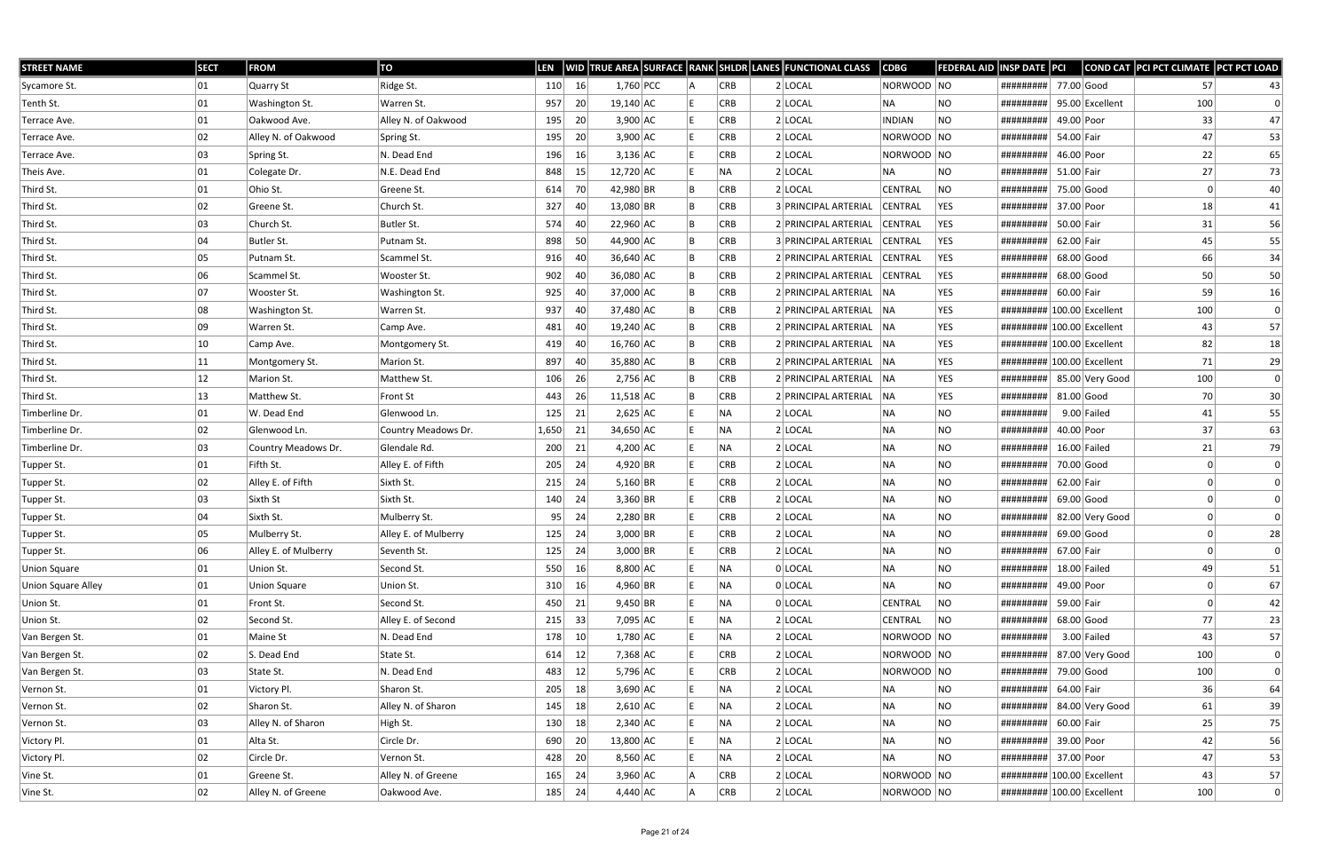| STREET NAME | SECT | FROM | TO | LEN | WID | TRUE AREA | SURFACE | RANK | SHLDR | LANES | FUNCTIONAL CLASS | CDBG | FEDERAL AID | INSP DATE | PCI | COND CAT | PCI PCT CLIMATE | PCT PCT LOAD |
|---|---|---|---|---|---|---|---|---|---|---|---|---|---|---|---|---|---|---|
| Sycamore St. | 01 | Quarry St | Ridge St. | 110 | 16 | 1,760 | PCC | A | CRB | 2 | LOCAL | NORWOOD | NO | ######### | 77.00 | Good | 57 | 43 |
| Tenth St. | 01 | Washington St. | Warren St. | 957 | 20 | 19,140 | AC | E | CRB | 2 | LOCAL | NA | NO | ######### | 95.00 | Excellent | 100 | 0 |
| Terrace Ave. | 01 | Oakwood Ave. | Alley N. of Oakwood | 195 | 20 | 3,900 | AC | E | CRB | 2 | LOCAL | INDIAN | NO | ######### | 49.00 | Poor | 33 | 47 |
| Terrace Ave. | 02 | Alley N. of Oakwood | Spring St. | 195 | 20 | 3,900 | AC | E | CRB | 2 | LOCAL | NORWOOD | NO | ######### | 54.00 | Fair | 47 | 53 |
| Terrace Ave. | 03 | Spring St. | N. Dead End | 196 | 16 | 3,136 | AC | E | CRB | 2 | LOCAL | NORWOOD | NO | ######### | 46.00 | Poor | 22 | 65 |
| Theis Ave. | 01 | Colegate Dr. | N.E. Dead End | 848 | 15 | 12,720 | AC | E | NA | 2 | LOCAL | NA | NO | ######### | 51.00 | Fair | 27 | 73 |
| Third St. | 01 | Ohio St. | Greene St. | 614 | 70 | 42,980 | BR | B | CRB | 2 | LOCAL | CENTRAL | NO | ######### | 75.00 | Good | 0 | 40 |
| Third St. | 02 | Greene St. | Church St. | 327 | 40 | 13,080 | BR | B | CRB | 3 | PRINCIPAL ARTERIAL | CENTRAL | YES | ######### | 37.00 | Poor | 18 | 41 |
| Third St. | 03 | Church St. | Butler St. | 574 | 40 | 22,960 | AC | B | CRB | 2 | PRINCIPAL ARTERIAL | CENTRAL | YES | ######### | 50.00 | Fair | 31 | 56 |
| Third St. | 04 | Butler St. | Putnam St. | 898 | 50 | 44,900 | AC | B | CRB | 3 | PRINCIPAL ARTERIAL | CENTRAL | YES | ######### | 62.00 | Fair | 45 | 55 |
| Third St. | 05 | Putnam St. | Scammel St. | 916 | 40 | 36,640 | AC | B | CRB | 2 | PRINCIPAL ARTERIAL | CENTRAL | YES | ######### | 68.00 | Good | 66 | 34 |
| Third St. | 06 | Scammel St. | Wooster St. | 902 | 40 | 36,080 | AC | B | CRB | 2 | PRINCIPAL ARTERIAL | CENTRAL | YES | ######### | 68.00 | Good | 50 | 50 |
| Third St. | 07 | Wooster St. | Washington St. | 925 | 40 | 37,000 | AC | B | CRB | 2 | PRINCIPAL ARTERIAL | NA | YES | ######### | 60.00 | Fair | 59 | 16 |
| Third St. | 08 | Washington St. | Warren St. | 937 | 40 | 37,480 | AC | B | CRB | 2 | PRINCIPAL ARTERIAL | NA | YES | ######### | 100.00 | Excellent | 100 | 0 |
| Third St. | 09 | Warren St. | Camp Ave. | 481 | 40 | 19,240 | AC | B | CRB | 2 | PRINCIPAL ARTERIAL | NA | YES | ######### | 100.00 | Excellent | 43 | 57 |
| Third St. | 10 | Camp Ave. | Montgomery St. | 419 | 40 | 16,760 | AC | B | CRB | 2 | PRINCIPAL ARTERIAL | NA | YES | ######### | 100.00 | Excellent | 82 | 18 |
| Third St. | 11 | Montgomery St. | Marion St. | 897 | 40 | 35,880 | AC | B | CRB | 2 | PRINCIPAL ARTERIAL | NA | YES | ######### | 100.00 | Excellent | 71 | 29 |
| Third St. | 12 | Marion St. | Matthew St. | 106 | 26 | 2,756 | AC | B | CRB | 2 | PRINCIPAL ARTERIAL | NA | YES | ######### | 85.00 | Very Good | 100 | 0 |
| Third St. | 13 | Matthew St. | Front St | 443 | 26 | 11,518 | AC | B | CRB | 2 | PRINCIPAL ARTERIAL | NA | YES | ######### | 81.00 | Good | 70 | 30 |
| Timberline Dr. | 01 | W. Dead End | Glenwood Ln. | 125 | 21 | 2,625 | AC | E | NA | 2 | LOCAL | NA | NO | ######### | 9.00 | Failed | 41 | 55 |
| Timberline Dr. | 02 | Glenwood Ln. | Country Meadows Dr. | 1,650 | 21 | 34,650 | AC | E | NA | 2 | LOCAL | NA | NO | ######### | 40.00 | Poor | 37 | 63 |
| Timberline Dr. | 03 | Country Meadows Dr. | Glendale Rd. | 200 | 21 | 4,200 | AC | E | NA | 2 | LOCAL | NA | NO | ######### | 16.00 | Failed | 21 | 79 |
| Tupper St. | 01 | Fifth St. | Alley E. of Fifth | 205 | 24 | 4,920 | BR | E | CRB | 2 | LOCAL | NA | NO | ######### | 70.00 | Good | 0 | 0 |
| Tupper St. | 02 | Alley E. of Fifth | Sixth St. | 215 | 24 | 5,160 | BR | E | CRB | 2 | LOCAL | NA | NO | ######### | 62.00 | Fair | 0 | 0 |
| Tupper St. | 03 | Sixth St | Sixth St. | 140 | 24 | 3,360 | BR | E | CRB | 2 | LOCAL | NA | NO | ######### | 69.00 | Good | 0 | 0 |
| Tupper St. | 04 | Sixth St. | Mulberry St. | 95 | 24 | 2,280 | BR | E | CRB | 2 | LOCAL | NA | NO | ######### | 82.00 | Very Good | 0 | 0 |
| Tupper St. | 05 | Mulberry St. | Alley E. of Mulberry | 125 | 24 | 3,000 | BR | E | CRB | 2 | LOCAL | NA | NO | ######### | 69.00 | Good | 0 | 28 |
| Tupper St. | 06 | Alley E. of Mulberry | Seventh St. | 125 | 24 | 3,000 | BR | E | CRB | 2 | LOCAL | NA | NO | ######### | 67.00 | Fair | 0 | 0 |
| Union Square | 01 | Union St. | Second St. | 550 | 16 | 8,800 | AC | E | NA | 0 | LOCAL | NA | NO | ######### | 18.00 | Failed | 49 | 51 |
| Union Square Alley | 01 | Union Square | Union St. | 310 | 16 | 4,960 | BR | E | NA | 0 | LOCAL | NA | NO | ######### | 49.00 | Poor | 0 | 67 |
| Union St. | 01 | Front St. | Second St. | 450 | 21 | 9,450 | BR | E | NA | 0 | LOCAL | CENTRAL | NO | ######### | 59.00 | Fair | 0 | 42 |
| Union St. | 02 | Second St. | Alley E. of Second | 215 | 33 | 7,095 | AC | E | NA | 2 | LOCAL | CENTRAL | NO | ######### | 68.00 | Good | 77 | 23 |
| Van Bergen St. | 01 | Maine St | N. Dead End | 178 | 10 | 1,780 | AC | E | NA | 2 | LOCAL | NORWOOD | NO | ######### | 3.00 | Failed | 43 | 57 |
| Van Bergen St. | 02 | S. Dead End | State St. | 614 | 12 | 7,368 | AC | E | CRB | 2 | LOCAL | NORWOOD | NO | ######### | 87.00 | Very Good | 100 | 0 |
| Van Bergen St. | 03 | State St. | N. Dead End | 483 | 12 | 5,796 | AC | E | CRB | 2 | LOCAL | NORWOOD | NO | ######### | 79.00 | Good | 100 | 0 |
| Vernon St. | 01 | Victory Pl. | Sharon St. | 205 | 18 | 3,690 | AC | E | NA | 2 | LOCAL | NA | NO | ######### | 64.00 | Fair | 36 | 64 |
| Vernon St. | 02 | Sharon St. | Alley N. of Sharon | 145 | 18 | 2,610 | AC | E | NA | 2 | LOCAL | NA | NO | ######### | 84.00 | Very Good | 61 | 39 |
| Vernon St. | 03 | Alley N. of Sharon | High St. | 130 | 18 | 2,340 | AC | E | NA | 2 | LOCAL | NA | NO | ######### | 60.00 | Fair | 25 | 75 |
| Victory Pl. | 01 | Alta St. | Circle Dr. | 690 | 20 | 13,800 | AC | E | NA | 2 | LOCAL | NA | NO | ######### | 39.00 | Poor | 42 | 56 |
| Victory Pl. | 02 | Circle Dr. | Vernon St. | 428 | 20 | 8,560 | AC | E | NA | 2 | LOCAL | NA | NO | ######### | 37.00 | Poor | 47 | 53 |
| Vine St. | 01 | Greene St. | Alley N. of Greene | 165 | 24 | 3,960 | AC | A | CRB | 2 | LOCAL | NORWOOD | NO | ######### | 100.00 | Excellent | 43 | 57 |
| Vine St. | 02 | Alley N. of Greene | Oakwood Ave. | 185 | 24 | 4,440 | AC | A | CRB | 2 | LOCAL | NORWOOD | NO | ######### | 100.00 | Excellent | 100 | 0 |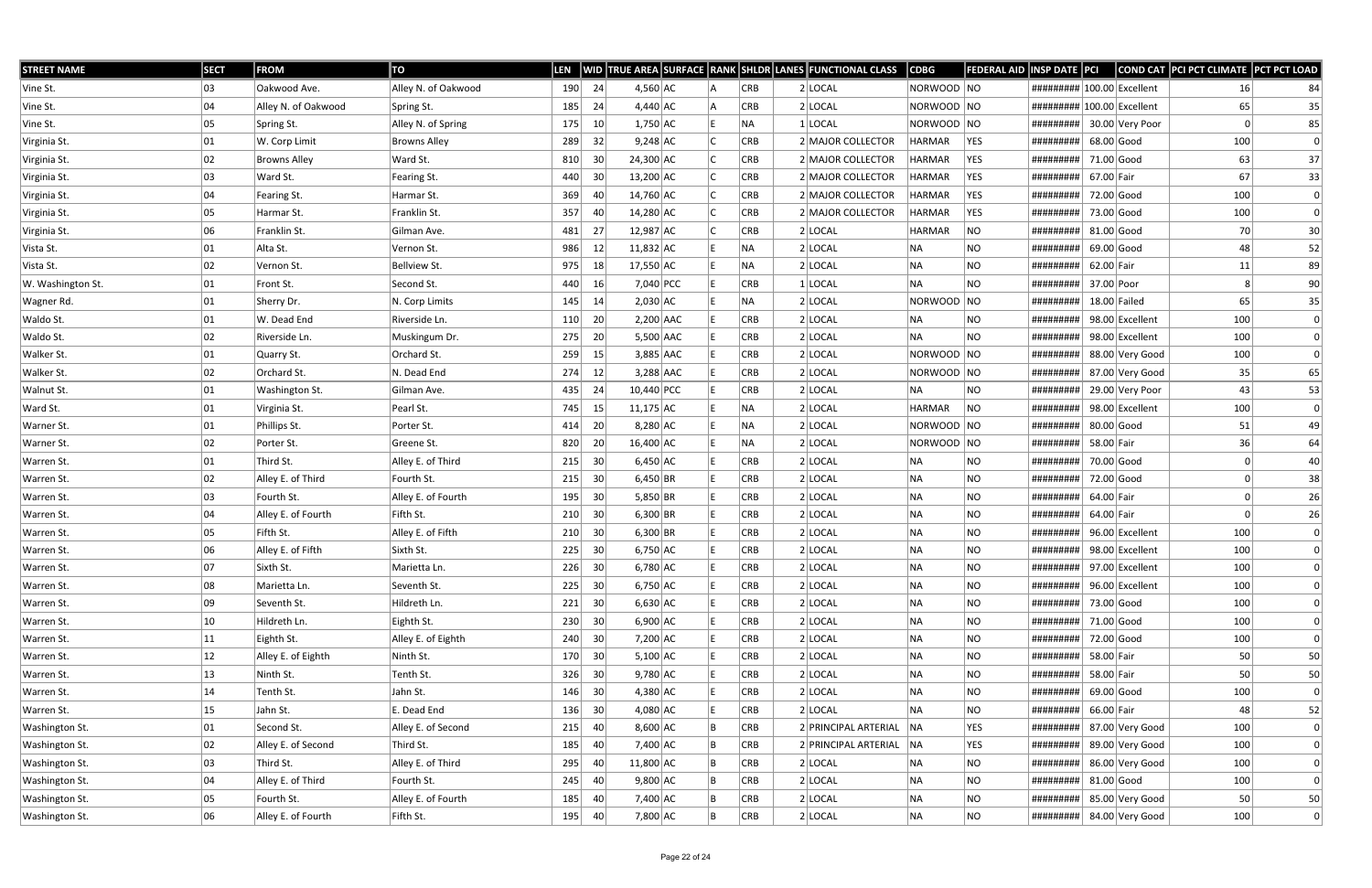| STREET NAME | SECT | FROM | TO | LEN | WID | TRUE AREA | SURFACE | RANK | SHLDR | LANES | FUNCTIONAL CLASS | CDBG | FEDERAL AID | INSP DATE | PCI | COND CAT | PCI PCT CLIMATE | PCT PCT LOAD |
|---|---|---|---|---|---|---|---|---|---|---|---|---|---|---|---|---|---|---|
| Vine St. | 03 | Oakwood Ave. | Alley N. of Oakwood | 190 | 24 | 4,560 | AC | A | CRB | 2 | LOCAL | NORWOOD | NO | ######### | 100.00 | Excellent | 16 | 84 |
| Vine St. | 04 | Alley N. of Oakwood | Spring St. | 185 | 24 | 4,440 | AC | A | CRB | 2 | LOCAL | NORWOOD | NO | ######### | 100.00 | Excellent | 65 | 35 |
| Vine St. | 05 | Spring St. | Alley N. of Spring | 175 | 10 | 1,750 | AC | E | NA | 1 | LOCAL | NORWOOD | NO | ######### | 30.00 | Very Poor | 0 | 85 |
| Virginia St. | 01 | W. Corp Limit | Browns Alley | 289 | 32 | 9,248 | AC | C | CRB | 2 | MAJOR COLLECTOR | HARMAR | YES | ######### | 68.00 | Good | 100 | 0 |
| Virginia St. | 02 | Browns Alley | Ward St. | 810 | 30 | 24,300 | AC | C | CRB | 2 | MAJOR COLLECTOR | HARMAR | YES | ######### | 71.00 | Good | 63 | 37 |
| Virginia St. | 03 | Ward St. | Fearing St. | 440 | 30 | 13,200 | AC | C | CRB | 2 | MAJOR COLLECTOR | HARMAR | YES | ######### | 67.00 | Fair | 67 | 33 |
| Virginia St. | 04 | Fearing St. | Harmar St. | 369 | 40 | 14,760 | AC | C | CRB | 2 | MAJOR COLLECTOR | HARMAR | YES | ######### | 72.00 | Good | 100 | 0 |
| Virginia St. | 05 | Harmar St. | Franklin St. | 357 | 40 | 14,280 | AC | C | CRB | 2 | MAJOR COLLECTOR | HARMAR | YES | ######### | 73.00 | Good | 100 | 0 |
| Virginia St. | 06 | Franklin St. | Gilman Ave. | 481 | 27 | 12,987 | AC | C | CRB | 2 | LOCAL | HARMAR | NO | ######### | 81.00 | Good | 70 | 30 |
| Vista St. | 01 | Alta St. | Vernon St. | 986 | 12 | 11,832 | AC | E | NA | 2 | LOCAL | NA | NO | ######### | 69.00 | Good | 48 | 52 |
| Vista St. | 02 | Vernon St. | Bellview St. | 975 | 18 | 17,550 | AC | E | NA | 2 | LOCAL | NA | NO | ######### | 62.00 | Fair | 11 | 89 |
| W. Washington St. | 01 | Front St. | Second St. | 440 | 16 | 7,040 | PCC | E | CRB | 1 | LOCAL | NA | NO | ######### | 37.00 | Poor | 8 | 90 |
| Wagner Rd. | 01 | Sherry Dr. | N. Corp Limits | 145 | 14 | 2,030 | AC | E | NA | 2 | LOCAL | NORWOOD | NO | ######### | 18.00 | Failed | 65 | 35 |
| Waldo St. | 01 | W. Dead End | Riverside Ln. | 110 | 20 | 2,200 | AAC | E | CRB | 2 | LOCAL | NA | NO | ######### | 98.00 | Excellent | 100 | 0 |
| Waldo St. | 02 | Riverside Ln. | Muskingum Dr. | 275 | 20 | 5,500 | AAC | E | CRB | 2 | LOCAL | NA | NO | ######### | 98.00 | Excellent | 100 | 0 |
| Walker St. | 01 | Quarry St. | Orchard St. | 259 | 15 | 3,885 | AAC | E | CRB | 2 | LOCAL | NORWOOD | NO | ######### | 88.00 | Very Good | 100 | 0 |
| Walker St. | 02 | Orchard St. | N. Dead End | 274 | 12 | 3,288 | AAC | E | CRB | 2 | LOCAL | NORWOOD | NO | ######### | 87.00 | Very Good | 35 | 65 |
| Walnut St. | 01 | Washington St. | Gilman Ave. | 435 | 24 | 10,440 | PCC | E | CRB | 2 | LOCAL | NA | NO | ######### | 29.00 | Very Poor | 43 | 53 |
| Ward St. | 01 | Virginia St. | Pearl St. | 745 | 15 | 11,175 | AC | E | NA | 2 | LOCAL | HARMAR | NO | ######### | 98.00 | Excellent | 100 | 0 |
| Warner St. | 01 | Phillips St. | Porter St. | 414 | 20 | 8,280 | AC | E | NA | 2 | LOCAL | NORWOOD | NO | ######### | 80.00 | Good | 51 | 49 |
| Warner St. | 02 | Porter St. | Greene St. | 820 | 20 | 16,400 | AC | E | NA | 2 | LOCAL | NORWOOD | NO | ######### | 58.00 | Fair | 36 | 64 |
| Warren St. | 01 | Third St. | Alley E. of Third | 215 | 30 | 6,450 | AC | E | CRB | 2 | LOCAL | NA | NO | ######### | 70.00 | Good | 0 | 40 |
| Warren St. | 02 | Alley E. of Third | Fourth St. | 215 | 30 | 6,450 | BR | E | CRB | 2 | LOCAL | NA | NO | ######### | 72.00 | Good | 0 | 38 |
| Warren St. | 03 | Fourth St. | Alley E. of Fourth | 195 | 30 | 5,850 | BR | E | CRB | 2 | LOCAL | NA | NO | ######### | 64.00 | Fair | 0 | 26 |
| Warren St. | 04 | Alley E. of Fourth | Fifth St. | 210 | 30 | 6,300 | BR | E | CRB | 2 | LOCAL | NA | NO | ######### | 64.00 | Fair | 0 | 26 |
| Warren St. | 05 | Fifth St. | Alley E. of Fifth | 210 | 30 | 6,300 | BR | E | CRB | 2 | LOCAL | NA | NO | ######### | 96.00 | Excellent | 100 | 0 |
| Warren St. | 06 | Alley E. of Fifth | Sixth St. | 225 | 30 | 6,750 | AC | E | CRB | 2 | LOCAL | NA | NO | ######### | 98.00 | Excellent | 100 | 0 |
| Warren St. | 07 | Sixth St. | Marietta Ln. | 226 | 30 | 6,780 | AC | E | CRB | 2 | LOCAL | NA | NO | ######### | 97.00 | Excellent | 100 | 0 |
| Warren St. | 08 | Marietta Ln. | Seventh St. | 225 | 30 | 6,750 | AC | E | CRB | 2 | LOCAL | NA | NO | ######### | 96.00 | Excellent | 100 | 0 |
| Warren St. | 09 | Seventh St. | Hildreth Ln. | 221 | 30 | 6,630 | AC | E | CRB | 2 | LOCAL | NA | NO | ######### | 73.00 | Good | 100 | 0 |
| Warren St. | 10 | Hildreth Ln. | Eighth St. | 230 | 30 | 6,900 | AC | E | CRB | 2 | LOCAL | NA | NO | ######### | 71.00 | Good | 100 | 0 |
| Warren St. | 11 | Eighth St. | Alley E. of Eighth | 240 | 30 | 7,200 | AC | E | CRB | 2 | LOCAL | NA | NO | ######### | 72.00 | Good | 100 | 0 |
| Warren St. | 12 | Alley E. of Eighth | Ninth St. | 170 | 30 | 5,100 | AC | E | CRB | 2 | LOCAL | NA | NO | ######### | 58.00 | Fair | 50 | 50 |
| Warren St. | 13 | Ninth St. | Tenth St. | 326 | 30 | 9,780 | AC | E | CRB | 2 | LOCAL | NA | NO | ######### | 58.00 | Fair | 50 | 50 |
| Warren St. | 14 | Tenth St. | Jahn St. | 146 | 30 | 4,380 | AC | E | CRB | 2 | LOCAL | NA | NO | ######### | 69.00 | Good | 100 | 0 |
| Warren St. | 15 | Jahn St. | E. Dead End | 136 | 30 | 4,080 | AC | E | CRB | 2 | LOCAL | NA | NO | ######### | 66.00 | Fair | 48 | 52 |
| Washington St. | 01 | Second St. | Alley E. of Second | 215 | 40 | 8,600 | AC | B | CRB | 2 | PRINCIPAL ARTERIAL | NA | YES | ######### | 87.00 | Very Good | 100 | 0 |
| Washington St. | 02 | Alley E. of Second | Third St. | 185 | 40 | 7,400 | AC | B | CRB | 2 | PRINCIPAL ARTERIAL | NA | YES | ######### | 89.00 | Very Good | 100 | 0 |
| Washington St. | 03 | Third St. | Alley E. of Third | 295 | 40 | 11,800 | AC | B | CRB | 2 | LOCAL | NA | NO | ######### | 86.00 | Very Good | 100 | 0 |
| Washington St. | 04 | Alley E. of Third | Fourth St. | 245 | 40 | 9,800 | AC | B | CRB | 2 | LOCAL | NA | NO | ######### | 81.00 | Good | 100 | 0 |
| Washington St. | 05 | Fourth St. | Alley E. of Fourth | 185 | 40 | 7,400 | AC | B | CRB | 2 | LOCAL | NA | NO | ######### | 85.00 | Very Good | 50 | 50 |
| Washington St. | 06 | Alley E. of Fourth | Fifth St. | 195 | 40 | 7,800 | AC | B | CRB | 2 | LOCAL | NA | NO | ######### | 84.00 | Very Good | 100 | 0 |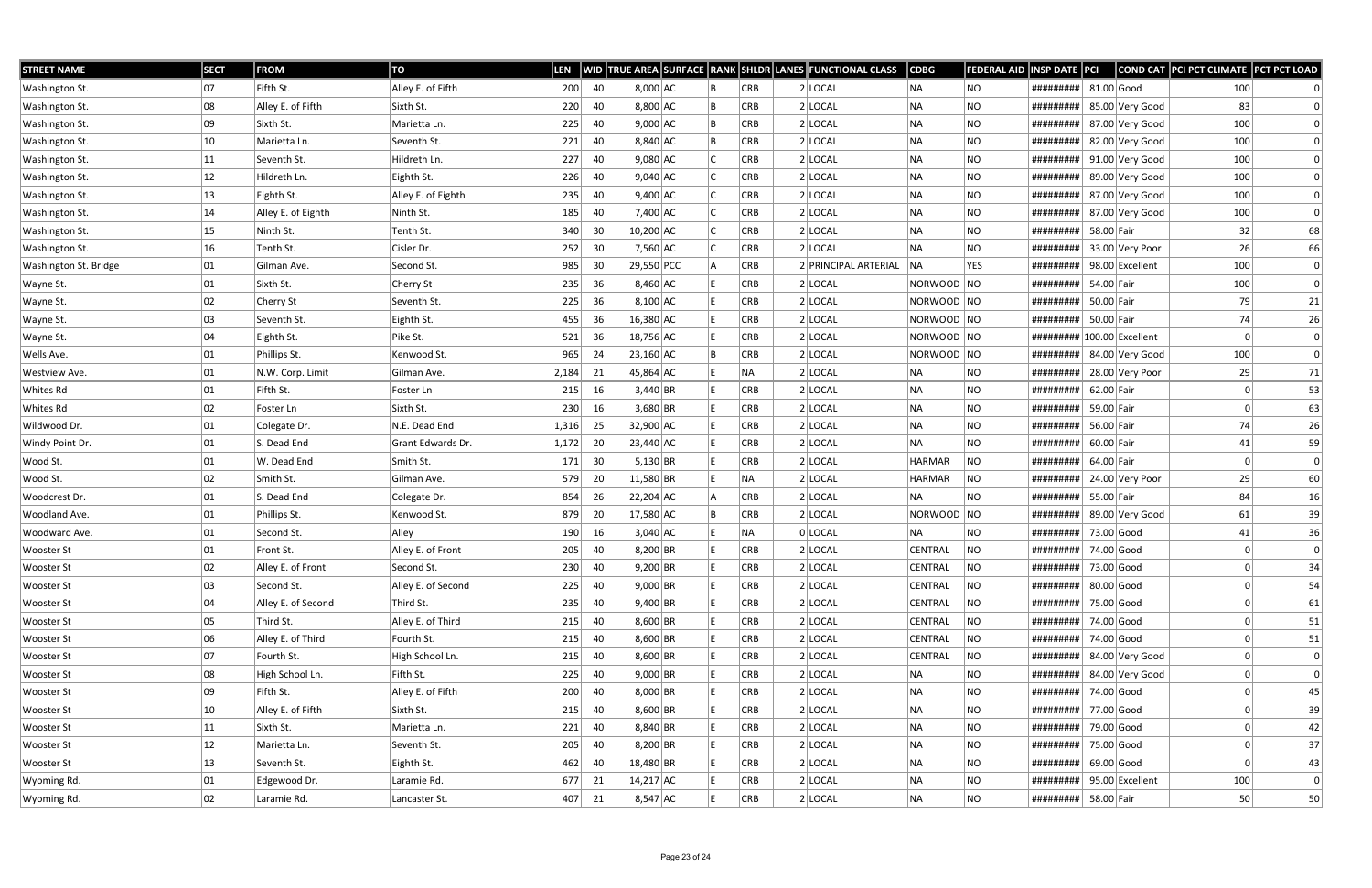| STREET NAME | SECT | FROM | TO | LEN | WID | TRUE AREA | SURFACE | RANK | SHLDR | LANES | FUNCTIONAL CLASS | CDBG | FEDERAL AID | INSP DATE | PCI | COND CAT | PCI PCT CLIMATE | PCT PCT LOAD |
|---|---|---|---|---|---|---|---|---|---|---|---|---|---|---|---|---|---|---|
| Washington St. | 07 | Fifth St. | Alley E. of Fifth | 200 | 40 | 8,000 | AC | B | CRB | 2 | LOCAL | NA | NO | ######### | 81.00 | Good | 100 | 0 |
| Washington St. | 08 | Alley E. of Fifth | Sixth St. | 220 | 40 | 8,800 | AC | B | CRB | 2 | LOCAL | NA | NO | ######### | 85.00 | Very Good | 83 | 0 |
| Washington St. | 09 | Sixth St. | Marietta Ln. | 225 | 40 | 9,000 | AC | B | CRB | 2 | LOCAL | NA | NO | ######### | 87.00 | Very Good | 100 | 0 |
| Washington St. | 10 | Marietta Ln. | Seventh St. | 221 | 40 | 8,840 | AC | B | CRB | 2 | LOCAL | NA | NO | ######### | 82.00 | Very Good | 100 | 0 |
| Washington St. | 11 | Seventh St. | Hildreth Ln. | 227 | 40 | 9,080 | AC | C | CRB | 2 | LOCAL | NA | NO | ######### | 91.00 | Very Good | 100 | 0 |
| Washington St. | 12 | Hildreth Ln. | Eighth St. | 226 | 40 | 9,040 | AC | C | CRB | 2 | LOCAL | NA | NO | ######### | 89.00 | Very Good | 100 | 0 |
| Washington St. | 13 | Eighth St. | Alley E. of Eighth | 235 | 40 | 9,400 | AC | C | CRB | 2 | LOCAL | NA | NO | ######### | 87.00 | Very Good | 100 | 0 |
| Washington St. | 14 | Alley E. of Eighth | Ninth St. | 185 | 40 | 7,400 | AC | C | CRB | 2 | LOCAL | NA | NO | ######### | 87.00 | Very Good | 100 | 0 |
| Washington St. | 15 | Ninth St. | Tenth St. | 340 | 30 | 10,200 | AC | C | CRB | 2 | LOCAL | NA | NO | ######### | 58.00 | Fair | 32 | 68 |
| Washington St. | 16 | Tenth St. | Cisler Dr. | 252 | 30 | 7,560 | AC | C | CRB | 2 | LOCAL | NA | NO | ######### | 33.00 | Very Poor | 26 | 66 |
| Washington St. Bridge | 01 | Gilman Ave. | Second St. | 985 | 30 | 29,550 | PCC | A | CRB | 2 | PRINCIPAL ARTERIAL | NA | YES | ######### | 98.00 | Excellent | 100 | 0 |
| Wayne St. | 01 | Sixth St. | Cherry St | 235 | 36 | 8,460 | AC | E | CRB | 2 | LOCAL | NORWOOD | NO | ######### | 54.00 | Fair | 100 | 0 |
| Wayne St. | 02 | Cherry St | Seventh St. | 225 | 36 | 8,100 | AC | E | CRB | 2 | LOCAL | NORWOOD | NO | ######### | 50.00 | Fair | 79 | 21 |
| Wayne St. | 03 | Seventh St. | Eighth St. | 455 | 36 | 16,380 | AC | E | CRB | 2 | LOCAL | NORWOOD | NO | ######### | 50.00 | Fair | 74 | 26 |
| Wayne St. | 04 | Eighth St. | Pike St. | 521 | 36 | 18,756 | AC | E | CRB | 2 | LOCAL | NORWOOD | NO | ######### | 100.00 | Excellent | 0 | 0 |
| Wells Ave. | 01 | Phillips St. | Kenwood St. | 965 | 24 | 23,160 | AC | B | CRB | 2 | LOCAL | NORWOOD | NO | ######### | 84.00 | Very Good | 100 | 0 |
| Westview Ave. | 01 | N.W. Corp. Limit | Gilman Ave. | 2,184 | 21 | 45,864 | AC | E | NA | 2 | LOCAL | NA | NO | ######### | 28.00 | Very Poor | 29 | 71 |
| Whites Rd | 01 | Fifth St. | Foster Ln | 215 | 16 | 3,440 | BR | E | CRB | 2 | LOCAL | NA | NO | ######### | 62.00 | Fair | 0 | 53 |
| Whites Rd | 02 | Foster Ln | Sixth St. | 230 | 16 | 3,680 | BR | E | CRB | 2 | LOCAL | NA | NO | ######### | 59.00 | Fair | 0 | 63 |
| Wildwood Dr. | 01 | Colegate Dr. | N.E. Dead End | 1,316 | 25 | 32,900 | AC | E | CRB | 2 | LOCAL | NA | NO | ######### | 56.00 | Fair | 74 | 26 |
| Windy Point Dr. | 01 | S. Dead End | Grant Edwards Dr. | 1,172 | 20 | 23,440 | AC | E | CRB | 2 | LOCAL | NA | NO | ######### | 60.00 | Fair | 41 | 59 |
| Wood St. | 01 | W. Dead End | Smith St. | 171 | 30 | 5,130 | BR | E | CRB | 2 | LOCAL | HARMAR | NO | ######### | 64.00 | Fair | 0 | 0 |
| Wood St. | 02 | Smith St. | Gilman Ave. | 579 | 20 | 11,580 | BR | E | NA | 2 | LOCAL | HARMAR | NO | ######### | 24.00 | Very Poor | 29 | 60 |
| Woodcrest Dr. | 01 | S. Dead End | Colegate Dr. | 854 | 26 | 22,204 | AC | A | CRB | 2 | LOCAL | NA | NO | ######### | 55.00 | Fair | 84 | 16 |
| Woodland Ave. | 01 | Phillips St. | Kenwood St. | 879 | 20 | 17,580 | AC | B | CRB | 2 | LOCAL | NORWOOD | NO | ######### | 89.00 | Very Good | 61 | 39 |
| Woodward Ave. | 01 | Second St. | Alley | 190 | 16 | 3,040 | AC | E | NA | 0 | LOCAL | NA | NO | ######### | 73.00 | Good | 41 | 36 |
| Wooster St | 01 | Front St. | Alley E. of Front | 205 | 40 | 8,200 | BR | E | CRB | 2 | LOCAL | CENTRAL | NO | ######### | 74.00 | Good | 0 | 0 |
| Wooster St | 02 | Alley E. of Front | Second St. | 230 | 40 | 9,200 | BR | E | CRB | 2 | LOCAL | CENTRAL | NO | ######### | 73.00 | Good | 0 | 34 |
| Wooster St | 03 | Second St. | Alley E. of Second | 225 | 40 | 9,000 | BR | E | CRB | 2 | LOCAL | CENTRAL | NO | ######### | 80.00 | Good | 0 | 54 |
| Wooster St | 04 | Alley E. of Second | Third St. | 235 | 40 | 9,400 | BR | E | CRB | 2 | LOCAL | CENTRAL | NO | ######### | 75.00 | Good | 0 | 61 |
| Wooster St | 05 | Third St. | Alley E. of Third | 215 | 40 | 8,600 | BR | E | CRB | 2 | LOCAL | CENTRAL | NO | ######### | 74.00 | Good | 0 | 51 |
| Wooster St | 06 | Alley E. of Third | Fourth St. | 215 | 40 | 8,600 | BR | E | CRB | 2 | LOCAL | CENTRAL | NO | ######### | 74.00 | Good | 0 | 51 |
| Wooster St | 07 | Fourth St. | High School Ln. | 215 | 40 | 8,600 | BR | E | CRB | 2 | LOCAL | CENTRAL | NO | ######### | 84.00 | Very Good | 0 | 0 |
| Wooster St | 08 | High School Ln. | Fifth St. | 225 | 40 | 9,000 | BR | E | CRB | 2 | LOCAL | NA | NO | ######### | 84.00 | Very Good | 0 | 0 |
| Wooster St | 09 | Fifth St. | Alley E. of Fifth | 200 | 40 | 8,000 | BR | E | CRB | 2 | LOCAL | NA | NO | ######### | 74.00 | Good | 0 | 45 |
| Wooster St | 10 | Alley E. of Fifth | Sixth St. | 215 | 40 | 8,600 | BR | E | CRB | 2 | LOCAL | NA | NO | ######### | 77.00 | Good | 0 | 39 |
| Wooster St | 11 | Sixth St. | Marietta Ln. | 221 | 40 | 8,840 | BR | E | CRB | 2 | LOCAL | NA | NO | ######### | 79.00 | Good | 0 | 42 |
| Wooster St | 12 | Marietta Ln. | Seventh St. | 205 | 40 | 8,200 | BR | E | CRB | 2 | LOCAL | NA | NO | ######### | 75.00 | Good | 0 | 37 |
| Wooster St | 13 | Seventh St. | Eighth St. | 462 | 40 | 18,480 | BR | E | CRB | 2 | LOCAL | NA | NO | ######### | 69.00 | Good | 0 | 43 |
| Wyoming Rd. | 01 | Edgewood Dr. | Laramie Rd. | 677 | 21 | 14,217 | AC | E | CRB | 2 | LOCAL | NA | NO | ######### | 95.00 | Excellent | 100 | 0 |
| Wyoming Rd. | 02 | Laramie Rd. | Lancaster St. | 407 | 21 | 8,547 | AC | E | CRB | 2 | LOCAL | NA | NO | ######### | 58.00 | Fair | 50 | 50 |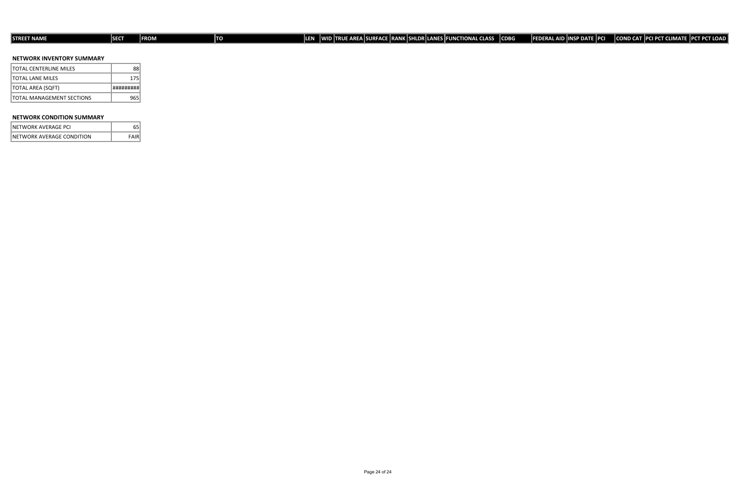| STREET NAME | SECT | FROM | TO | LEN | WID | TRUE AREA | SURFACE | RANK | SHLDR | LANES | FUNCTIONAL CLASS | CDBG | FEDERAL AID | INSP DATE | PCI | COND CAT | PCI PCT CLIMATE | PCT PCT LOAD |
|---|---|---|---|---|---|---|---|---|---|---|---|---|---|---|---|---|---|---|

**NETWORK INVENTORY SUMMARY**

| | |
|---|---|
| TOTAL CENTERLINE MILES | 88 |
| TOTAL LANE MILES | 175 |
| TOTAL AREA (SQFT) | ######### |
| TOTAL MANAGEMENT SECTIONS | 965 |

**NETWORK CONDITION SUMMARY**

| | |
|---|---|
| NETWORK AVERAGE PCI | 65 |
| NETWORK AVERAGE CONDITION | FAIR |